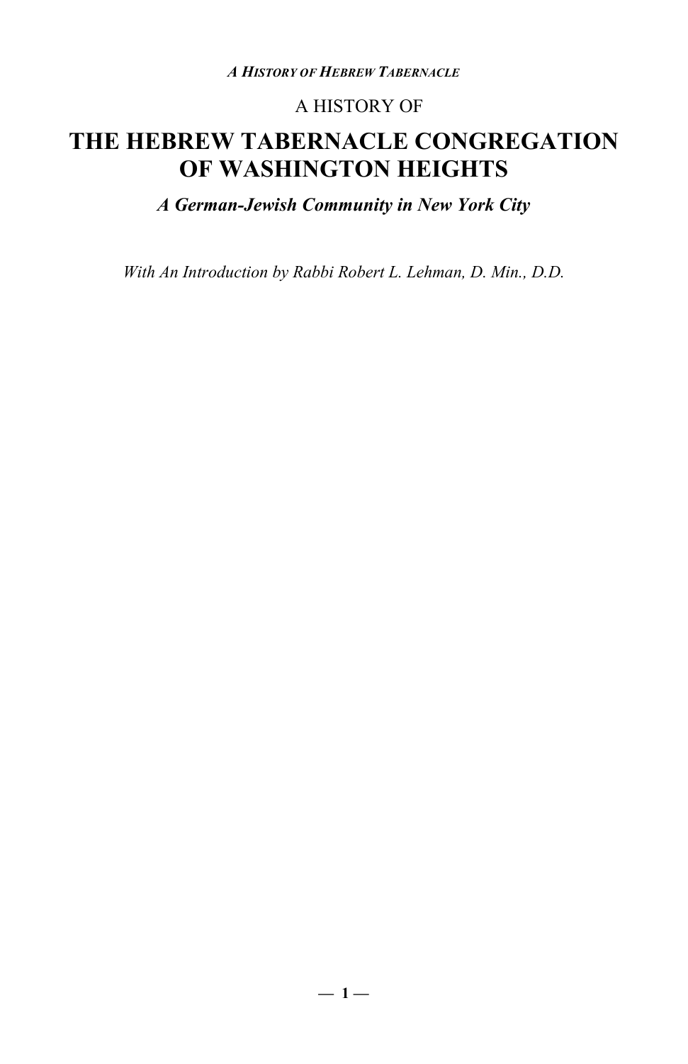A HISTORY OF

# THE HEBREW TABERNACLE CONGREGATION OF WASHINGTON HEIGHTS

***A German-Jewish Community in New York City***

*With An Introduction by Rabbi Robert L. Lehman, D. Min., D.D.*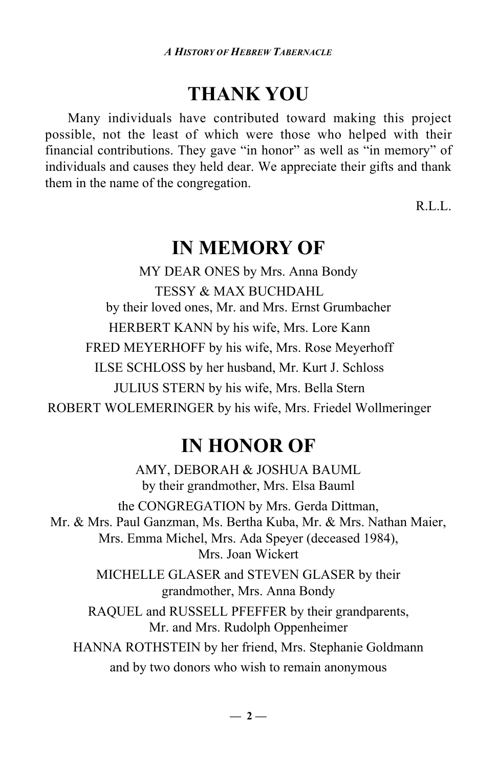# THANK YOU

Many individuals have contributed toward making this project possible, not the least of which were those who helped with their financial contributions. They gave "in honor" as well as "in memory" of individuals and causes they held dear. We appreciate their gifts and thank them in the name of the congregation.

R.L.L.

# IN MEMORY OF

MY DEAR ONES by Mrs. Anna Bondy

TESSY & MAX BUCHDAHL  
by their loved ones, Mr. and Mrs. Ernst Grumbacher

HERBERT KANN by his wife, Mrs. Lore Kann

FRED MEYERHOFF by his wife, Mrs. Rose Meyerhoff

ILSE SCHLOSS by her husband, Mr. Kurt J. Schloss

JULIUS STERN by his wife, Mrs. Bella Stern

ROBERT WOLEMERINGER by his wife, Mrs. Friedel Wollmeringer

# IN HONOR OF

AMY, DEBORAH & JOSHUA BAUML  
by their grandmother, Mrs. Elsa Bauml

the CONGREGATION by Mrs. Gerda Dittman,  
Mr. & Mrs. Paul Ganzman, Ms. Bertha Kuba, Mr. & Mrs. Nathan Maier,  
Mrs. Emma Michel, Mrs. Ada Speyer (deceased 1984),  
Mrs. Joan Wickert

MICHELLE GLASER and STEVEN GLASER by their grandmother, Mrs. Anna Bondy

RAQUEL and RUSSELL PFEFFER by their grandparents,  
Mr. and Mrs. Rudolph Oppenheimer

HANNA ROTHSTEIN by her friend, Mrs. Stephanie Goldmann

and by two donors who wish to remain anonymous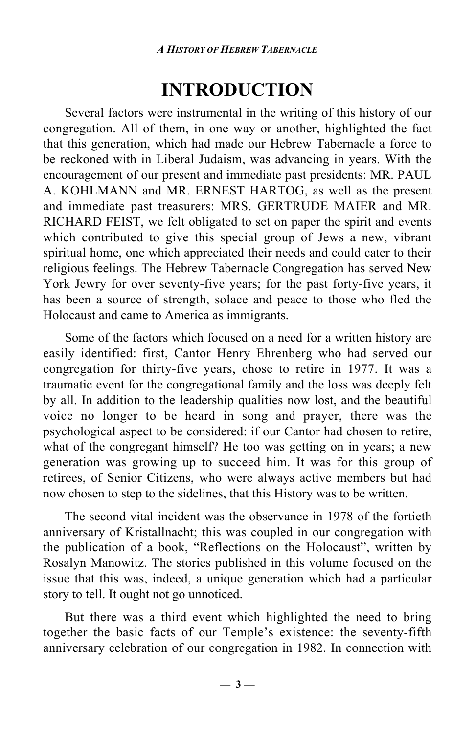# INTRODUCTION

Several factors were instrumental in the writing of this history of our congregation. All of them, in one way or another, highlighted the fact that this generation, which had made our Hebrew Tabernacle a force to be reckoned with in Liberal Judaism, was advancing in years. With the encouragement of our present and immediate past presidents: MR. PAUL A. KOHLMANN and MR. ERNEST HARTOG, as well as the present and immediate past treasurers: MRS. GERTRUDE MAIER and MR. RICHARD FEIST, we felt obligated to set on paper the spirit and events which contributed to give this special group of Jews a new, vibrant spiritual home, one which appreciated their needs and could cater to their religious feelings. The Hebrew Tabernacle Congregation has served New York Jewry for over seventy-five years; for the past forty-five years, it has been a source of strength, solace and peace to those who fled the Holocaust and came to America as immigrants.

Some of the factors which focused on a need for a written history are easily identified: first, Cantor Henry Ehrenberg who had served our congregation for thirty-five years, chose to retire in 1977. It was a traumatic event for the congregational family and the loss was deeply felt by all. In addition to the leadership qualities now lost, and the beautiful voice no longer to be heard in song and prayer, there was the psychological aspect to be considered: if our Cantor had chosen to retire, what of the congregant himself? He too was getting on in years; a new generation was growing up to succeed him. It was for this group of retirees, of Senior Citizens, who were always active members but had now chosen to step to the sidelines, that this History was to be written.

The second vital incident was the observance in 1978 of the fortieth anniversary of Kristallnacht; this was coupled in our congregation with the publication of a book, "Reflections on the Holocaust", written by Rosalyn Manowitz. The stories published in this volume focused on the issue that this was, indeed, a unique generation which had a particular story to tell. It ought not go unnoticed.

But there was a third event which highlighted the need to bring together the basic facts of our Temple's existence: the seventy-fifth anniversary celebration of our congregation in 1982. In connection with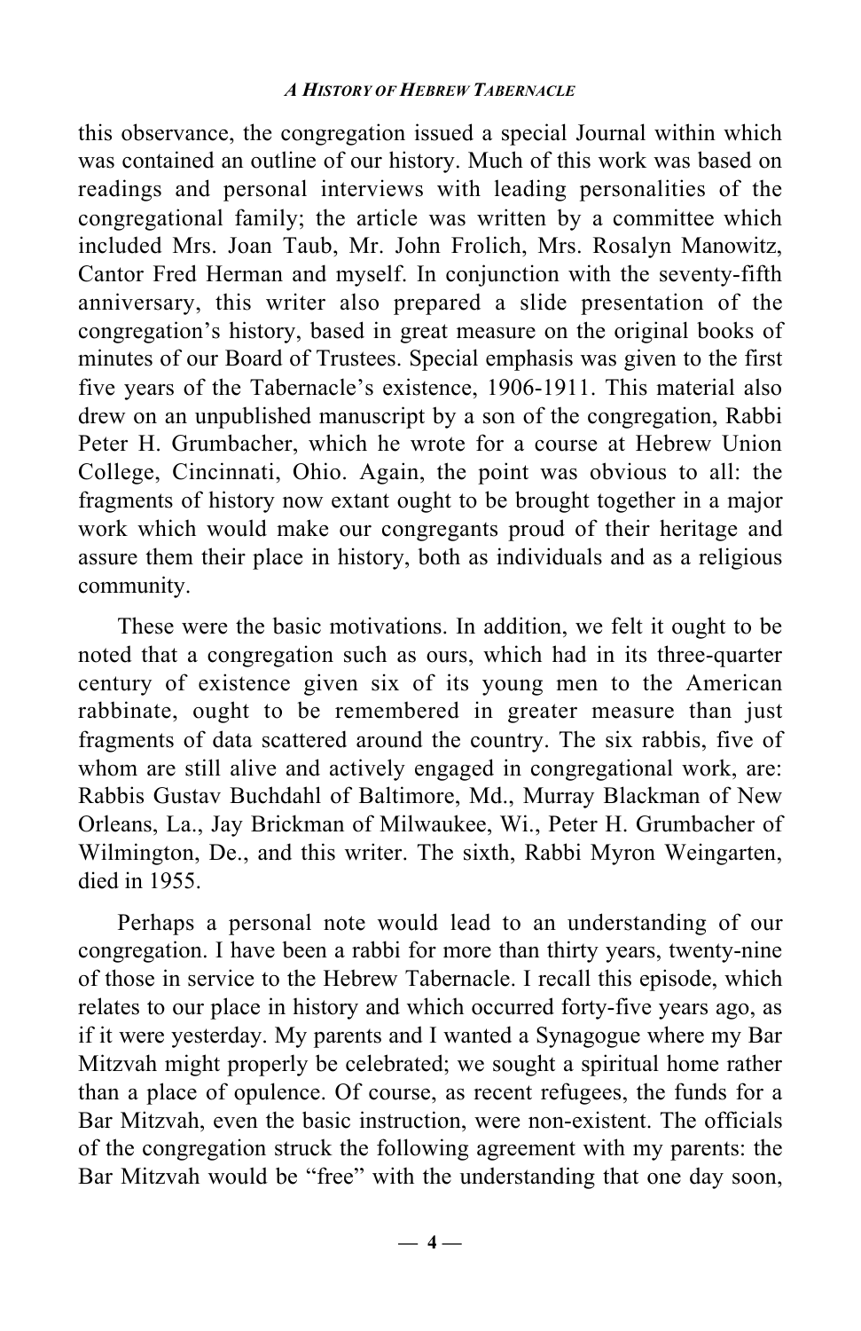this observance, the congregation issued a special Journal within which was contained an outline of our history. Much of this work was based on readings and personal interviews with leading personalities of the congregational family; the article was written by a committee which included Mrs. Joan Taub, Mr. John Frolich, Mrs. Rosalyn Manowitz, Cantor Fred Herman and myself. In conjunction with the seventy-fifth anniversary, this writer also prepared a slide presentation of the congregation's history, based in great measure on the original books of minutes of our Board of Trustees. Special emphasis was given to the first five years of the Tabernacle's existence, 1906-1911. This material also drew on an unpublished manuscript by a son of the congregation, Rabbi Peter H. Grumbacher, which he wrote for a course at Hebrew Union College, Cincinnati, Ohio. Again, the point was obvious to all: the fragments of history now extant ought to be brought together in a major work which would make our congregants proud of their heritage and assure them their place in history, both as individuals and as a religious community.

These were the basic motivations. In addition, we felt it ought to be noted that a congregation such as ours, which had in its three-quarter century of existence given six of its young men to the American rabbinate, ought to be remembered in greater measure than just fragments of data scattered around the country. The six rabbis, five of whom are still alive and actively engaged in congregational work, are: Rabbis Gustav Buchdahl of Baltimore, Md., Murray Blackman of New Orleans, La., Jay Brickman of Milwaukee, Wi., Peter H. Grumbacher of Wilmington, De., and this writer. The sixth, Rabbi Myron Weingarten, died in 1955.

Perhaps a personal note would lead to an understanding of our congregation. I have been a rabbi for more than thirty years, twenty-nine of those in service to the Hebrew Tabernacle. I recall this episode, which relates to our place in history and which occurred forty-five years ago, as if it were yesterday. My parents and I wanted a Synagogue where my Bar Mitzvah might properly be celebrated; we sought a spiritual home rather than a place of opulence. Of course, as recent refugees, the funds for a Bar Mitzvah, even the basic instruction, were non-existent. The officials of the congregation struck the following agreement with my parents: the Bar Mitzvah would be "free" with the understanding that one day soon,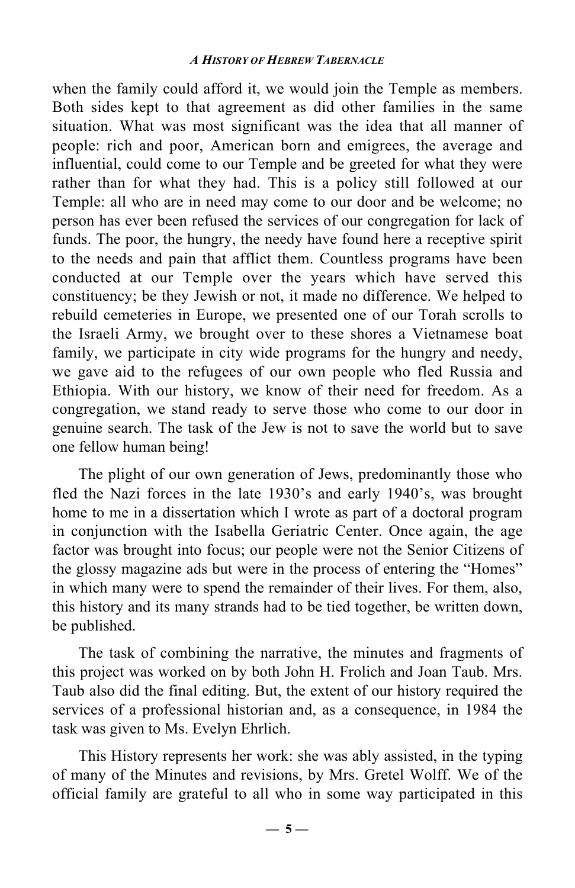when the family could afford it, we would join the Temple as members. Both sides kept to that agreement as did other families in the same situation. What was most significant was the idea that all manner of people: rich and poor, American born and emigrees, the average and influential, could come to our Temple and be greeted for what they were rather than for what they had. This is a policy still followed at our Temple: all who are in need may come to our door and be welcome; no person has ever been refused the services of our congregation for lack of funds. The poor, the hungry, the needy have found here a receptive spirit to the needs and pain that afflict them. Countless programs have been conducted at our Temple over the years which have served this constituency; be they Jewish or not, it made no difference. We helped to rebuild cemeteries in Europe, we presented one of our Torah scrolls to the Israeli Army, we brought over to these shores a Vietnamese boat family, we participate in city wide programs for the hungry and needy, we gave aid to the refugees of our own people who fled Russia and Ethiopia. With our history, we know of their need for freedom. As a congregation, we stand ready to serve those who come to our door in genuine search. The task of the Jew is not to save the world but to save one fellow human being!

The plight of our own generation of Jews, predominantly those who fled the Nazi forces in the late 1930's and early 1940's, was brought home to me in a dissertation which I wrote as part of a doctoral program in conjunction with the Isabella Geriatric Center. Once again, the age factor was brought into focus; our people were not the Senior Citizens of the glossy magazine ads but were in the process of entering the "Homes" in which many were to spend the remainder of their lives. For them, also, this history and its many strands had to be tied together, be written down, be published.

The task of combining the narrative, the minutes and fragments of this project was worked on by both John H. Frolich and Joan Taub. Mrs. Taub also did the final editing. But, the extent of our history required the services of a professional historian and, as a consequence, in 1984 the task was given to Ms. Evelyn Ehrlich.

This History represents her work: she was ably assisted, in the typing of many of the Minutes and revisions, by Mrs. Gretel Wolff. We of the official family are grateful to all who in some way participated in this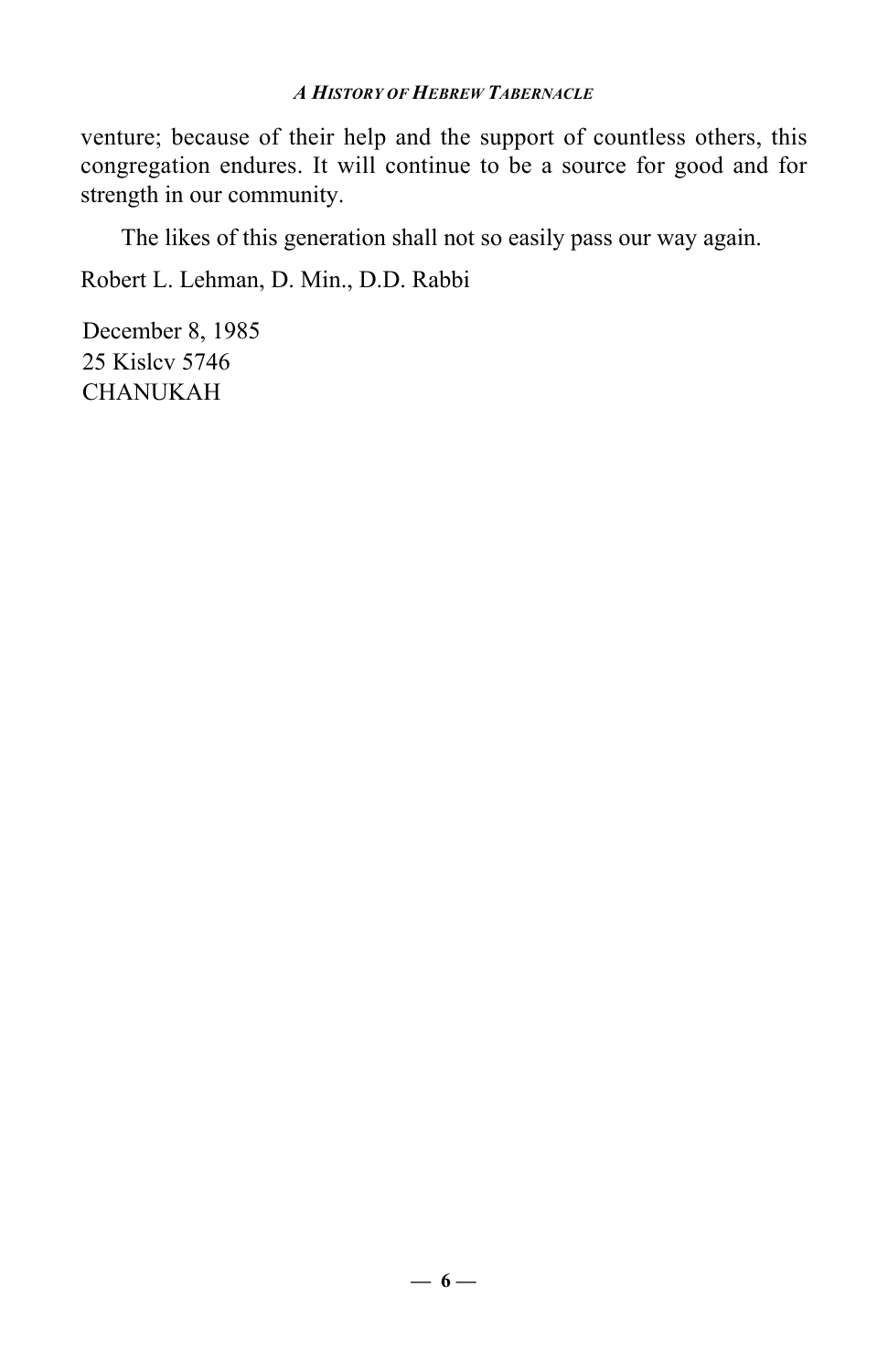venture; because of their help and the support of countless others, this congregation endures. It will continue to be a source for good and for strength in our community.

The likes of this generation shall not so easily pass our way again.

Robert L. Lehman, D. Min., D.D. Rabbi

December 8, 1985
25 Kislcv 5746
CHANUKAH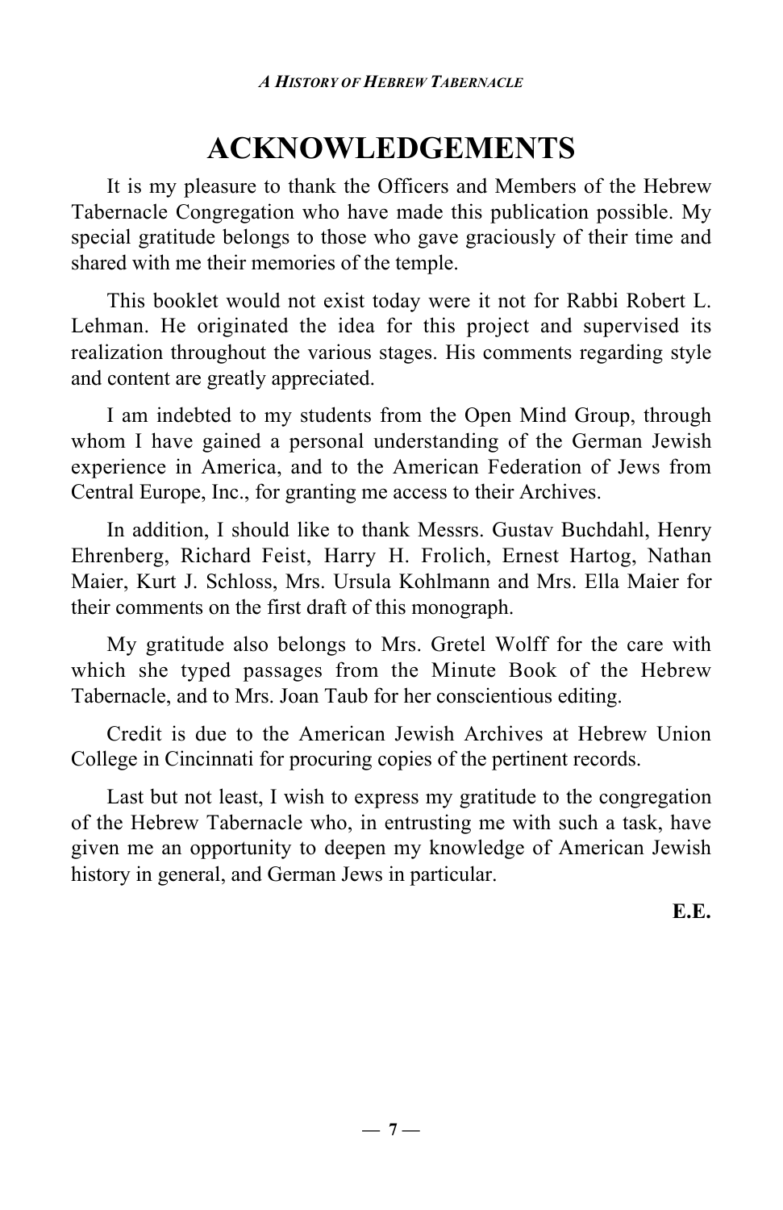# ACKNOWLEDGEMENTS

It is my pleasure to thank the Officers and Members of the Hebrew Tabernacle Congregation who have made this publication possible. My special gratitude belongs to those who gave graciously of their time and shared with me their memories of the temple.

This booklet would not exist today were it not for Rabbi Robert L. Lehman. He originated the idea for this project and supervised its realization throughout the various stages. His comments regarding style and content are greatly appreciated.

I am indebted to my students from the Open Mind Group, through whom I have gained a personal understanding of the German Jewish experience in America, and to the American Federation of Jews from Central Europe, Inc., for granting me access to their Archives.

In addition, I should like to thank Messrs. Gustav Buchdahl, Henry Ehrenberg, Richard Feist, Harry H. Frolich, Ernest Hartog, Nathan Maier, Kurt J. Schloss, Mrs. Ursula Kohlmann and Mrs. Ella Maier for their comments on the first draft of this monograph.

My gratitude also belongs to Mrs. Gretel Wolff for the care with which she typed passages from the Minute Book of the Hebrew Tabernacle, and to Mrs. Joan Taub for her conscientious editing.

Credit is due to the American Jewish Archives at Hebrew Union College in Cincinnati for procuring copies of the pertinent records.

Last but not least, I wish to express my gratitude to the congregation of the Hebrew Tabernacle who, in entrusting me with such a task, have given me an opportunity to deepen my knowledge of American Jewish history in general, and German Jews in particular.

**E.E.**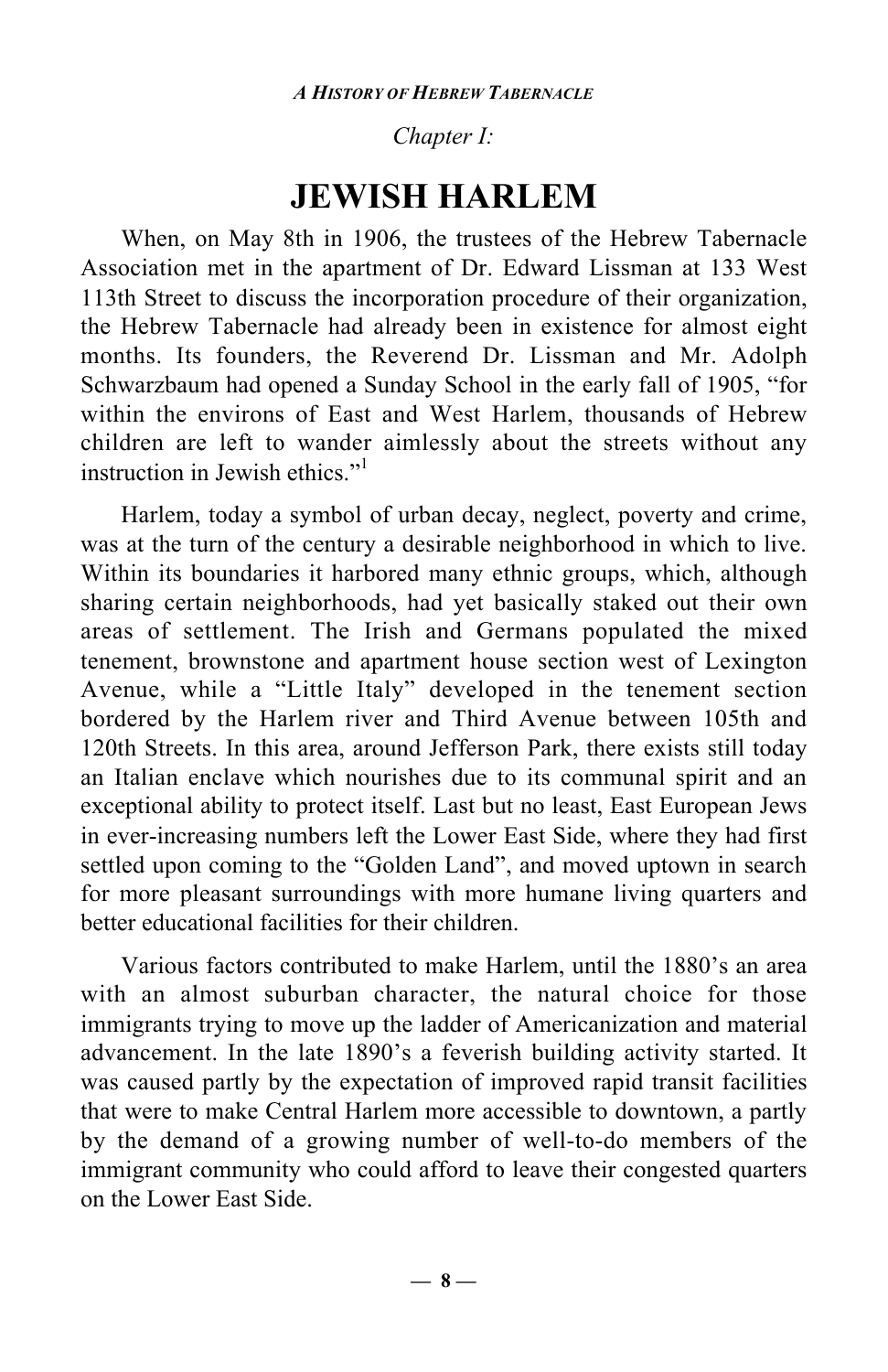*Chapter I:*

# JEWISH HARLEM

When, on May 8th in 1906, the trustees of the Hebrew Tabernacle Association met in the apartment of Dr. Edward Lissman at 133 West 113th Street to discuss the incorporation procedure of their organization, the Hebrew Tabernacle had already been in existence for almost eight months. Its founders, the Reverend Dr. Lissman and Mr. Adolph Schwarzbaum had opened a Sunday School in the early fall of 1905, "for within the environs of East and West Harlem, thousands of Hebrew children are left to wander aimlessly about the streets without any instruction in Jewish ethics."[1]

Harlem, today a symbol of urban decay, neglect, poverty and crime, was at the turn of the century a desirable neighborhood in which to live. Within its boundaries it harbored many ethnic groups, which, although sharing certain neighborhoods, had yet basically staked out their own areas of settlement. The Irish and Germans populated the mixed tenement, brownstone and apartment house section west of Lexington Avenue, while a "Little Italy" developed in the tenement section bordered by the Harlem river and Third Avenue between 105th and 120th Streets. In this area, around Jefferson Park, there exists still today an Italian enclave which nourishes due to its communal spirit and an exceptional ability to protect itself. Last but no least, East European Jews in ever-increasing numbers left the Lower East Side, where they had first settled upon coming to the "Golden Land", and moved uptown in search for more pleasant surroundings with more humane living quarters and better educational facilities for their children.

Various factors contributed to make Harlem, until the 1880's an area with an almost suburban character, the natural choice for those immigrants trying to move up the ladder of Americanization and material advancement. In the late 1890's a feverish building activity started. It was caused partly by the expectation of improved rapid transit facilities that were to make Central Harlem more accessible to downtown, a partly by the demand of a growing number of well-to-do members of the immigrant community who could afford to leave their congested quarters on the Lower East Side.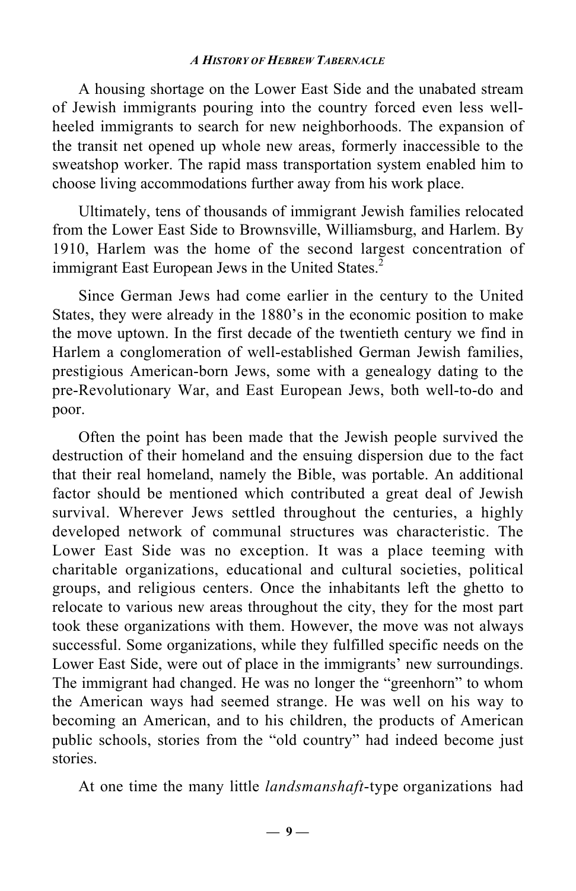A housing shortage on the Lower East Side and the unabated stream of Jewish immigrants pouring into the country forced even less well-heeled immigrants to search for new neighborhoods. The expansion of the transit net opened up whole new areas, formerly inaccessible to the sweatshop worker. The rapid mass transportation system enabled him to choose living accommodations further away from his work place.

Ultimately, tens of thousands of immigrant Jewish families relocated from the Lower East Side to Brownsville, Williamsburg, and Harlem. By 1910, Harlem was the home of the second largest concentration of immigrant East European Jews in the United States.[2]

Since German Jews had come earlier in the century to the United States, they were already in the 1880's in the economic position to make the move uptown. In the first decade of the twentieth century we find in Harlem a conglomeration of well-established German Jewish families, prestigious American-born Jews, some with a genealogy dating to the pre-Revolutionary War, and East European Jews, both well-to-do and poor.

Often the point has been made that the Jewish people survived the destruction of their homeland and the ensuing dispersion due to the fact that their real homeland, namely the Bible, was portable. An additional factor should be mentioned which contributed a great deal of Jewish survival. Wherever Jews settled throughout the centuries, a highly developed network of communal structures was characteristic. The Lower East Side was no exception. It was a place teeming with charitable organizations, educational and cultural societies, political groups, and religious centers. Once the inhabitants left the ghetto to relocate to various new areas throughout the city, they for the most part took these organizations with them. However, the move was not always successful. Some organizations, while they fulfilled specific needs on the Lower East Side, were out of place in the immigrants' new surroundings. The immigrant had changed. He was no longer the "greenhorn" to whom the American ways had seemed strange. He was well on his way to becoming an American, and to his children, the products of American public schools, stories from the "old country" had indeed become just stories.

At one time the many little *landsmanshaft*-type organizations had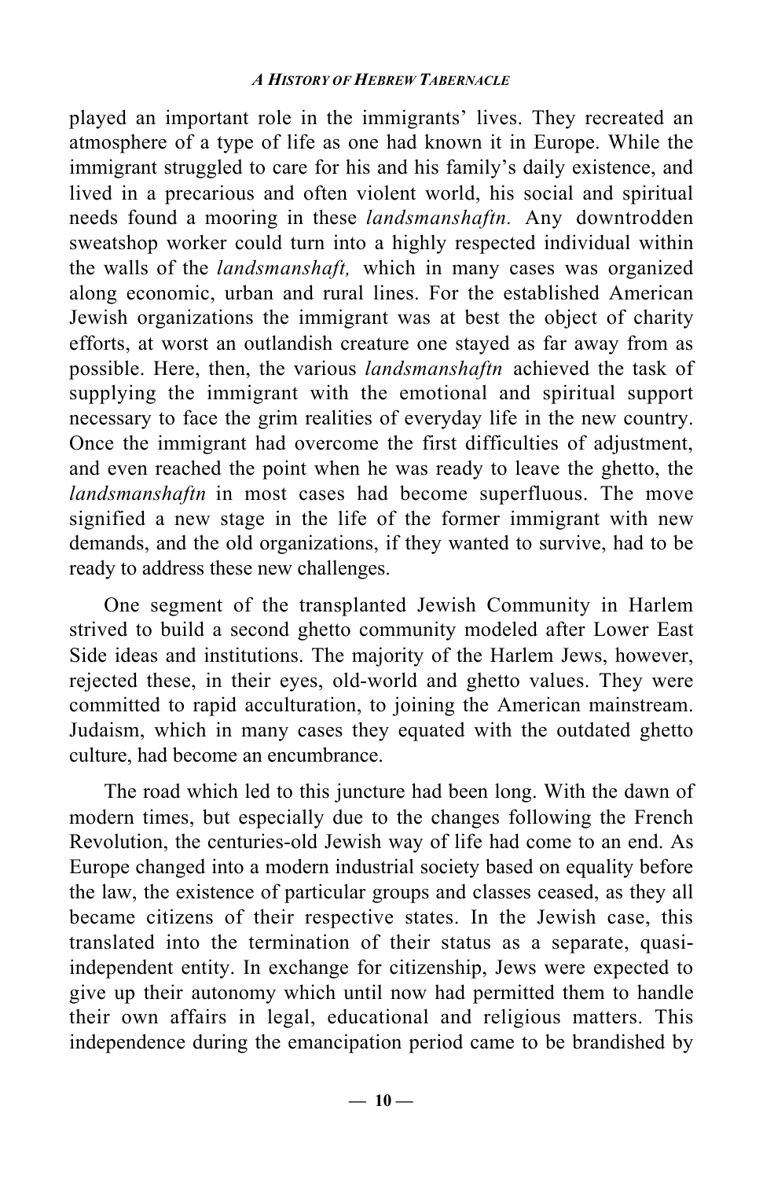played an important role in the immigrants' lives. They recreated an atmosphere of a type of life as one had known it in Europe. While the immigrant struggled to care for his and his family's daily existence, and lived in a precarious and often violent world, his social and spiritual needs found a mooring in these *landsmanshaftn.* Any downtrodden sweatshop worker could turn into a highly respected individual within the walls of the *landsmanshaft,* which in many cases was organized along economic, urban and rural lines. For the established American Jewish organizations the immigrant was at best the object of charity efforts, at worst an outlandish creature one stayed as far away from as possible. Here, then, the various *landsmanshaftn* achieved the task of supplying the immigrant with the emotional and spiritual support necessary to face the grim realities of everyday life in the new country. Once the immigrant had overcome the first difficulties of adjustment, and even reached the point when he was ready to leave the ghetto, the *landsmanshaftn* in most cases had become superfluous. The move signified a new stage in the life of the former immigrant with new demands, and the old organizations, if they wanted to survive, had to be ready to address these new challenges.

One segment of the transplanted Jewish Community in Harlem strived to build a second ghetto community modeled after Lower East Side ideas and institutions. The majority of the Harlem Jews, however, rejected these, in their eyes, old-world and ghetto values. They were committed to rapid acculturation, to joining the American mainstream. Judaism, which in many cases they equated with the outdated ghetto culture, had become an encumbrance.

The road which led to this juncture had been long. With the dawn of modern times, but especially due to the changes following the French Revolution, the centuries-old Jewish way of life had come to an end. As Europe changed into a modern industrial society based on equality before the law, the existence of particular groups and classes ceased, as they all became citizens of their respective states. In the Jewish case, this translated into the termination of their status as a separate, quasi-independent entity. In exchange for citizenship, Jews were expected to give up their autonomy which until now had permitted them to handle their own affairs in legal, educational and religious matters. This independence during the emancipation period came to be brandished by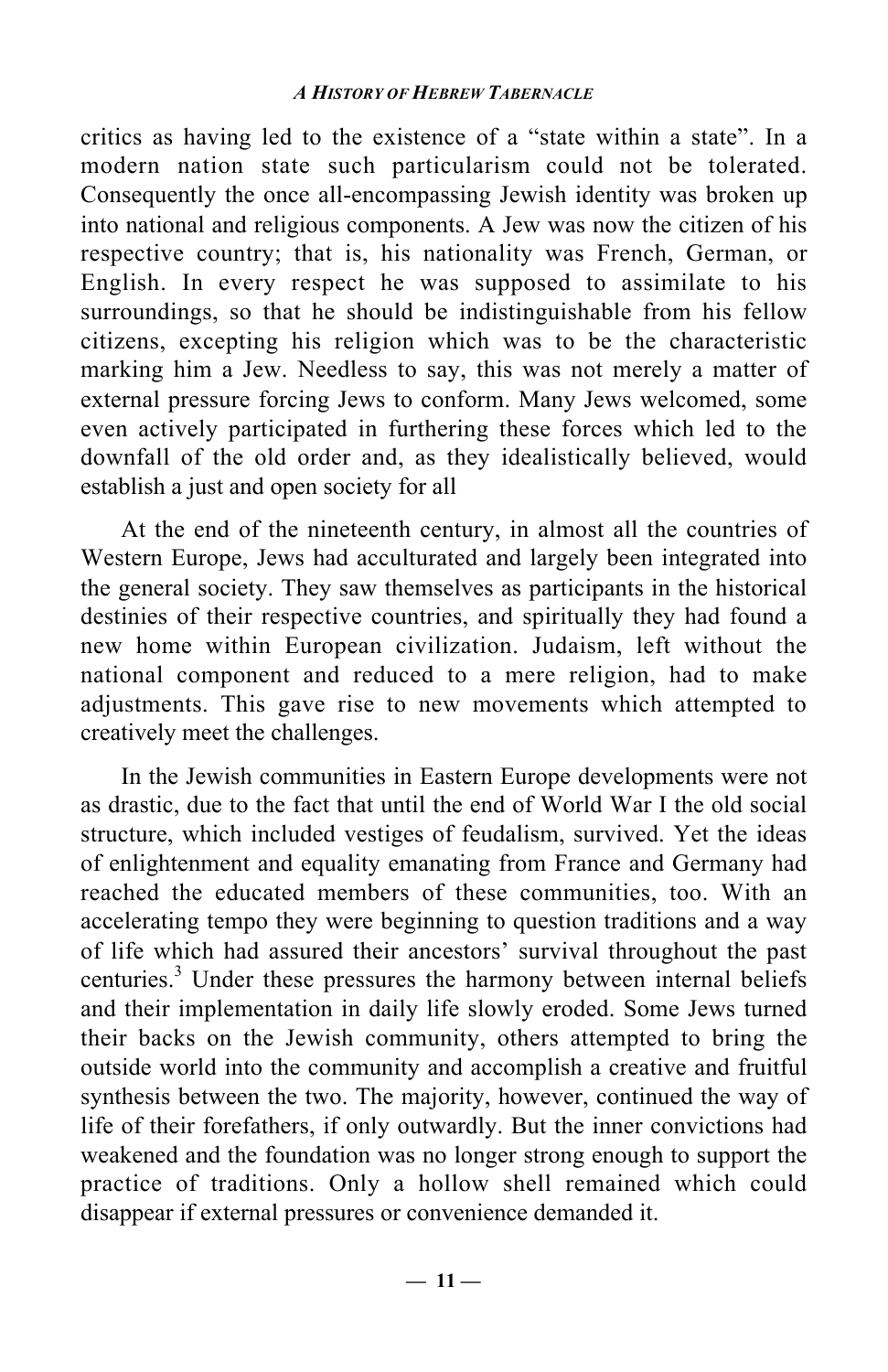critics as having led to the existence of a "state within a state". In a modern nation state such particularism could not be tolerated. Consequently the once all-encompassing Jewish identity was broken up into national and religious components. A Jew was now the citizen of his respective country; that is, his nationality was French, German, or English. In every respect he was supposed to assimilate to his surroundings, so that he should be indistinguishable from his fellow citizens, excepting his religion which was to be the characteristic marking him a Jew. Needless to say, this was not merely a matter of external pressure forcing Jews to conform. Many Jews welcomed, some even actively participated in furthering these forces which led to the downfall of the old order and, as they idealistically believed, would establish a just and open society for all

At the end of the nineteenth century, in almost all the countries of Western Europe, Jews had acculturated and largely been integrated into the general society. They saw themselves as participants in the historical destinies of their respective countries, and spiritually they had found a new home within European civilization. Judaism, left without the national component and reduced to a mere religion, had to make adjustments. This gave rise to new movements which attempted to creatively meet the challenges.

In the Jewish communities in Eastern Europe developments were not as drastic, due to the fact that until the end of World War I the old social structure, which included vestiges of feudalism, survived. Yet the ideas of enlightenment and equality emanating from France and Germany had reached the educated members of these communities, too. With an accelerating tempo they were beginning to question traditions and a way of life which had assured their ancestors' survival throughout the past centuries.[3] Under these pressures the harmony between internal beliefs and their implementation in daily life slowly eroded. Some Jews turned their backs on the Jewish community, others attempted to bring the outside world into the community and accomplish a creative and fruitful synthesis between the two. The majority, however, continued the way of life of their forefathers, if only outwardly. But the inner convictions had weakened and the foundation was no longer strong enough to support the practice of traditions. Only a hollow shell remained which could disappear if external pressures or convenience demanded it.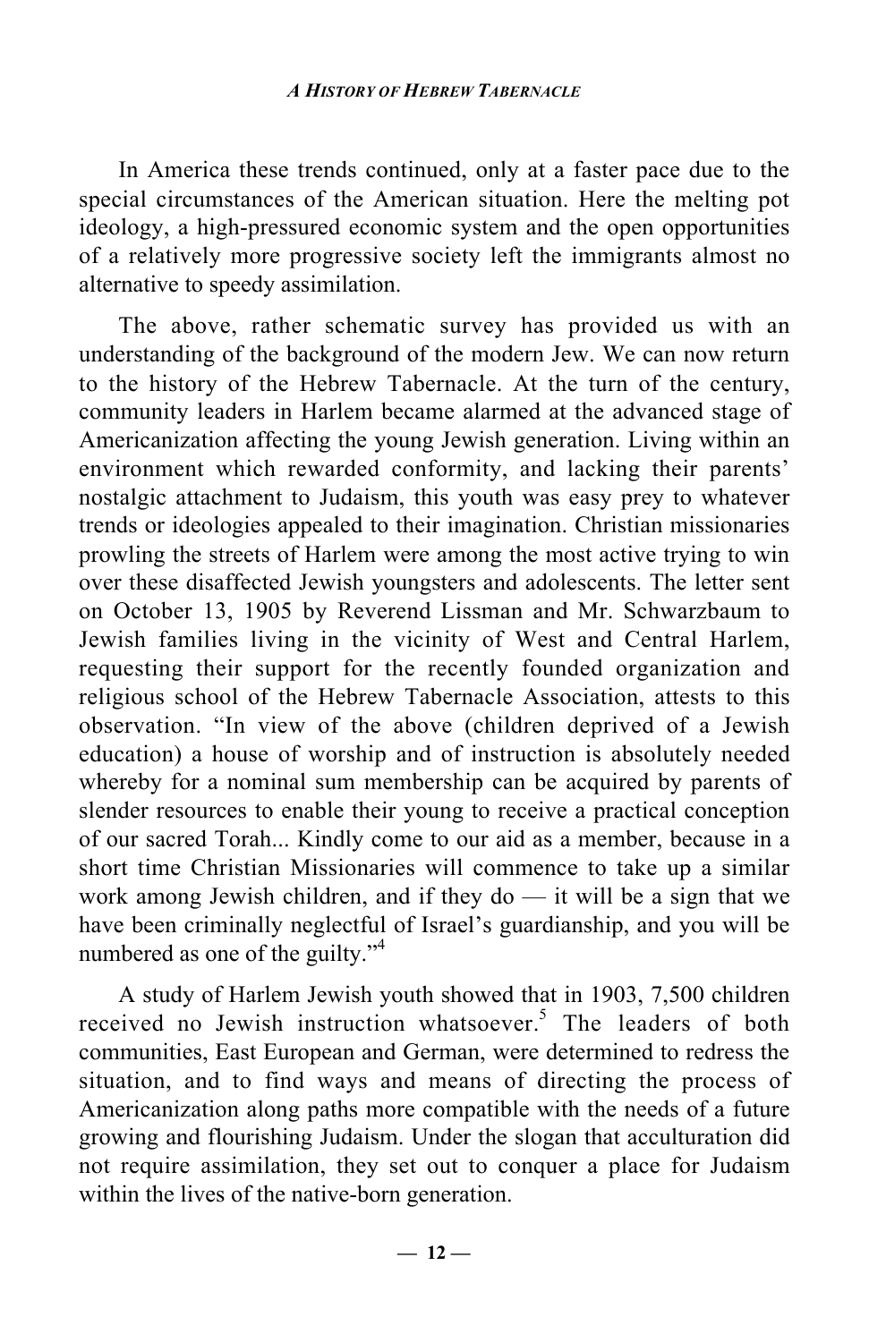In America these trends continued, only at a faster pace due to the special circumstances of the American situation. Here the melting pot ideology, a high-pressured economic system and the open opportunities of a relatively more progressive society left the immigrants almost no alternative to speedy assimilation.

The above, rather schematic survey has provided us with an understanding of the background of the modern Jew. We can now return to the history of the Hebrew Tabernacle. At the turn of the century, community leaders in Harlem became alarmed at the advanced stage of Americanization affecting the young Jewish generation. Living within an environment which rewarded conformity, and lacking their parents' nostalgic attachment to Judaism, this youth was easy prey to whatever trends or ideologies appealed to their imagination. Christian missionaries prowling the streets of Harlem were among the most active trying to win over these disaffected Jewish youngsters and adolescents. The letter sent on October 13, 1905 by Reverend Lissman and Mr. Schwarzbaum to Jewish families living in the vicinity of West and Central Harlem, requesting their support for the recently founded organization and religious school of the Hebrew Tabernacle Association, attests to this observation. "In view of the above (children deprived of a Jewish education) a house of worship and of instruction is absolutely needed whereby for a nominal sum membership can be acquired by parents of slender resources to enable their young to receive a practical conception of our sacred Torah... Kindly come to our aid as a member, because in a short time Christian Missionaries will commence to take up a similar work among Jewish children, and if they do — it will be a sign that we have been criminally neglectful of Israel's guardianship, and you will be numbered as one of the guilty."[4]

A study of Harlem Jewish youth showed that in 1903, 7,500 children received no Jewish instruction whatsoever.[5] The leaders of both communities, East European and German, were determined to redress the situation, and to find ways and means of directing the process of Americanization along paths more compatible with the needs of a future growing and flourishing Judaism. Under the slogan that acculturation did not require assimilation, they set out to conquer a place for Judaism within the lives of the native-born generation.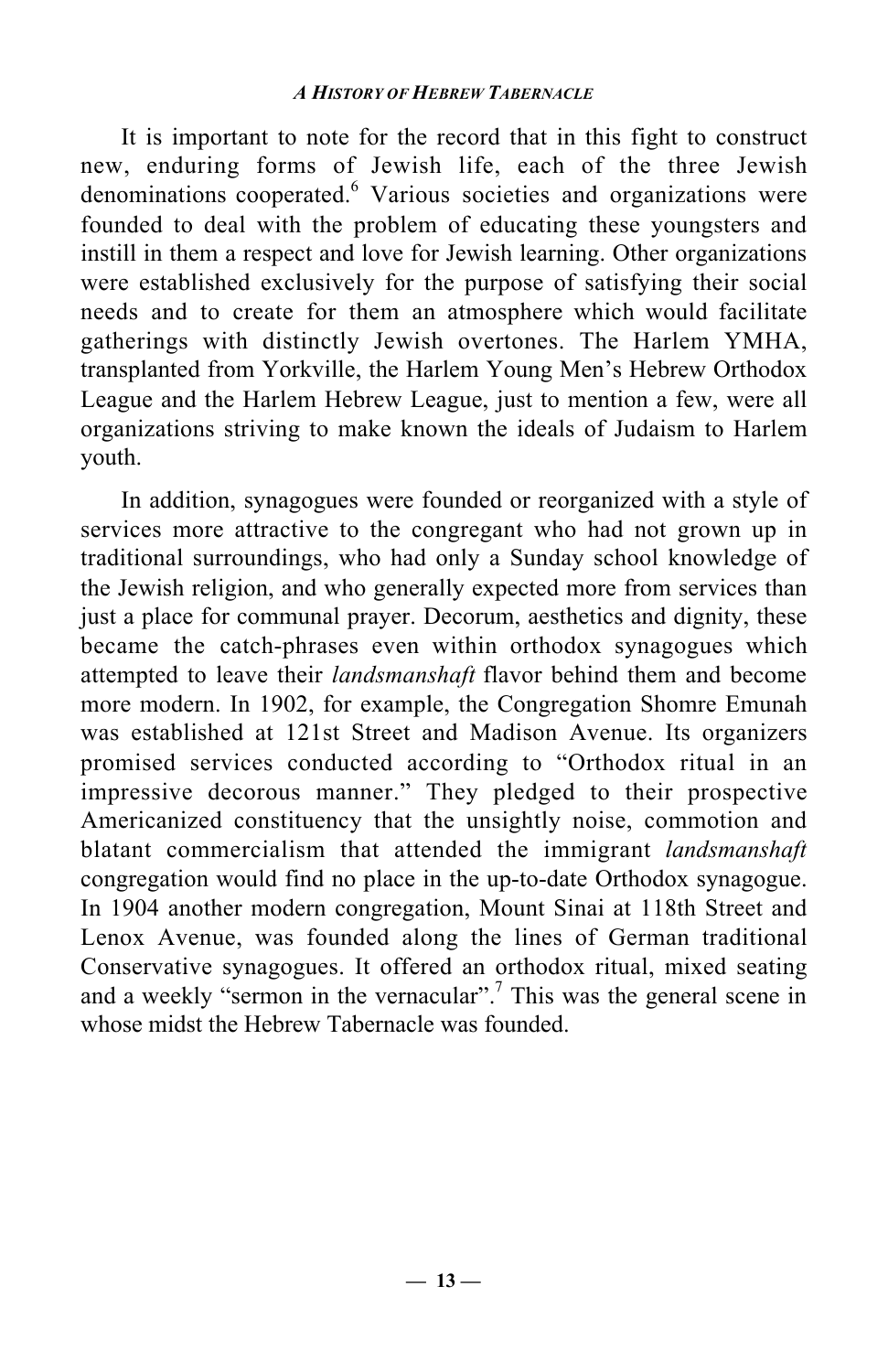It is important to note for the record that in this fight to construct new, enduring forms of Jewish life, each of the three Jewish denominations cooperated.[6] Various societies and organizations were founded to deal with the problem of educating these youngsters and instill in them a respect and love for Jewish learning. Other organizations were established exclusively for the purpose of satisfying their social needs and to create for them an atmosphere which would facilitate gatherings with distinctly Jewish overtones. The Harlem YMHA, transplanted from Yorkville, the Harlem Young Men's Hebrew Orthodox League and the Harlem Hebrew League, just to mention a few, were all organizations striving to make known the ideals of Judaism to Harlem youth.

In addition, synagogues were founded or reorganized with a style of services more attractive to the congregant who had not grown up in traditional surroundings, who had only a Sunday school knowledge of the Jewish religion, and who generally expected more from services than just a place for communal prayer. Decorum, aesthetics and dignity, these became the catch-phrases even within orthodox synagogues which attempted to leave their *landsmanshaft* flavor behind them and become more modern. In 1902, for example, the Congregation Shomre Emunah was established at 121st Street and Madison Avenue. Its organizers promised services conducted according to "Orthodox ritual in an impressive decorous manner." They pledged to their prospective Americanized constituency that the unsightly noise, commotion and blatant commercialism that attended the immigrant *landsmanshaft* congregation would find no place in the up-to-date Orthodox synagogue. In 1904 another modern congregation, Mount Sinai at 118th Street and Lenox Avenue, was founded along the lines of German traditional Conservative synagogues. It offered an orthodox ritual, mixed seating and a weekly "sermon in the vernacular".[7] This was the general scene in whose midst the Hebrew Tabernacle was founded.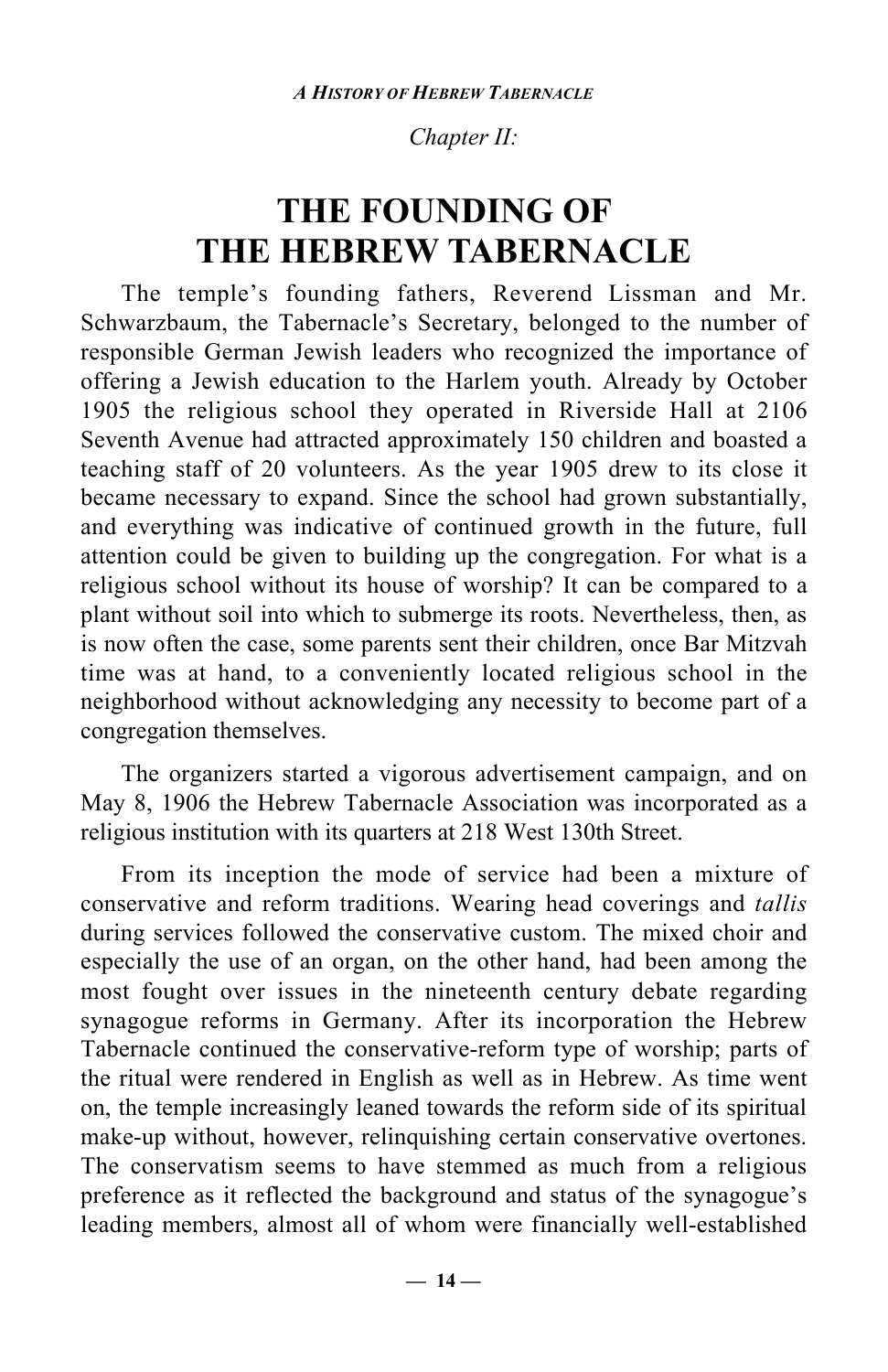*Chapter II:*

# THE FOUNDING OF THE HEBREW TABERNACLE

The temple's founding fathers, Reverend Lissman and Mr. Schwarzbaum, the Tabernacle's Secretary, belonged to the number of responsible German Jewish leaders who recognized the importance of offering a Jewish education to the Harlem youth. Already by October 1905 the religious school they operated in Riverside Hall at 2106 Seventh Avenue had attracted approximately 150 children and boasted a teaching staff of 20 volunteers. As the year 1905 drew to its close it became necessary to expand. Since the school had grown substantially, and everything was indicative of continued growth in the future, full attention could be given to building up the congregation. For what is a religious school without its house of worship? It can be compared to a plant without soil into which to submerge its roots. Nevertheless, then, as is now often the case, some parents sent their children, once Bar Mitzvah time was at hand, to a conveniently located religious school in the neighborhood without acknowledging any necessity to become part of a congregation themselves.

The organizers started a vigorous advertisement campaign, and on May 8, 1906 the Hebrew Tabernacle Association was incorporated as a religious institution with its quarters at 218 West 130th Street.

From its inception the mode of service had been a mixture of conservative and reform traditions. Wearing head coverings and *tallis* during services followed the conservative custom. The mixed choir and especially the use of an organ, on the other hand, had been among the most fought over issues in the nineteenth century debate regarding synagogue reforms in Germany. After its incorporation the Hebrew Tabernacle continued the conservative-reform type of worship; parts of the ritual were rendered in English as well as in Hebrew. As time went on, the temple increasingly leaned towards the reform side of its spiritual make-up without, however, relinquishing certain conservative overtones. The conservatism seems to have stemmed as much from a religious preference as it reflected the background and status of the synagogue's leading members, almost all of whom were financially well-established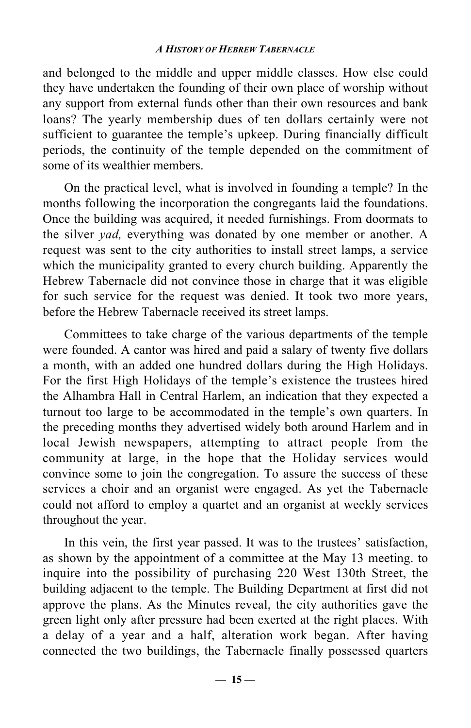and belonged to the middle and upper middle classes. How else could they have undertaken the founding of their own place of worship without any support from external funds other than their own resources and bank loans? The yearly membership dues of ten dollars certainly were not sufficient to guarantee the temple's upkeep. During financially difficult periods, the continuity of the temple depended on the commitment of some of its wealthier members.

On the practical level, what is involved in founding a temple? In the months following the incorporation the congregants laid the foundations. Once the building was acquired, it needed furnishings. From doormats to the silver *yad,* everything was donated by one member or another. A request was sent to the city authorities to install street lamps, a service which the municipality granted to every church building. Apparently the Hebrew Tabernacle did not convince those in charge that it was eligible for such service for the request was denied. It took two more years, before the Hebrew Tabernacle received its street lamps.

Committees to take charge of the various departments of the temple were founded. A cantor was hired and paid a salary of twenty five dollars a month, with an added one hundred dollars during the High Holidays. For the first High Holidays of the temple's existence the trustees hired the Alhambra Hall in Central Harlem, an indication that they expected a turnout too large to be accommodated in the temple's own quarters. In the preceding months they advertised widely both around Harlem and in local Jewish newspapers, attempting to attract people from the community at large, in the hope that the Holiday services would convince some to join the congregation. To assure the success of these services a choir and an organist were engaged. As yet the Tabernacle could not afford to employ a quartet and an organist at weekly services throughout the year.

In this vein, the first year passed. It was to the trustees' satisfaction, as shown by the appointment of a committee at the May 13 meeting. to inquire into the possibility of purchasing 220 West 130th Street, the building adjacent to the temple. The Building Department at first did not approve the plans. As the Minutes reveal, the city authorities gave the green light only after pressure had been exerted at the right places. With a delay of a year and a half, alteration work began. After having connected the two buildings, the Tabernacle finally possessed quarters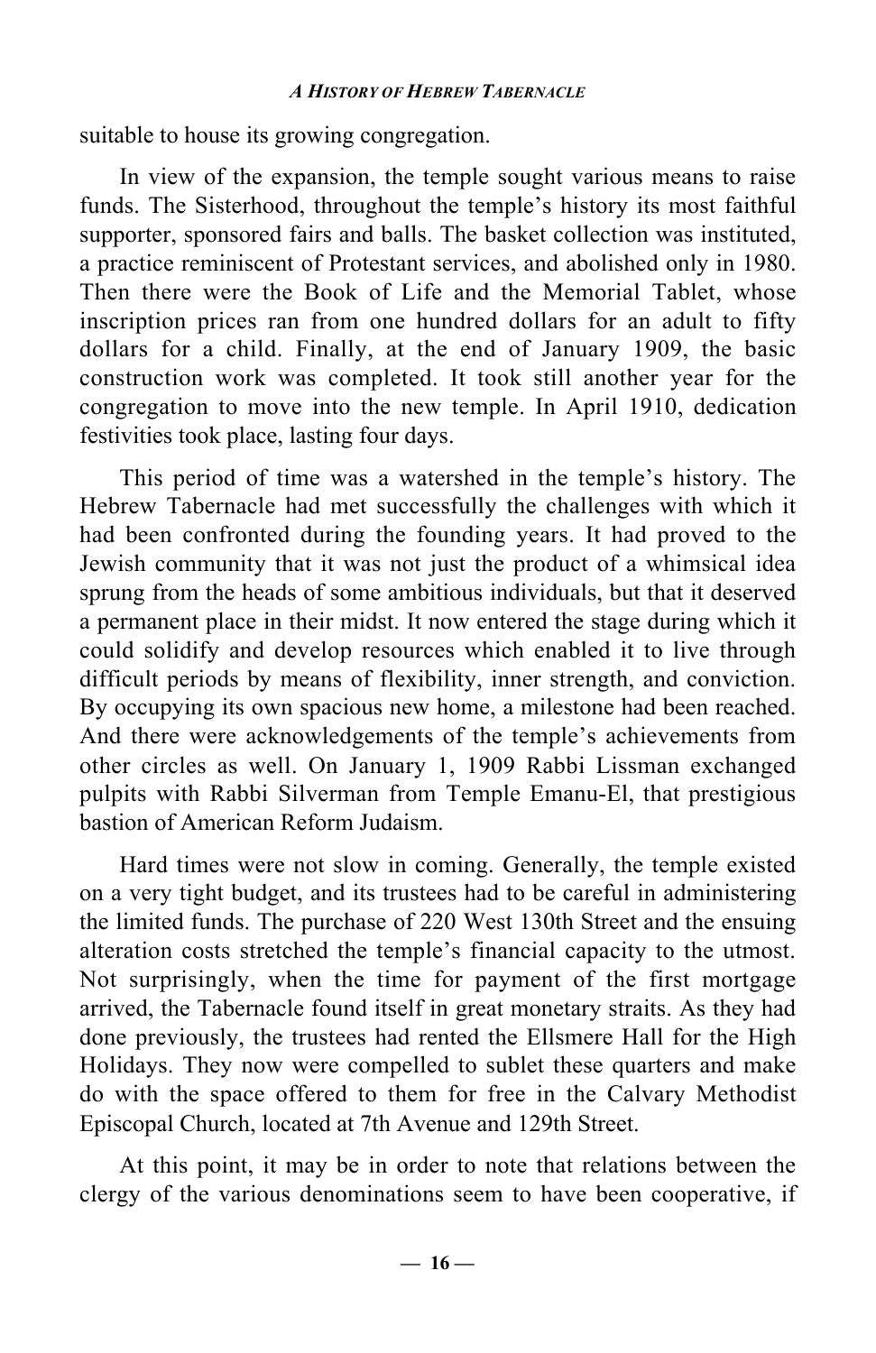suitable to house its growing congregation.

In view of the expansion, the temple sought various means to raise funds. The Sisterhood, throughout the temple's history its most faithful supporter, sponsored fairs and balls. The basket collection was instituted, a practice reminiscent of Protestant services, and abolished only in 1980. Then there were the Book of Life and the Memorial Tablet, whose inscription prices ran from one hundred dollars for an adult to fifty dollars for a child. Finally, at the end of January 1909, the basic construction work was completed. It took still another year for the congregation to move into the new temple. In April 1910, dedication festivities took place, lasting four days.

This period of time was a watershed in the temple's history. The Hebrew Tabernacle had met successfully the challenges with which it had been confronted during the founding years. It had proved to the Jewish community that it was not just the product of a whimsical idea sprung from the heads of some ambitious individuals, but that it deserved a permanent place in their midst. It now entered the stage during which it could solidify and develop resources which enabled it to live through difficult periods by means of flexibility, inner strength, and conviction. By occupying its own spacious new home, a milestone had been reached. And there were acknowledgements of the temple's achievements from other circles as well. On January 1, 1909 Rabbi Lissman exchanged pulpits with Rabbi Silverman from Temple Emanu-El, that prestigious bastion of American Reform Judaism.

Hard times were not slow in coming. Generally, the temple existed on a very tight budget, and its trustees had to be careful in administering the limited funds. The purchase of 220 West 130th Street and the ensuing alteration costs stretched the temple's financial capacity to the utmost. Not surprisingly, when the time for payment of the first mortgage arrived, the Tabernacle found itself in great monetary straits. As they had done previously, the trustees had rented the Ellsmere Hall for the High Holidays. They now were compelled to sublet these quarters and make do with the space offered to them for free in the Calvary Methodist Episcopal Church, located at 7th Avenue and 129th Street.

At this point, it may be in order to note that relations between the clergy of the various denominations seem to have been cooperative, if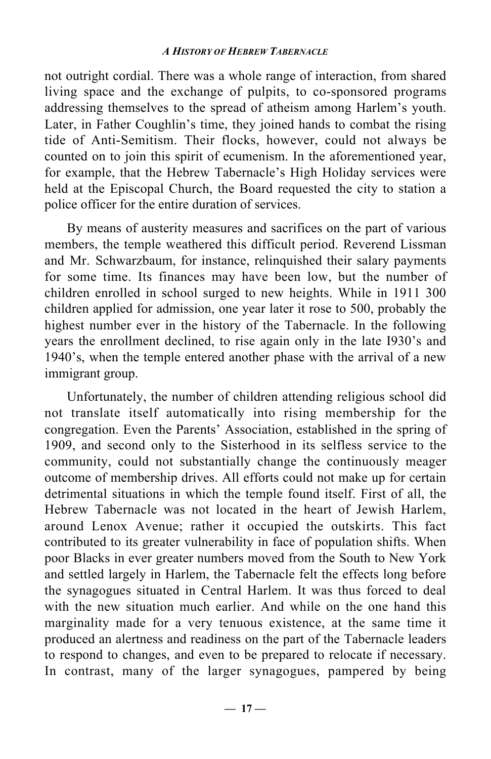not outright cordial. There was a whole range of interaction, from shared living space and the exchange of pulpits, to co-sponsored programs addressing themselves to the spread of atheism among Harlem's youth. Later, in Father Coughlin's time, they joined hands to combat the rising tide of Anti-Semitism. Their flocks, however, could not always be counted on to join this spirit of ecumenism. In the aforementioned year, for example, that the Hebrew Tabernacle's High Holiday services were held at the Episcopal Church, the Board requested the city to station a police officer for the entire duration of services.

By means of austerity measures and sacrifices on the part of various members, the temple weathered this difficult period. Reverend Lissman and Mr. Schwarzbaum, for instance, relinquished their salary payments for some time. Its finances may have been low, but the number of children enrolled in school surged to new heights. While in 1911 300 children applied for admission, one year later it rose to 500, probably the highest number ever in the history of the Tabernacle. In the following years the enrollment declined, to rise again only in the late I930's and 1940's, when the temple entered another phase with the arrival of a new immigrant group.

Unfortunately, the number of children attending religious school did not translate itself automatically into rising membership for the congregation. Even the Parents' Association, established in the spring of 1909, and second only to the Sisterhood in its selfless service to the community, could not substantially change the continuously meager outcome of membership drives. All efforts could not make up for certain detrimental situations in which the temple found itself. First of all, the Hebrew Tabernacle was not located in the heart of Jewish Harlem, around Lenox Avenue; rather it occupied the outskirts. This fact contributed to its greater vulnerability in face of population shifts. When poor Blacks in ever greater numbers moved from the South to New York and settled largely in Harlem, the Tabernacle felt the effects long before the synagogues situated in Central Harlem. It was thus forced to deal with the new situation much earlier. And while on the one hand this marginality made for a very tenuous existence, at the same time it produced an alertness and readiness on the part of the Tabernacle leaders to respond to changes, and even to be prepared to relocate if necessary. In contrast, many of the larger synagogues, pampered by being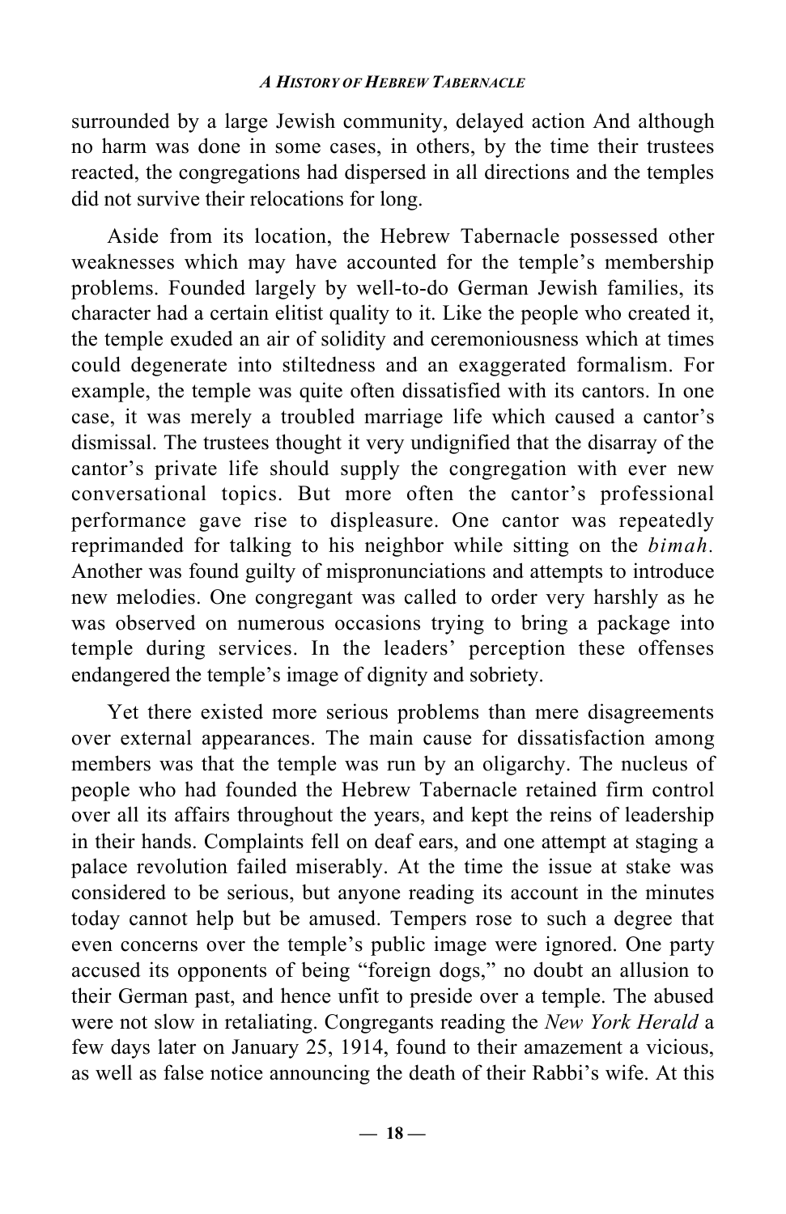surrounded by a large Jewish community, delayed action And although no harm was done in some cases, in others, by the time their trustees reacted, the congregations had dispersed in all directions and the temples did not survive their relocations for long.

Aside from its location, the Hebrew Tabernacle possessed other weaknesses which may have accounted for the temple's membership problems. Founded largely by well-to-do German Jewish families, its character had a certain elitist quality to it. Like the people who created it, the temple exuded an air of solidity and ceremoniousness which at times could degenerate into stiltedness and an exaggerated formalism. For example, the temple was quite often dissatisfied with its cantors. In one case, it was merely a troubled marriage life which caused a cantor's dismissal. The trustees thought it very undignified that the disarray of the cantor's private life should supply the congregation with ever new conversational topics. But more often the cantor's professional performance gave rise to displeasure. One cantor was repeatedly reprimanded for talking to his neighbor while sitting on the *bimah*. Another was found guilty of mispronunciations and attempts to introduce new melodies. One congregant was called to order very harshly as he was observed on numerous occasions trying to bring a package into temple during services. In the leaders' perception these offenses endangered the temple's image of dignity and sobriety.

Yet there existed more serious problems than mere disagreements over external appearances. The main cause for dissatisfaction among members was that the temple was run by an oligarchy. The nucleus of people who had founded the Hebrew Tabernacle retained firm control over all its affairs throughout the years, and kept the reins of leadership in their hands. Complaints fell on deaf ears, and one attempt at staging a palace revolution failed miserably. At the time the issue at stake was considered to be serious, but anyone reading its account in the minutes today cannot help but be amused. Tempers rose to such a degree that even concerns over the temple's public image were ignored. One party accused its opponents of being "foreign dogs," no doubt an allusion to their German past, and hence unfit to preside over a temple. The abused were not slow in retaliating. Congregants reading the *New York Herald* a few days later on January 25, 1914, found to their amazement a vicious, as well as false notice announcing the death of their Rabbi's wife. At this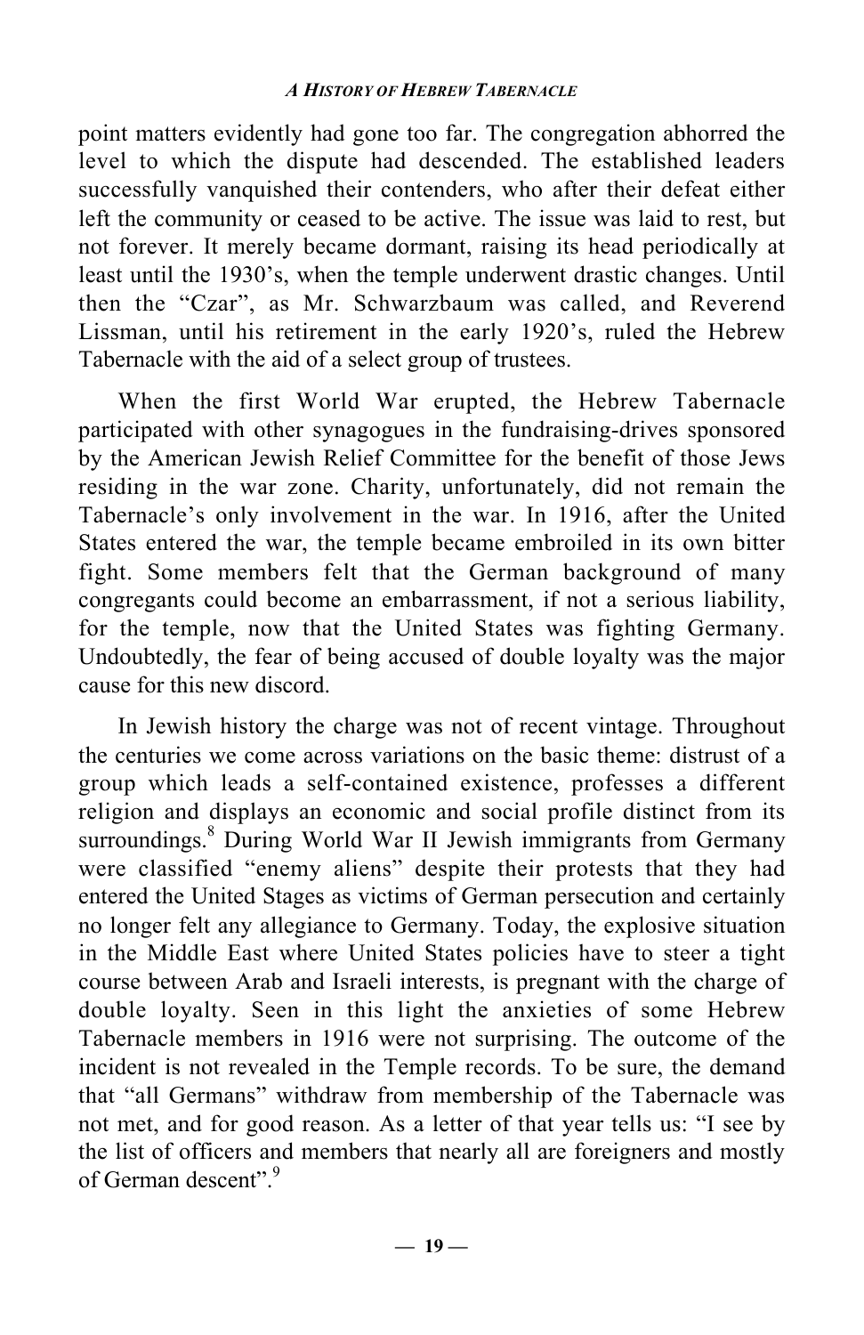point matters evidently had gone too far. The congregation abhorred the level to which the dispute had descended. The established leaders successfully vanquished their contenders, who after their defeat either left the community or ceased to be active. The issue was laid to rest, but not forever. It merely became dormant, raising its head periodically at least until the 1930's, when the temple underwent drastic changes. Until then the "Czar", as Mr. Schwarzbaum was called, and Reverend Lissman, until his retirement in the early 1920's, ruled the Hebrew Tabernacle with the aid of a select group of trustees.

When the first World War erupted, the Hebrew Tabernacle participated with other synagogues in the fundraising-drives sponsored by the American Jewish Relief Committee for the benefit of those Jews residing in the war zone. Charity, unfortunately, did not remain the Tabernacle's only involvement in the war. In 1916, after the United States entered the war, the temple became embroiled in its own bitter fight. Some members felt that the German background of many congregants could become an embarrassment, if not a serious liability, for the temple, now that the United States was fighting Germany. Undoubtedly, the fear of being accused of double loyalty was the major cause for this new discord.

In Jewish history the charge was not of recent vintage. Throughout the centuries we come across variations on the basic theme: distrust of a group which leads a self-contained existence, professes a different religion and displays an economic and social profile distinct from its surroundings.[8] During World War II Jewish immigrants from Germany were classified "enemy aliens" despite their protests that they had entered the United Stages as victims of German persecution and certainly no longer felt any allegiance to Germany. Today, the explosive situation in the Middle East where United States policies have to steer a tight course between Arab and Israeli interests, is pregnant with the charge of double loyalty. Seen in this light the anxieties of some Hebrew Tabernacle members in 1916 were not surprising. The outcome of the incident is not revealed in the Temple records. To be sure, the demand that "all Germans" withdraw from membership of the Tabernacle was not met, and for good reason. As a letter of that year tells us: "I see by the list of officers and members that nearly all are foreigners and mostly of German descent".[9]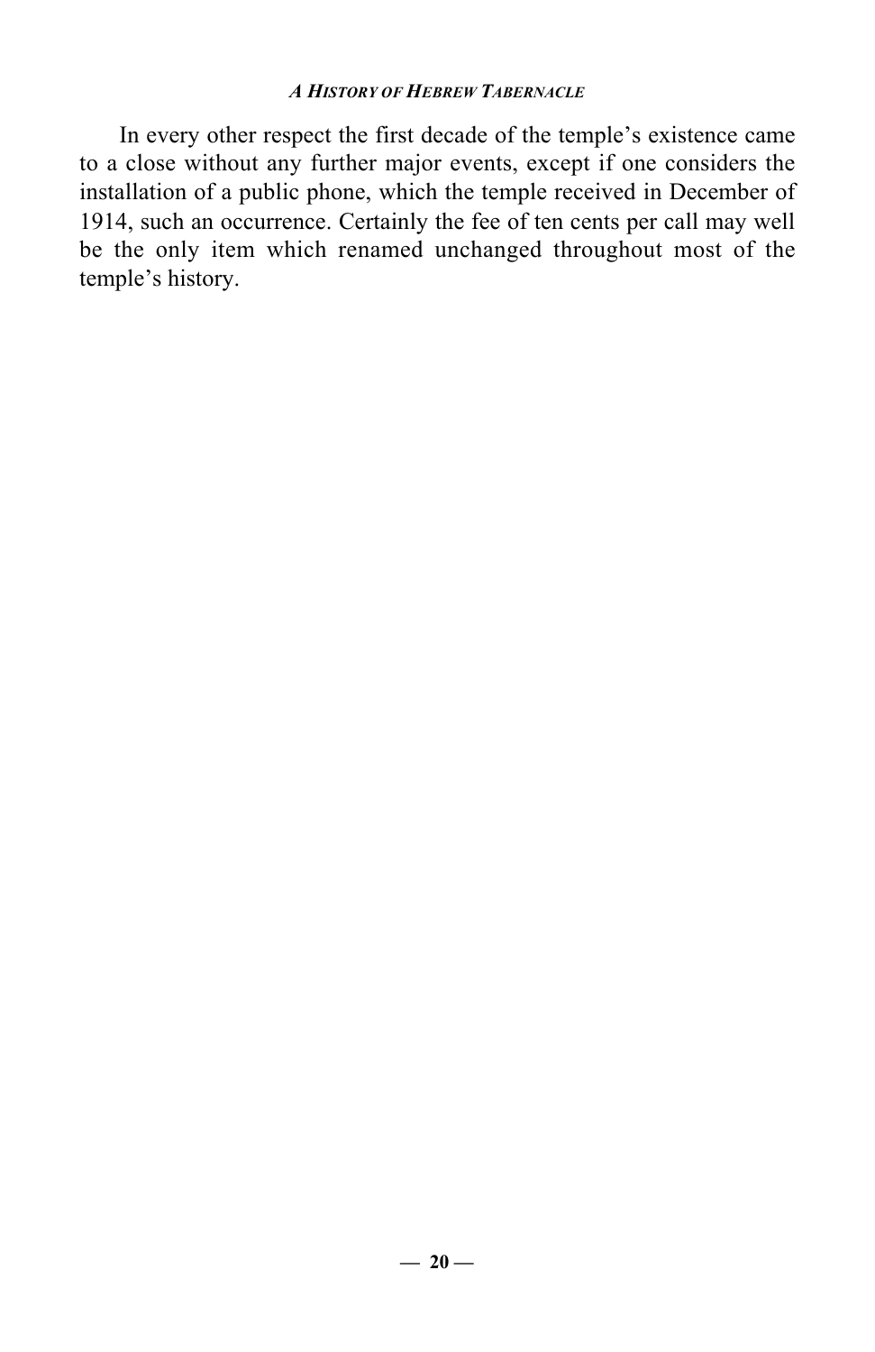In every other respect the first decade of the temple's existence came to a close without any further major events, except if one considers the installation of a public phone, which the temple received in December of 1914, such an occurrence. Certainly the fee of ten cents per call may well be the only item which renamed unchanged throughout most of the temple's history.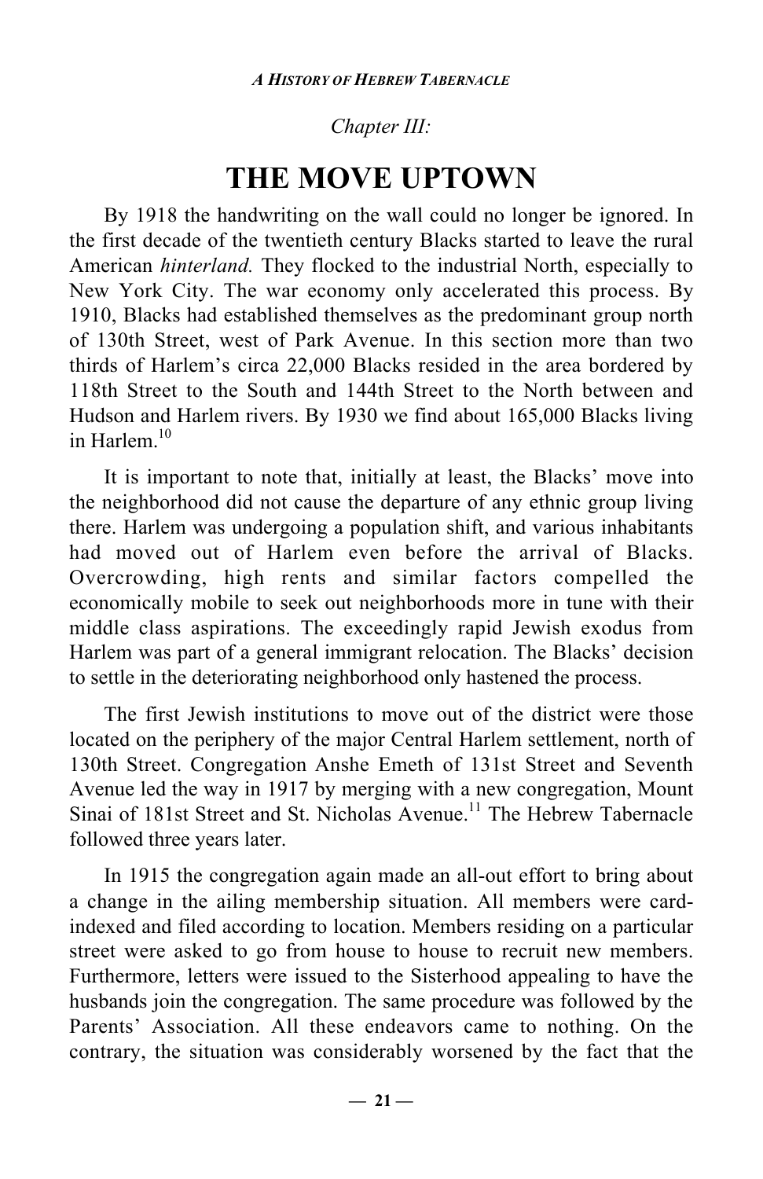*Chapter III:*

# THE MOVE UPTOWN

By 1918 the handwriting on the wall could no longer be ignored. In the first decade of the twentieth century Blacks started to leave the rural American *hinterland.* They flocked to the industrial North, especially to New York City. The war economy only accelerated this process. By 1910, Blacks had established themselves as the predominant group north of 130th Street, west of Park Avenue. In this section more than two thirds of Harlem's circa 22,000 Blacks resided in the area bordered by 118th Street to the South and 144th Street to the North between and Hudson and Harlem rivers. By 1930 we find about 165,000 Blacks living in Harlem.[10]

It is important to note that, initially at least, the Blacks' move into the neighborhood did not cause the departure of any ethnic group living there. Harlem was undergoing a population shift, and various inhabitants had moved out of Harlem even before the arrival of Blacks. Overcrowding, high rents and similar factors compelled the economically mobile to seek out neighborhoods more in tune with their middle class aspirations. The exceedingly rapid Jewish exodus from Harlem was part of a general immigrant relocation. The Blacks' decision to settle in the deteriorating neighborhood only hastened the process.

The first Jewish institutions to move out of the district were those located on the periphery of the major Central Harlem settlement, north of 130th Street. Congregation Anshe Emeth of 131st Street and Seventh Avenue led the way in 1917 by merging with a new congregation, Mount Sinai of 181st Street and St. Nicholas Avenue.[11] The Hebrew Tabernacle followed three years later.

In 1915 the congregation again made an all-out effort to bring about a change in the ailing membership situation. All members were card-indexed and filed according to location. Members residing on a particular street were asked to go from house to house to recruit new members. Furthermore, letters were issued to the Sisterhood appealing to have the husbands join the congregation. The same procedure was followed by the Parents' Association. All these endeavors came to nothing. On the contrary, the situation was considerably worsened by the fact that the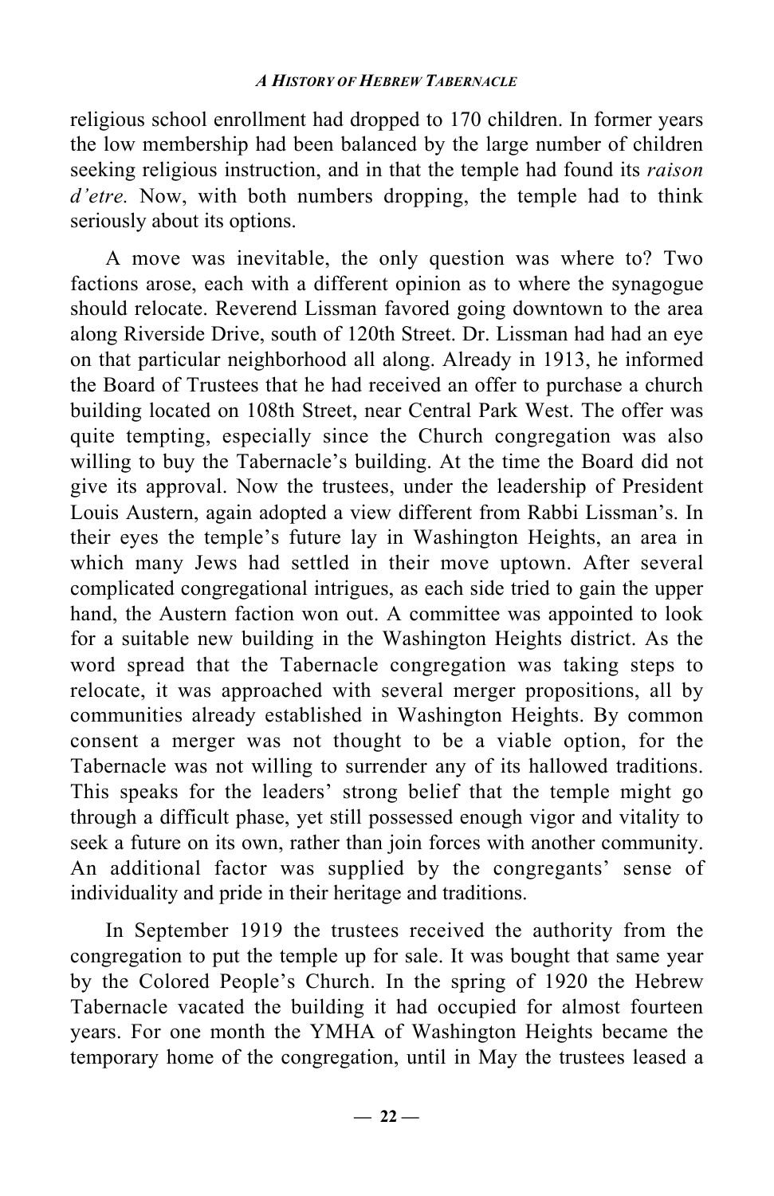religious school enrollment had dropped to 170 children. In former years the low membership had been balanced by the large number of children seeking religious instruction, and in that the temple had found its *raison d'etre.* Now, with both numbers dropping, the temple had to think seriously about its options.

A move was inevitable, the only question was where to? Two factions arose, each with a different opinion as to where the synagogue should relocate. Reverend Lissman favored going downtown to the area along Riverside Drive, south of 120th Street. Dr. Lissman had had an eye on that particular neighborhood all along. Already in 1913, he informed the Board of Trustees that he had received an offer to purchase a church building located on 108th Street, near Central Park West. The offer was quite tempting, especially since the Church congregation was also willing to buy the Tabernacle's building. At the time the Board did not give its approval. Now the trustees, under the leadership of President Louis Austern, again adopted a view different from Rabbi Lissman's. In their eyes the temple's future lay in Washington Heights, an area in which many Jews had settled in their move uptown. After several complicated congregational intrigues, as each side tried to gain the upper hand, the Austern faction won out. A committee was appointed to look for a suitable new building in the Washington Heights district. As the word spread that the Tabernacle congregation was taking steps to relocate, it was approached with several merger propositions, all by communities already established in Washington Heights. By common consent a merger was not thought to be a viable option, for the Tabernacle was not willing to surrender any of its hallowed traditions. This speaks for the leaders' strong belief that the temple might go through a difficult phase, yet still possessed enough vigor and vitality to seek a future on its own, rather than join forces with another community. An additional factor was supplied by the congregants' sense of individuality and pride in their heritage and traditions.

In September 1919 the trustees received the authority from the congregation to put the temple up for sale. It was bought that same year by the Colored People's Church. In the spring of 1920 the Hebrew Tabernacle vacated the building it had occupied for almost fourteen years. For one month the YMHA of Washington Heights became the temporary home of the congregation, until in May the trustees leased a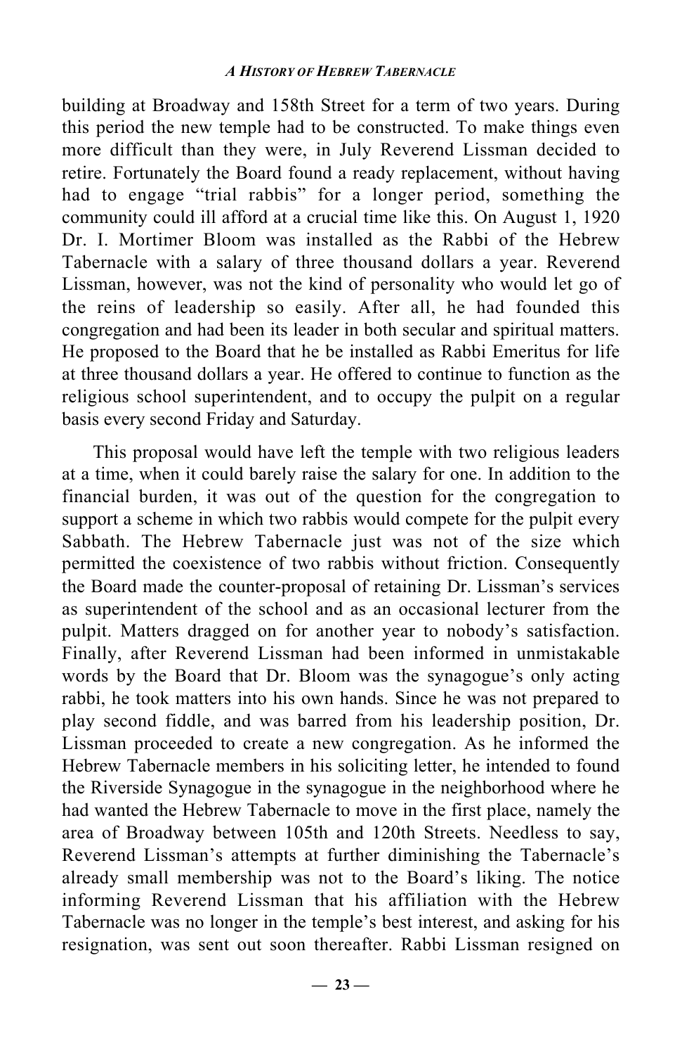building at Broadway and 158th Street for a term of two years. During this period the new temple had to be constructed. To make things even more difficult than they were, in July Reverend Lissman decided to retire. Fortunately the Board found a ready replacement, without having had to engage "trial rabbis" for a longer period, something the community could ill afford at a crucial time like this. On August 1, 1920 Dr. I. Mortimer Bloom was installed as the Rabbi of the Hebrew Tabernacle with a salary of three thousand dollars a year. Reverend Lissman, however, was not the kind of personality who would let go of the reins of leadership so easily. After all, he had founded this congregation and had been its leader in both secular and spiritual matters. He proposed to the Board that he be installed as Rabbi Emeritus for life at three thousand dollars a year. He offered to continue to function as the religious school superintendent, and to occupy the pulpit on a regular basis every second Friday and Saturday.

This proposal would have left the temple with two religious leaders at a time, when it could barely raise the salary for one. In addition to the financial burden, it was out of the question for the congregation to support a scheme in which two rabbis would compete for the pulpit every Sabbath. The Hebrew Tabernacle just was not of the size which permitted the coexistence of two rabbis without friction. Consequently the Board made the counter-proposal of retaining Dr. Lissman's services as superintendent of the school and as an occasional lecturer from the pulpit. Matters dragged on for another year to nobody's satisfaction. Finally, after Reverend Lissman had been informed in unmistakable words by the Board that Dr. Bloom was the synagogue's only acting rabbi, he took matters into his own hands. Since he was not prepared to play second fiddle, and was barred from his leadership position, Dr. Lissman proceeded to create a new congregation. As he informed the Hebrew Tabernacle members in his soliciting letter, he intended to found the Riverside Synagogue in the synagogue in the neighborhood where he had wanted the Hebrew Tabernacle to move in the first place, namely the area of Broadway between 105th and 120th Streets. Needless to say, Reverend Lissman's attempts at further diminishing the Tabernacle's already small membership was not to the Board's liking. The notice informing Reverend Lissman that his affiliation with the Hebrew Tabernacle was no longer in the temple's best interest, and asking for his resignation, was sent out soon thereafter. Rabbi Lissman resigned on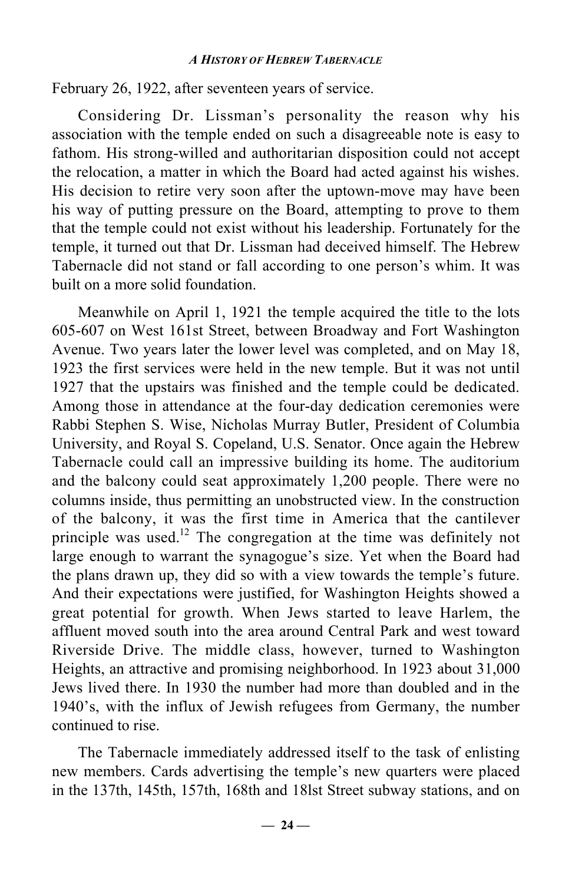February 26, 1922, after seventeen years of service.

Considering Dr. Lissman's personality the reason why his association with the temple ended on such a disagreeable note is easy to fathom. His strong-willed and authoritarian disposition could not accept the relocation, a matter in which the Board had acted against his wishes. His decision to retire very soon after the uptown-move may have been his way of putting pressure on the Board, attempting to prove to them that the temple could not exist without his leadership. Fortunately for the temple, it turned out that Dr. Lissman had deceived himself. The Hebrew Tabernacle did not stand or fall according to one person's whim. It was built on a more solid foundation.

Meanwhile on April 1, 1921 the temple acquired the title to the lots 605-607 on West 161st Street, between Broadway and Fort Washington Avenue. Two years later the lower level was completed, and on May 18, 1923 the first services were held in the new temple. But it was not until 1927 that the upstairs was finished and the temple could be dedicated. Among those in attendance at the four-day dedication ceremonies were Rabbi Stephen S. Wise, Nicholas Murray Butler, President of Columbia University, and Royal S. Copeland, U.S. Senator. Once again the Hebrew Tabernacle could call an impressive building its home. The auditorium and the balcony could seat approximately 1,200 people. There were no columns inside, thus permitting an unobstructed view. In the construction of the balcony, it was the first time in America that the cantilever principle was used.[12] The congregation at the time was definitely not large enough to warrant the synagogue's size. Yet when the Board had the plans drawn up, they did so with a view towards the temple's future. And their expectations were justified, for Washington Heights showed a great potential for growth. When Jews started to leave Harlem, the affluent moved south into the area around Central Park and west toward Riverside Drive. The middle class, however, turned to Washington Heights, an attractive and promising neighborhood. In 1923 about 31,000 Jews lived there. In 1930 the number had more than doubled and in the 1940's, with the influx of Jewish refugees from Germany, the number continued to rise.

The Tabernacle immediately addressed itself to the task of enlisting new members. Cards advertising the temple's new quarters were placed in the 137th, 145th, 157th, 168th and 18lst Street subway stations, and on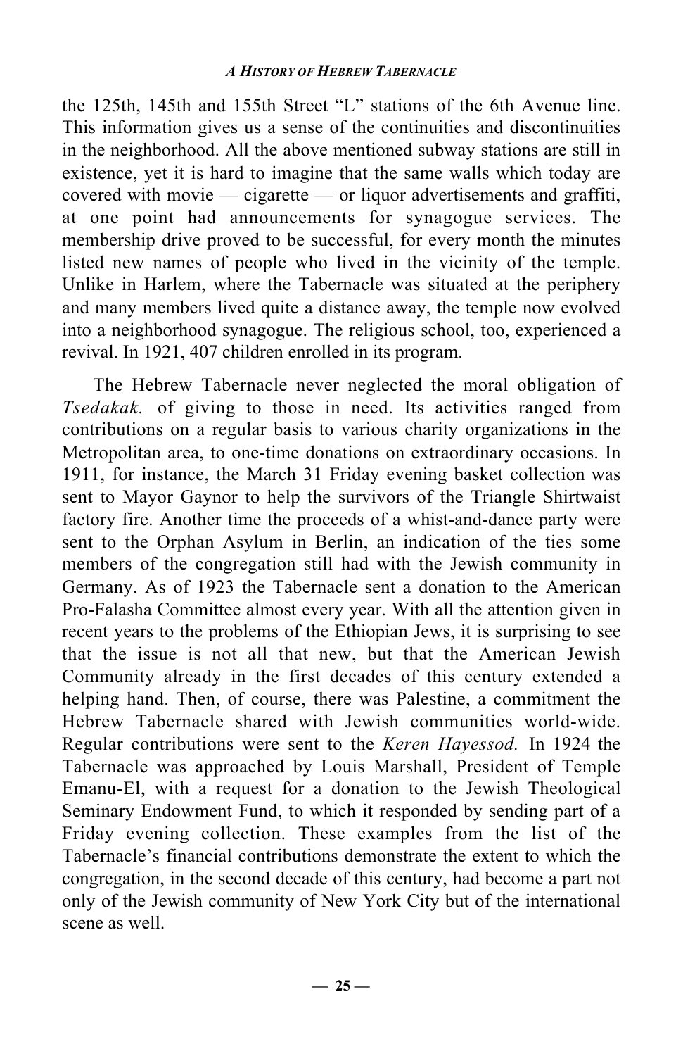the 125th, 145th and 155th Street "L" stations of the 6th Avenue line. This information gives us a sense of the continuities and discontinuities in the neighborhood. All the above mentioned subway stations are still in existence, yet it is hard to imagine that the same walls which today are covered with movie — cigarette — or liquor advertisements and graffiti, at one point had announcements for synagogue services. The membership drive proved to be successful, for every month the minutes listed new names of people who lived in the vicinity of the temple. Unlike in Harlem, where the Tabernacle was situated at the periphery and many members lived quite a distance away, the temple now evolved into a neighborhood synagogue. The religious school, too, experienced a revival. In 1921, 407 children enrolled in its program.

The Hebrew Tabernacle never neglected the moral obligation of *Tsedakak.* of giving to those in need. Its activities ranged from contributions on a regular basis to various charity organizations in the Metropolitan area, to one-time donations on extraordinary occasions. In 1911, for instance, the March 31 Friday evening basket collection was sent to Mayor Gaynor to help the survivors of the Triangle Shirtwaist factory fire. Another time the proceeds of a whist-and-dance party were sent to the Orphan Asylum in Berlin, an indication of the ties some members of the congregation still had with the Jewish community in Germany. As of 1923 the Tabernacle sent a donation to the American Pro-Falasha Committee almost every year. With all the attention given in recent years to the problems of the Ethiopian Jews, it is surprising to see that the issue is not all that new, but that the American Jewish Community already in the first decades of this century extended a helping hand. Then, of course, there was Palestine, a commitment the Hebrew Tabernacle shared with Jewish communities world-wide. Regular contributions were sent to the *Keren Hayessod.* In 1924 the Tabernacle was approached by Louis Marshall, President of Temple Emanu-El, with a request for a donation to the Jewish Theological Seminary Endowment Fund, to which it responded by sending part of a Friday evening collection. These examples from the list of the Tabernacle's financial contributions demonstrate the extent to which the congregation, in the second decade of this century, had become a part not only of the Jewish community of New York City but of the international scene as well.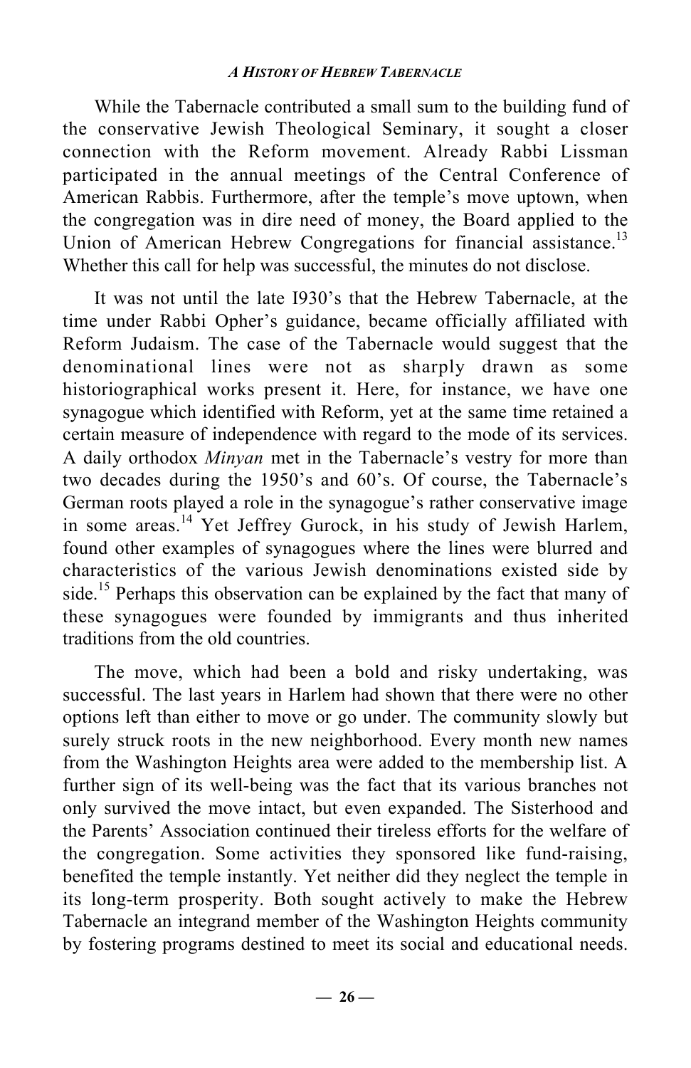While the Tabernacle contributed a small sum to the building fund of the conservative Jewish Theological Seminary, it sought a closer connection with the Reform movement. Already Rabbi Lissman participated in the annual meetings of the Central Conference of American Rabbis. Furthermore, after the temple's move uptown, when the congregation was in dire need of money, the Board applied to the Union of American Hebrew Congregations for financial assistance.[13] Whether this call for help was successful, the minutes do not disclose.

It was not until the late I930's that the Hebrew Tabernacle, at the time under Rabbi Opher's guidance, became officially affiliated with Reform Judaism. The case of the Tabernacle would suggest that the denominational lines were not as sharply drawn as some historiographical works present it. Here, for instance, we have one synagogue which identified with Reform, yet at the same time retained a certain measure of independence with regard to the mode of its services. A daily orthodox *Minyan* met in the Tabernacle's vestry for more than two decades during the 1950's and 60's. Of course, the Tabernacle's German roots played a role in the synagogue's rather conservative image in some areas.[14] Yet Jeffrey Gurock, in his study of Jewish Harlem, found other examples of synagogues where the lines were blurred and characteristics of the various Jewish denominations existed side by side.[15] Perhaps this observation can be explained by the fact that many of these synagogues were founded by immigrants and thus inherited traditions from the old countries.

The move, which had been a bold and risky undertaking, was successful. The last years in Harlem had shown that there were no other options left than either to move or go under. The community slowly but surely struck roots in the new neighborhood. Every month new names from the Washington Heights area were added to the membership list. A further sign of its well-being was the fact that its various branches not only survived the move intact, but even expanded. The Sisterhood and the Parents' Association continued their tireless efforts for the welfare of the congregation. Some activities they sponsored like fund-raising, benefited the temple instantly. Yet neither did they neglect the temple in its long-term prosperity. Both sought actively to make the Hebrew Tabernacle an integrand member of the Washington Heights community by fostering programs destined to meet its social and educational needs.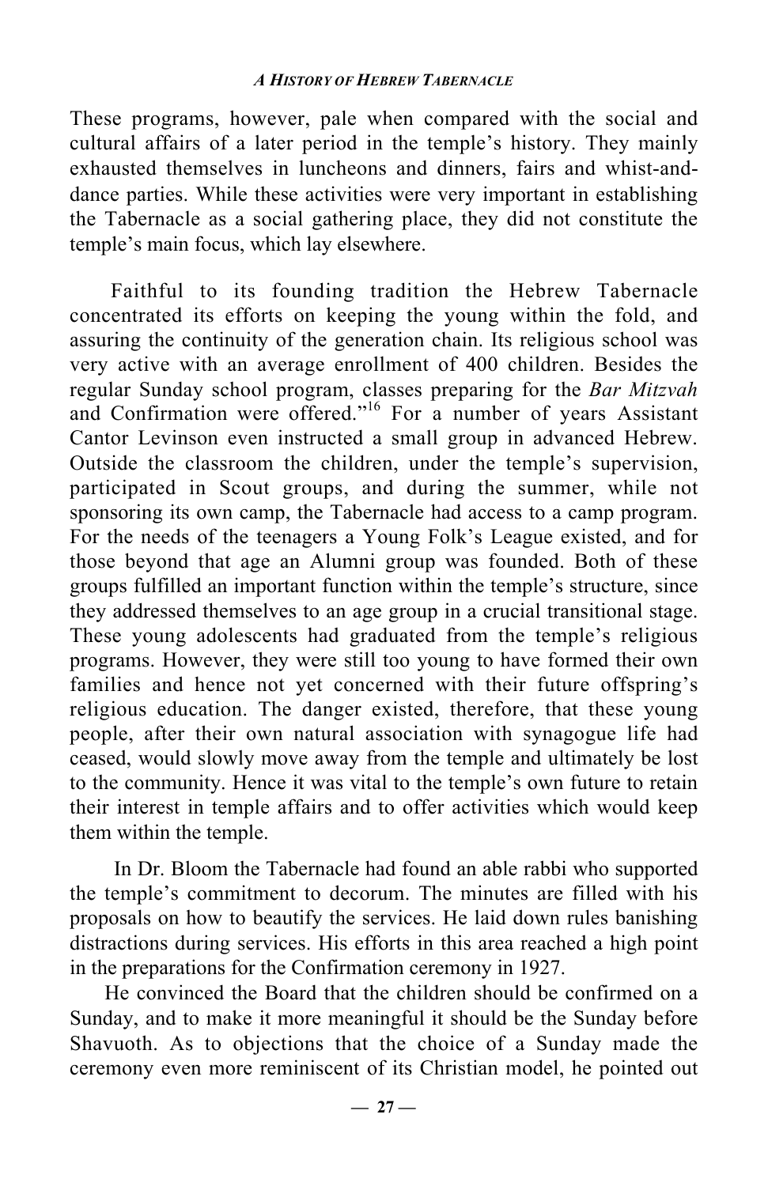These programs, however, pale when compared with the social and cultural affairs of a later period in the temple's history. They mainly exhausted themselves in luncheons and dinners, fairs and whist-and-dance parties. While these activities were very important in establishing the Tabernacle as a social gathering place, they did not constitute the temple's main focus, which lay elsewhere.

Faithful to its founding tradition the Hebrew Tabernacle concentrated its efforts on keeping the young within the fold, and assuring the continuity of the generation chain. Its religious school was very active with an average enrollment of 400 children. Besides the regular Sunday school program, classes preparing for the *Bar Mitzvah* and Confirmation were offered."[16] For a number of years Assistant Cantor Levinson even instructed a small group in advanced Hebrew. Outside the classroom the children, under the temple's supervision, participated in Scout groups, and during the summer, while not sponsoring its own camp, the Tabernacle had access to a camp program. For the needs of the teenagers a Young Folk's League existed, and for those beyond that age an Alumni group was founded. Both of these groups fulfilled an important function within the temple's structure, since they addressed themselves to an age group in a crucial transitional stage. These young adolescents had graduated from the temple's religious programs. However, they were still too young to have formed their own families and hence not yet concerned with their future offspring's religious education. The danger existed, therefore, that these young people, after their own natural association with synagogue life had ceased, would slowly move away from the temple and ultimately be lost to the community. Hence it was vital to the temple's own future to retain their interest in temple affairs and to offer activities which would keep them within the temple.

In Dr. Bloom the Tabernacle had found an able rabbi who supported the temple's commitment to decorum. The minutes are filled with his proposals on how to beautify the services. He laid down rules banishing distractions during services. His efforts in this area reached a high point in the preparations for the Confirmation ceremony in 1927.

He convinced the Board that the children should be confirmed on a Sunday, and to make it more meaningful it should be the Sunday before Shavuoth. As to objections that the choice of a Sunday made the ceremony even more reminiscent of its Christian model, he pointed out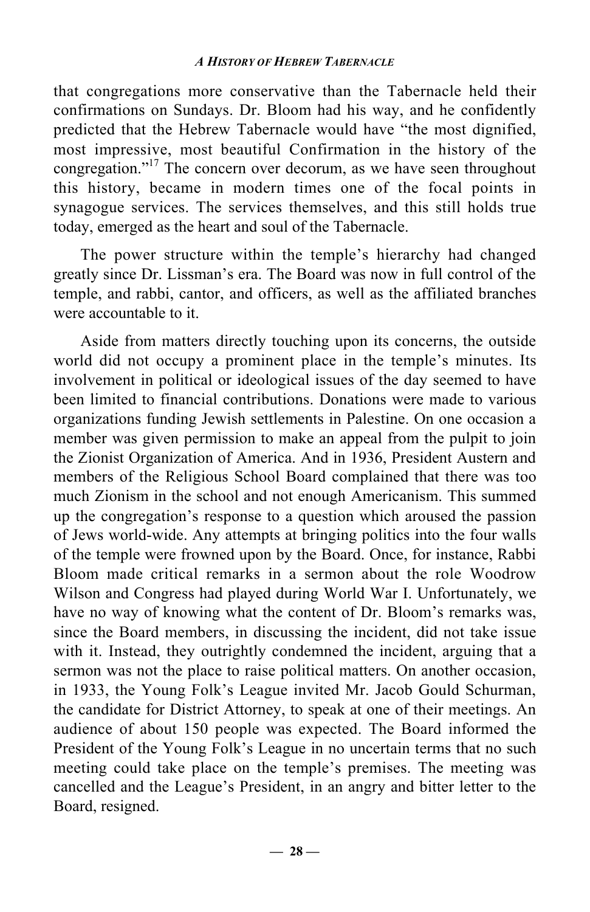that congregations more conservative than the Tabernacle held their confirmations on Sundays. Dr. Bloom had his way, and he confidently predicted that the Hebrew Tabernacle would have "the most dignified, most impressive, most beautiful Confirmation in the history of the congregation."[17] The concern over decorum, as we have seen throughout this history, became in modern times one of the focal points in synagogue services. The services themselves, and this still holds true today, emerged as the heart and soul of the Tabernacle.

The power structure within the temple's hierarchy had changed greatly since Dr. Lissman's era. The Board was now in full control of the temple, and rabbi, cantor, and officers, as well as the affiliated branches were accountable to it.

Aside from matters directly touching upon its concerns, the outside world did not occupy a prominent place in the temple's minutes. Its involvement in political or ideological issues of the day seemed to have been limited to financial contributions. Donations were made to various organizations funding Jewish settlements in Palestine. On one occasion a member was given permission to make an appeal from the pulpit to join the Zionist Organization of America. And in 1936, President Austern and members of the Religious School Board complained that there was too much Zionism in the school and not enough Americanism. This summed up the congregation's response to a question which aroused the passion of Jews world-wide. Any attempts at bringing politics into the four walls of the temple were frowned upon by the Board. Once, for instance, Rabbi Bloom made critical remarks in a sermon about the role Woodrow Wilson and Congress had played during World War I. Unfortunately, we have no way of knowing what the content of Dr. Bloom's remarks was, since the Board members, in discussing the incident, did not take issue with it. Instead, they outrightly condemned the incident, arguing that a sermon was not the place to raise political matters. On another occasion, in 1933, the Young Folk's League invited Mr. Jacob Gould Schurman, the candidate for District Attorney, to speak at one of their meetings. An audience of about 150 people was expected. The Board informed the President of the Young Folk's League in no uncertain terms that no such meeting could take place on the temple's premises. The meeting was cancelled and the League's President, in an angry and bitter letter to the Board, resigned.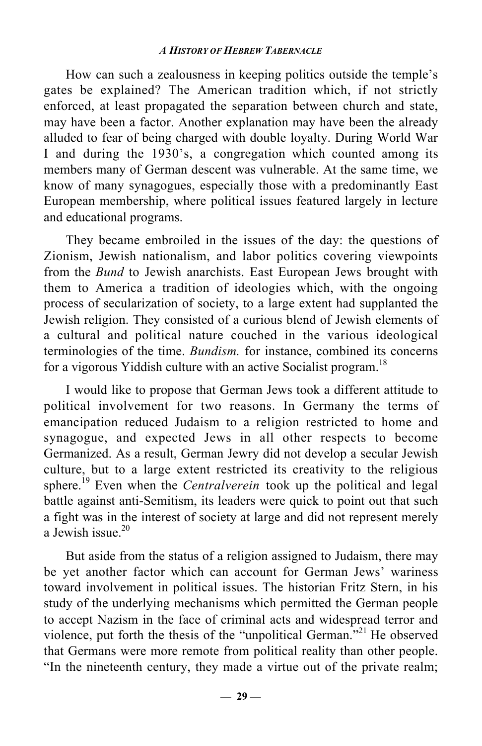How can such a zealousness in keeping politics outside the temple's gates be explained? The American tradition which, if not strictly enforced, at least propagated the separation between church and state, may have been a factor. Another explanation may have been the already alluded to fear of being charged with double loyalty. During World War I and during the 1930's, a congregation which counted among its members many of German descent was vulnerable. At the same time, we know of many synagogues, especially those with a predominantly East European membership, where political issues featured largely in lecture and educational programs.

They became embroiled in the issues of the day: the questions of Zionism, Jewish nationalism, and labor politics covering viewpoints from the *Bund* to Jewish anarchists. East European Jews brought with them to America a tradition of ideologies which, with the ongoing process of secularization of society, to a large extent had supplanted the Jewish religion. They consisted of a curious blend of Jewish elements of a cultural and political nature couched in the various ideological terminologies of the time. *Bundism.* for instance, combined its concerns for a vigorous Yiddish culture with an active Socialist program.[18]

I would like to propose that German Jews took a different attitude to political involvement for two reasons. In Germany the terms of emancipation reduced Judaism to a religion restricted to home and synagogue, and expected Jews in all other respects to become Germanized. As a result, German Jewry did not develop a secular Jewish culture, but to a large extent restricted its creativity to the religious sphere.[19] Even when the *Centralverein* took up the political and legal battle against anti-Semitism, its leaders were quick to point out that such a fight was in the interest of society at large and did not represent merely a Jewish issue.[20]

But aside from the status of a religion assigned to Judaism, there may be yet another factor which can account for German Jews' wariness toward involvement in political issues. The historian Fritz Stern, in his study of the underlying mechanisms which permitted the German people to accept Nazism in the face of criminal acts and widespread terror and violence, put forth the thesis of the "unpolitical German."[21] He observed that Germans were more remote from political reality than other people. "In the nineteenth century, they made a virtue out of the private realm;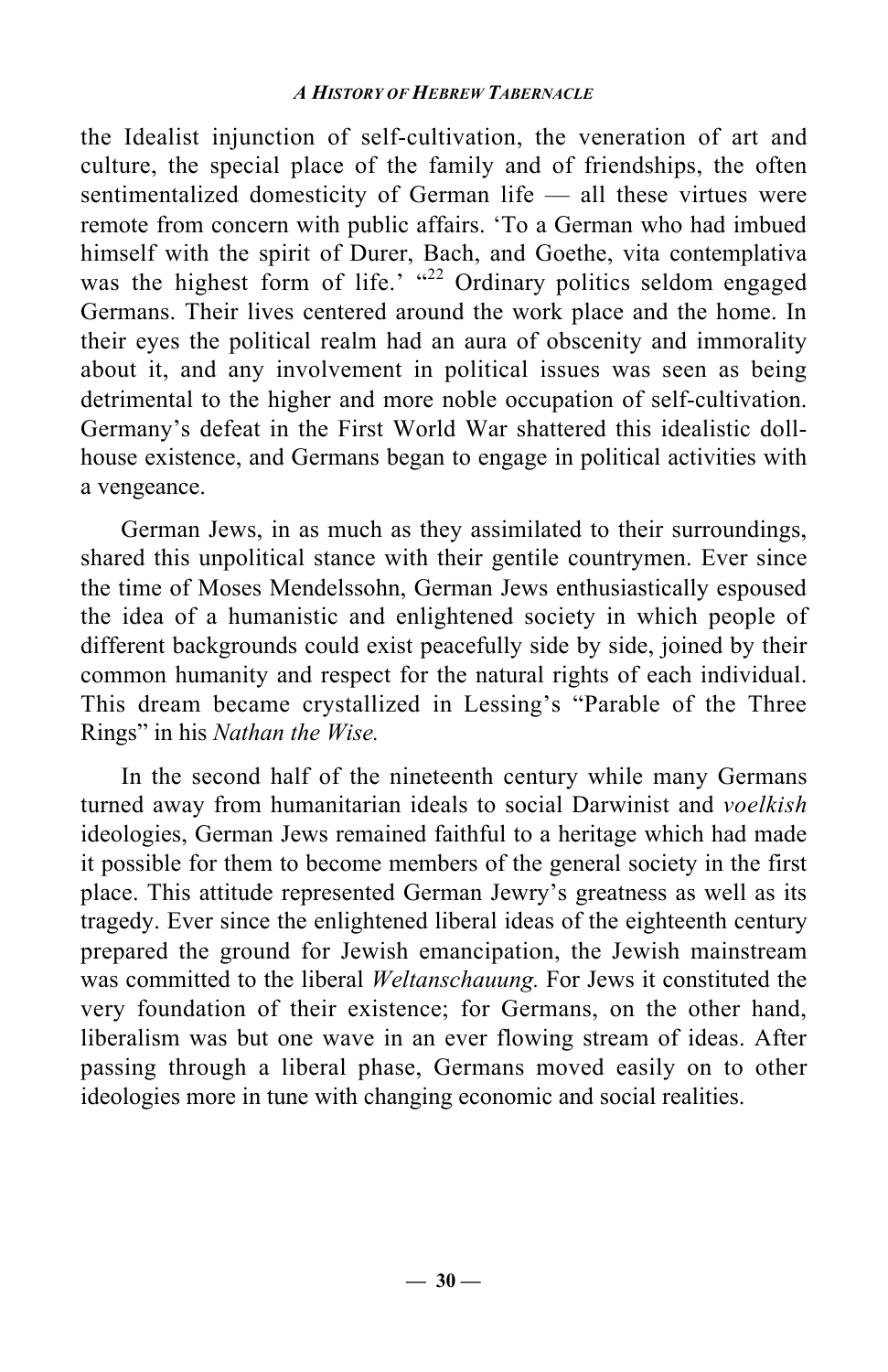the Idealist injunction of self-cultivation, the veneration of art and culture, the special place of the family and of friendships, the often sentimentalized domesticity of German life — all these virtues were remote from concern with public affairs. 'To a German who had imbued himself with the spirit of Durer, Bach, and Goethe, vita contemplativa was the highest form of life.' "[22] Ordinary politics seldom engaged Germans. Their lives centered around the work place and the home. In their eyes the political realm had an aura of obscenity and immorality about it, and any involvement in political issues was seen as being detrimental to the higher and more noble occupation of self-cultivation. Germany's defeat in the First World War shattered this idealistic doll-house existence, and Germans began to engage in political activities with a vengeance.

German Jews, in as much as they assimilated to their surroundings, shared this unpolitical stance with their gentile countrymen. Ever since the time of Moses Mendelssohn, German Jews enthusiastically espoused the idea of a humanistic and enlightened society in which people of different backgrounds could exist peacefully side by side, joined by their common humanity and respect for the natural rights of each individual. This dream became crystallized in Lessing's "Parable of the Three Rings" in his *Nathan the Wise.*

In the second half of the nineteenth century while many Germans turned away from humanitarian ideals to social Darwinist and *voelkish* ideologies, German Jews remained faithful to a heritage which had made it possible for them to become members of the general society in the first place. This attitude represented German Jewry's greatness as well as its tragedy. Ever since the enlightened liberal ideas of the eighteenth century prepared the ground for Jewish emancipation, the Jewish mainstream was committed to the liberal *Weltanschauung.* For Jews it constituted the very foundation of their existence; for Germans, on the other hand, liberalism was but one wave in an ever flowing stream of ideas. After passing through a liberal phase, Germans moved easily on to other ideologies more in tune with changing economic and social realities.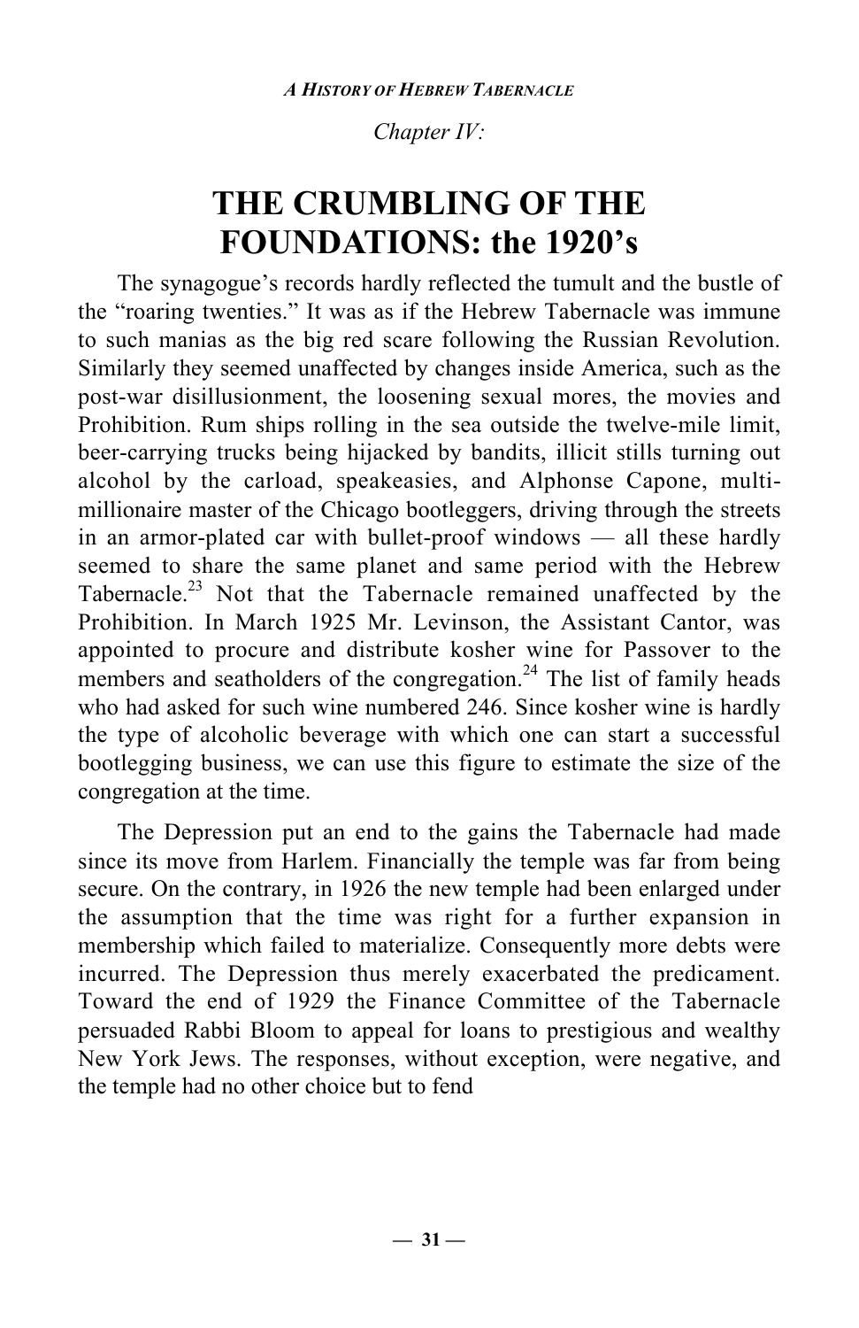*Chapter IV:*

# THE CRUMBLING OF THE FOUNDATIONS: the 1920's

The synagogue's records hardly reflected the tumult and the bustle of the "roaring twenties." It was as if the Hebrew Tabernacle was immune to such manias as the big red scare following the Russian Revolution. Similarly they seemed unaffected by changes inside America, such as the post-war disillusionment, the loosening sexual mores, the movies and Prohibition. Rum ships rolling in the sea outside the twelve-mile limit, beer-carrying trucks being hijacked by bandits, illicit stills turning out alcohol by the carload, speakeasies, and Alphonse Capone, multi-millionaire master of the Chicago bootleggers, driving through the streets in an armor-plated car with bullet-proof windows — all these hardly seemed to share the same planet and same period with the Hebrew Tabernacle.[23] Not that the Tabernacle remained unaffected by the Prohibition. In March 1925 Mr. Levinson, the Assistant Cantor, was appointed to procure and distribute kosher wine for Passover to the members and seatholders of the congregation.[24] The list of family heads who had asked for such wine numbered 246. Since kosher wine is hardly the type of alcoholic beverage with which one can start a successful bootlegging business, we can use this figure to estimate the size of the congregation at the time.

The Depression put an end to the gains the Tabernacle had made since its move from Harlem. Financially the temple was far from being secure. On the contrary, in 1926 the new temple had been enlarged under the assumption that the time was right for a further expansion in membership which failed to materialize. Consequently more debts were incurred. The Depression thus merely exacerbated the predicament. Toward the end of 1929 the Finance Committee of the Tabernacle persuaded Rabbi Bloom to appeal for loans to prestigious and wealthy New York Jews. The responses, without exception, were negative, and the temple had no other choice but to fend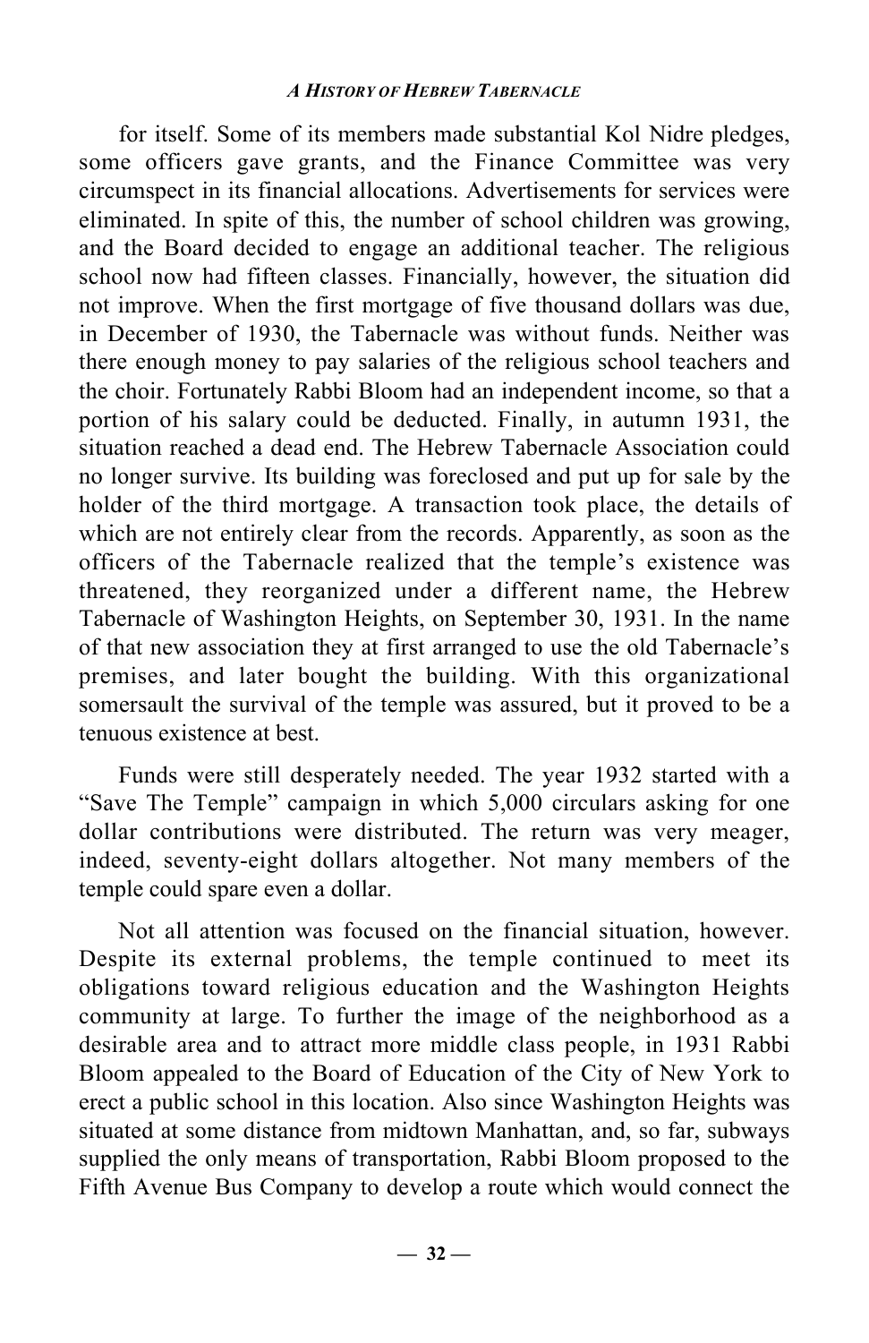for itself. Some of its members made substantial Kol Nidre pledges, some officers gave grants, and the Finance Committee was very circumspect in its financial allocations. Advertisements for services were eliminated. In spite of this, the number of school children was growing, and the Board decided to engage an additional teacher. The religious school now had fifteen classes. Financially, however, the situation did not improve. When the first mortgage of five thousand dollars was due, in December of 1930, the Tabernacle was without funds. Neither was there enough money to pay salaries of the religious school teachers and the choir. Fortunately Rabbi Bloom had an independent income, so that a portion of his salary could be deducted. Finally, in autumn 1931, the situation reached a dead end. The Hebrew Tabernacle Association could no longer survive. Its building was foreclosed and put up for sale by the holder of the third mortgage. A transaction took place, the details of which are not entirely clear from the records. Apparently, as soon as the officers of the Tabernacle realized that the temple's existence was threatened, they reorganized under a different name, the Hebrew Tabernacle of Washington Heights, on September 30, 1931. In the name of that new association they at first arranged to use the old Tabernacle's premises, and later bought the building. With this organizational somersault the survival of the temple was assured, but it proved to be a tenuous existence at best.

Funds were still desperately needed. The year 1932 started with a "Save The Temple" campaign in which 5,000 circulars asking for one dollar contributions were distributed. The return was very meager, indeed, seventy-eight dollars altogether. Not many members of the temple could spare even a dollar.

Not all attention was focused on the financial situation, however. Despite its external problems, the temple continued to meet its obligations toward religious education and the Washington Heights community at large. To further the image of the neighborhood as a desirable area and to attract more middle class people, in 1931 Rabbi Bloom appealed to the Board of Education of the City of New York to erect a public school in this location. Also since Washington Heights was situated at some distance from midtown Manhattan, and, so far, subways supplied the only means of transportation, Rabbi Bloom proposed to the Fifth Avenue Bus Company to develop a route which would connect the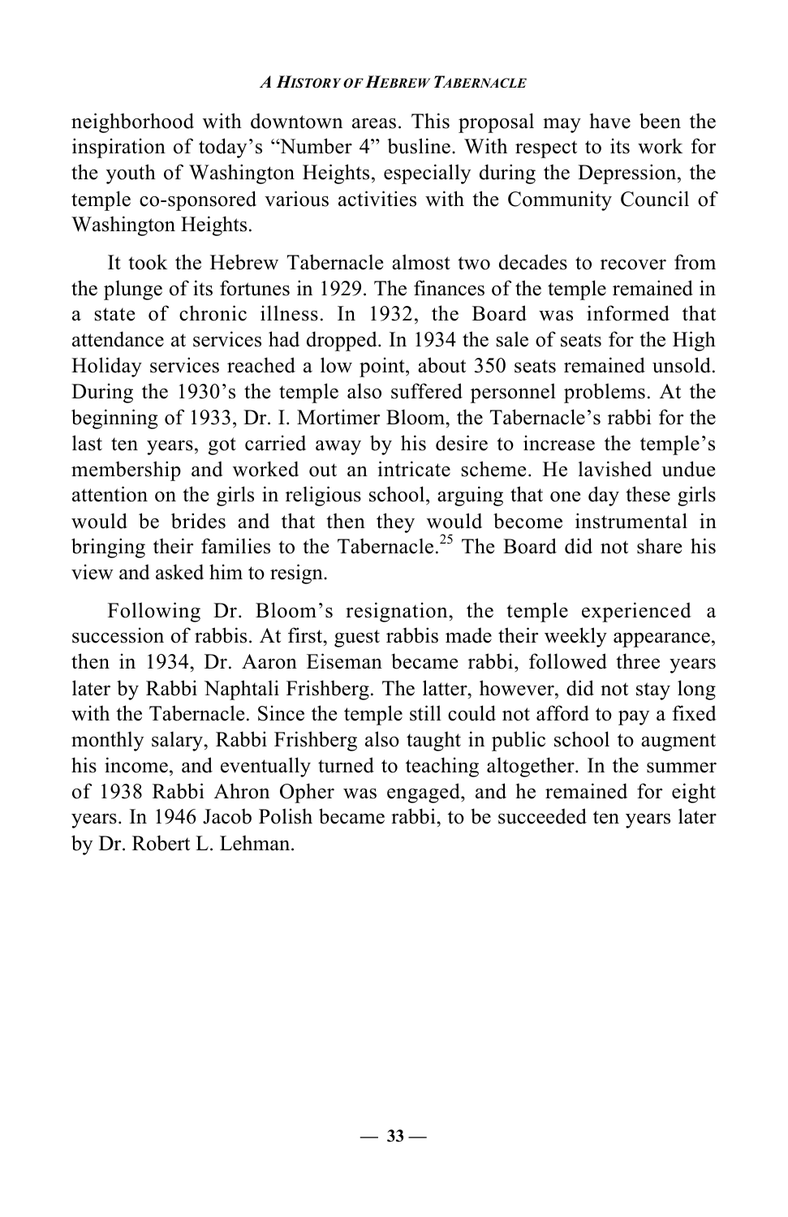neighborhood with downtown areas. This proposal may have been the inspiration of today's "Number 4" busline. With respect to its work for the youth of Washington Heights, especially during the Depression, the temple co-sponsored various activities with the Community Council of Washington Heights.

It took the Hebrew Tabernacle almost two decades to recover from the plunge of its fortunes in 1929. The finances of the temple remained in a state of chronic illness. In 1932, the Board was informed that attendance at services had dropped. In 1934 the sale of seats for the High Holiday services reached a low point, about 350 seats remained unsold. During the 1930's the temple also suffered personnel problems. At the beginning of 1933, Dr. I. Mortimer Bloom, the Tabernacle's rabbi for the last ten years, got carried away by his desire to increase the temple's membership and worked out an intricate scheme. He lavished undue attention on the girls in religious school, arguing that one day these girls would be brides and that then they would become instrumental in bringing their families to the Tabernacle.[25] The Board did not share his view and asked him to resign.

Following Dr. Bloom's resignation, the temple experienced a succession of rabbis. At first, guest rabbis made their weekly appearance, then in 1934, Dr. Aaron Eiseman became rabbi, followed three years later by Rabbi Naphtali Frishberg. The latter, however, did not stay long with the Tabernacle. Since the temple still could not afford to pay a fixed monthly salary, Rabbi Frishberg also taught in public school to augment his income, and eventually turned to teaching altogether. In the summer of 1938 Rabbi Ahron Opher was engaged, and he remained for eight years. In 1946 Jacob Polish became rabbi, to be succeeded ten years later by Dr. Robert L. Lehman.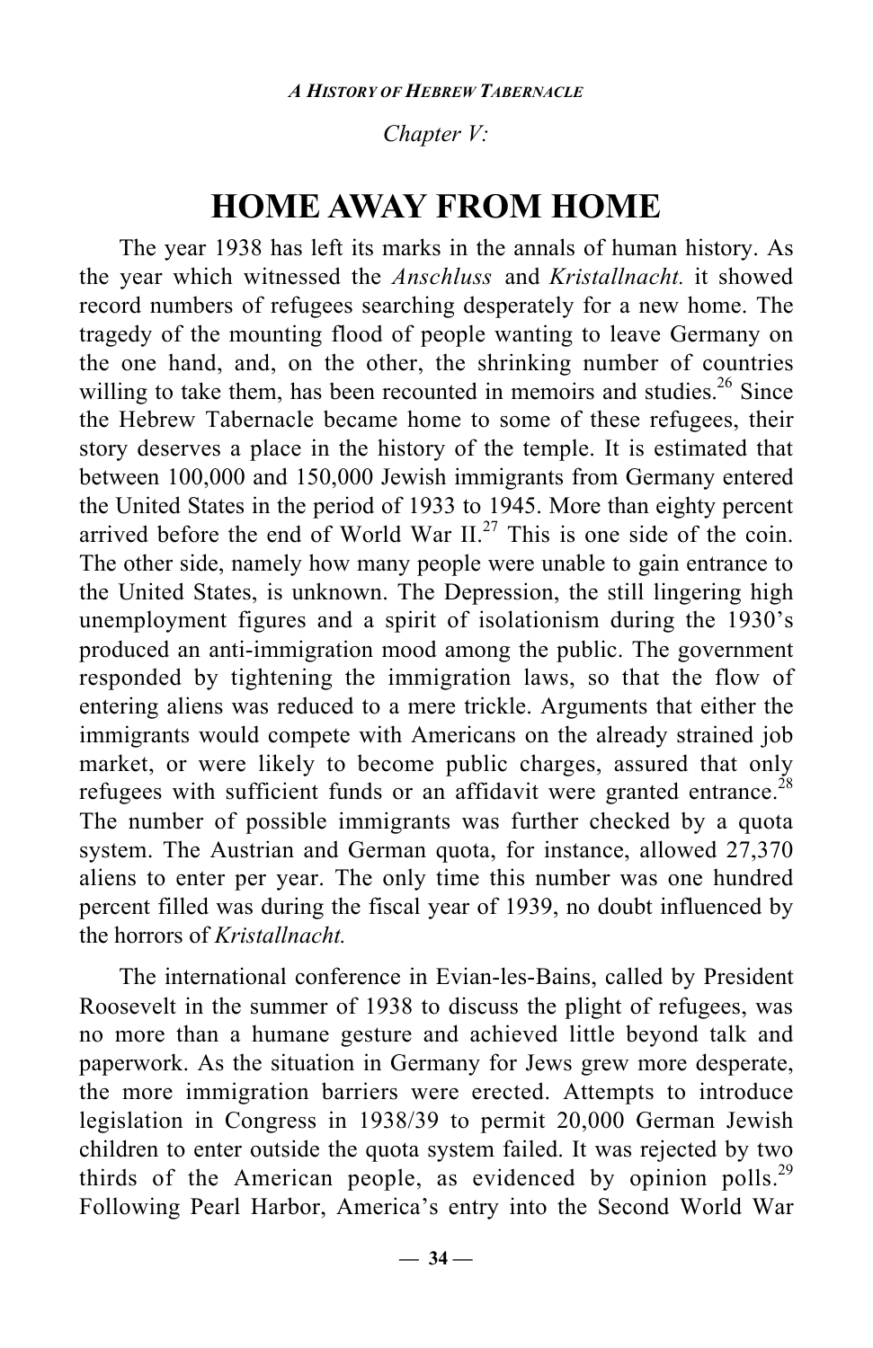*Chapter V:*

# HOME AWAY FROM HOME

The year 1938 has left its marks in the annals of human history. As the year which witnessed the *Anschluss* and *Kristallnacht.* it showed record numbers of refugees searching desperately for a new home. The tragedy of the mounting flood of people wanting to leave Germany on the one hand, and, on the other, the shrinking number of countries willing to take them, has been recounted in memoirs and studies.[26] Since the Hebrew Tabernacle became home to some of these refugees, their story deserves a place in the history of the temple. It is estimated that between 100,000 and 150,000 Jewish immigrants from Germany entered the United States in the period of 1933 to 1945. More than eighty percent arrived before the end of World War II.[27] This is one side of the coin. The other side, namely how many people were unable to gain entrance to the United States, is unknown. The Depression, the still lingering high unemployment figures and a spirit of isolationism during the 1930's produced an anti-immigration mood among the public. The government responded by tightening the immigration laws, so that the flow of entering aliens was reduced to a mere trickle. Arguments that either the immigrants would compete with Americans on the already strained job market, or were likely to become public charges, assured that only refugees with sufficient funds or an affidavit were granted entrance.[28] The number of possible immigrants was further checked by a quota system. The Austrian and German quota, for instance, allowed 27,370 aliens to enter per year. The only time this number was one hundred percent filled was during the fiscal year of 1939, no doubt influenced by the horrors of *Kristallnacht.*

The international conference in Evian-les-Bains, called by President Roosevelt in the summer of 1938 to discuss the plight of refugees, was no more than a humane gesture and achieved little beyond talk and paperwork. As the situation in Germany for Jews grew more desperate, the more immigration barriers were erected. Attempts to introduce legislation in Congress in 1938/39 to permit 20,000 German Jewish children to enter outside the quota system failed. It was rejected by two thirds of the American people, as evidenced by opinion polls.[29] Following Pearl Harbor, America's entry into the Second World War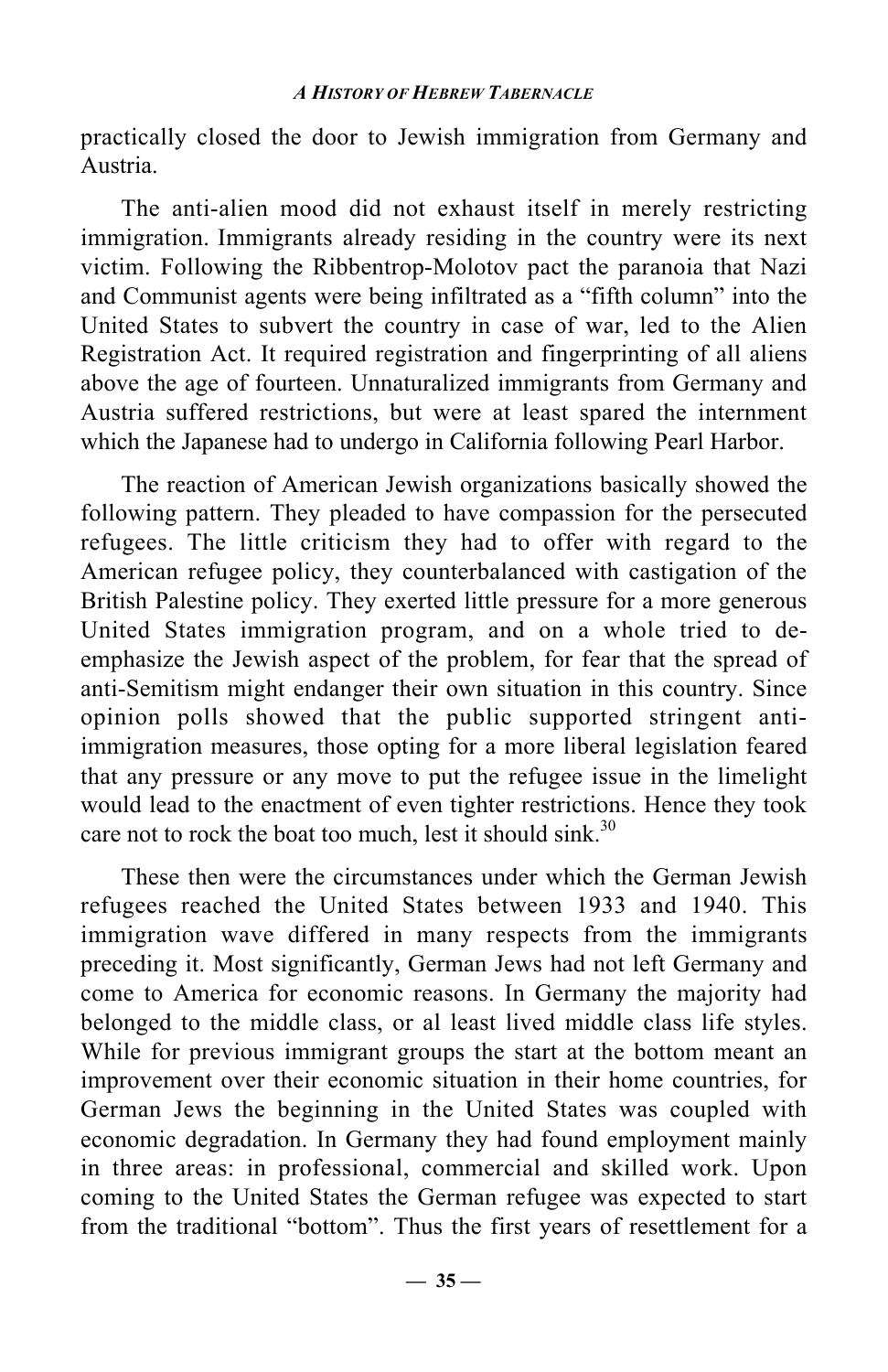practically closed the door to Jewish immigration from Germany and Austria.

The anti-alien mood did not exhaust itself in merely restricting immigration. Immigrants already residing in the country were its next victim. Following the Ribbentrop-Molotov pact the paranoia that Nazi and Communist agents were being infiltrated as a "fifth column" into the United States to subvert the country in case of war, led to the Alien Registration Act. It required registration and fingerprinting of all aliens above the age of fourteen. Unnaturalized immigrants from Germany and Austria suffered restrictions, but were at least spared the internment which the Japanese had to undergo in California following Pearl Harbor.

The reaction of American Jewish organizations basically showed the following pattern. They pleaded to have compassion for the persecuted refugees. The little criticism they had to offer with regard to the American refugee policy, they counterbalanced with castigation of the British Palestine policy. They exerted little pressure for a more generous United States immigration program, and on a whole tried to de-emphasize the Jewish aspect of the problem, for fear that the spread of anti-Semitism might endanger their own situation in this country. Since opinion polls showed that the public supported stringent anti-immigration measures, those opting for a more liberal legislation feared that any pressure or any move to put the refugee issue in the limelight would lead to the enactment of even tighter restrictions. Hence they took care not to rock the boat too much, lest it should sink.[30]

These then were the circumstances under which the German Jewish refugees reached the United States between 1933 and 1940. This immigration wave differed in many respects from the immigrants preceding it. Most significantly, German Jews had not left Germany and come to America for economic reasons. In Germany the majority had belonged to the middle class, or al least lived middle class life styles. While for previous immigrant groups the start at the bottom meant an improvement over their economic situation in their home countries, for German Jews the beginning in the United States was coupled with economic degradation. In Germany they had found employment mainly in three areas: in professional, commercial and skilled work. Upon coming to the United States the German refugee was expected to start from the traditional "bottom". Thus the first years of resettlement for a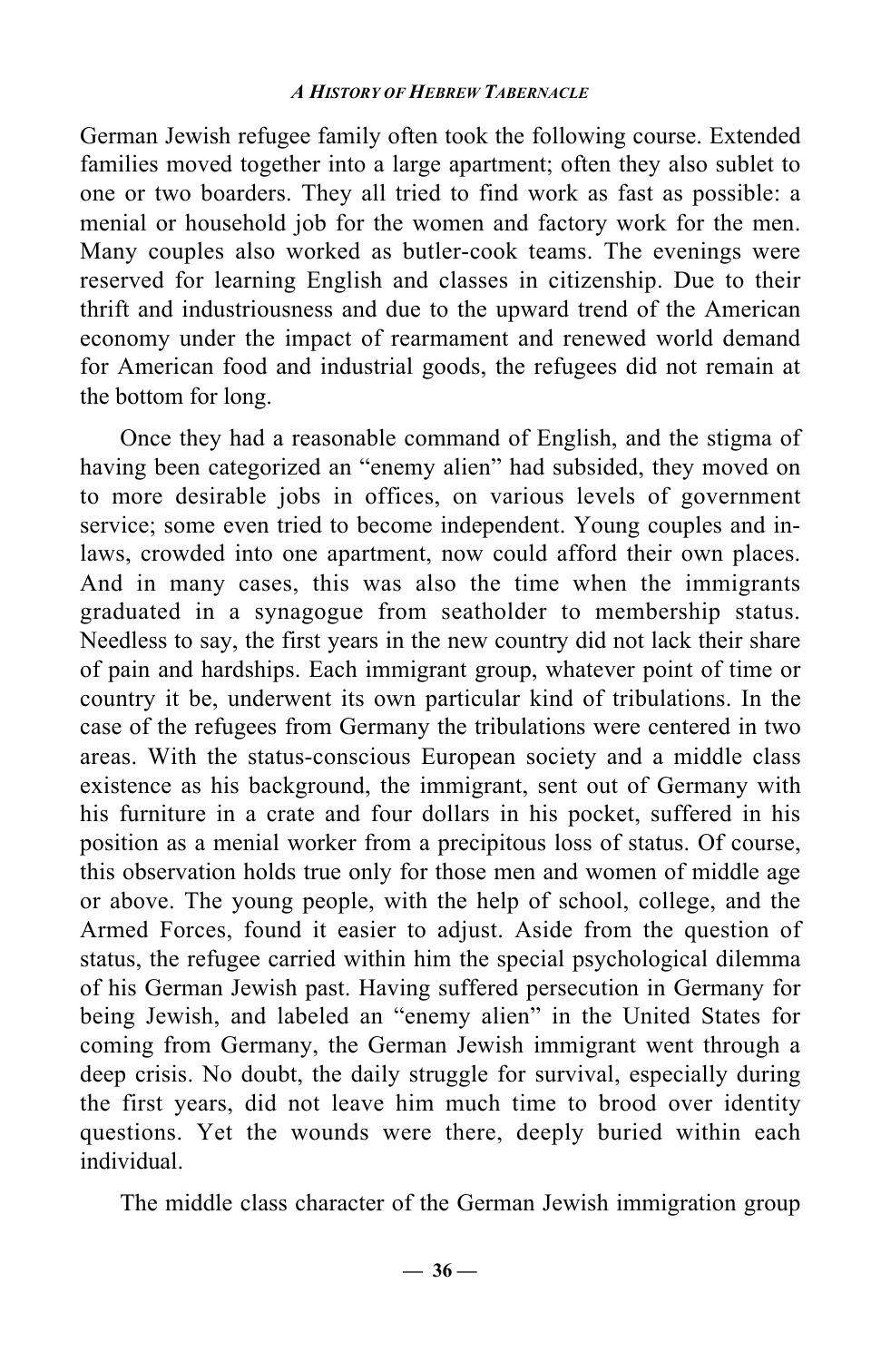German Jewish refugee family often took the following course. Extended families moved together into a large apartment; often they also sublet to one or two boarders. They all tried to find work as fast as possible: a menial or household job for the women and factory work for the men. Many couples also worked as butler-cook teams. The evenings were reserved for learning English and classes in citizenship. Due to their thrift and industriousness and due to the upward trend of the American economy under the impact of rearmament and renewed world demand for American food and industrial goods, the refugees did not remain at the bottom for long.

Once they had a reasonable command of English, and the stigma of having been categorized an "enemy alien" had subsided, they moved on to more desirable jobs in offices, on various levels of government service; some even tried to become independent. Young couples and in-laws, crowded into one apartment, now could afford their own places. And in many cases, this was also the time when the immigrants graduated in a synagogue from seatholder to membership status. Needless to say, the first years in the new country did not lack their share of pain and hardships. Each immigrant group, whatever point of time or country it be, underwent its own particular kind of tribulations. In the case of the refugees from Germany the tribulations were centered in two areas. With the status-conscious European society and a middle class existence as his background, the immigrant, sent out of Germany with his furniture in a crate and four dollars in his pocket, suffered in his position as a menial worker from a precipitous loss of status. Of course, this observation holds true only for those men and women of middle age or above. The young people, with the help of school, college, and the Armed Forces, found it easier to adjust. Aside from the question of status, the refugee carried within him the special psychological dilemma of his German Jewish past. Having suffered persecution in Germany for being Jewish, and labeled an "enemy alien" in the United States for coming from Germany, the German Jewish immigrant went through a deep crisis. No doubt, the daily struggle for survival, especially during the first years, did not leave him much time to brood over identity questions. Yet the wounds were there, deeply buried within each individual.

The middle class character of the German Jewish immigration group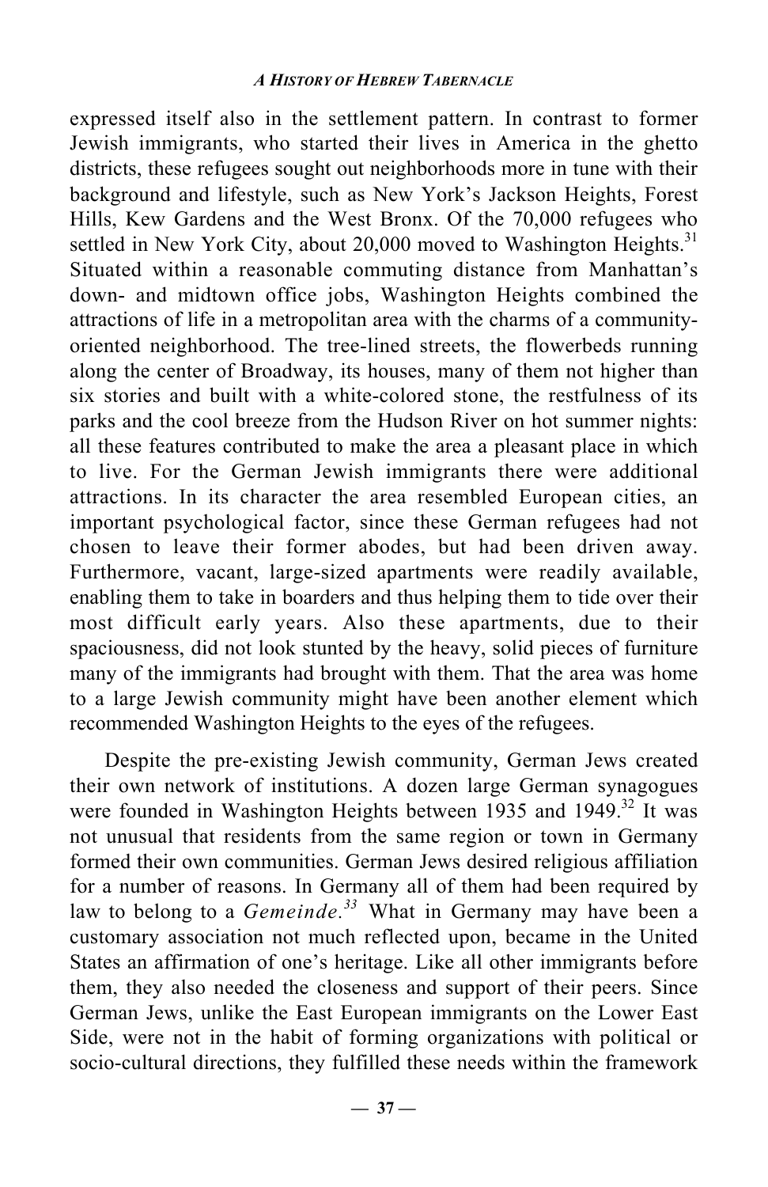expressed itself also in the settlement pattern. In contrast to former Jewish immigrants, who started their lives in America in the ghetto districts, these refugees sought out neighborhoods more in tune with their background and lifestyle, such as New York's Jackson Heights, Forest Hills, Kew Gardens and the West Bronx. Of the 70,000 refugees who settled in New York City, about 20,000 moved to Washington Heights.[31] Situated within a reasonable commuting distance from Manhattan's down- and midtown office jobs, Washington Heights combined the attractions of life in a metropolitan area with the charms of a community-oriented neighborhood. The tree-lined streets, the flowerbeds running along the center of Broadway, its houses, many of them not higher than six stories and built with a white-colored stone, the restfulness of its parks and the cool breeze from the Hudson River on hot summer nights: all these features contributed to make the area a pleasant place in which to live. For the German Jewish immigrants there were additional attractions. In its character the area resembled European cities, an important psychological factor, since these German refugees had not chosen to leave their former abodes, but had been driven away. Furthermore, vacant, large-sized apartments were readily available, enabling them to take in boarders and thus helping them to tide over their most difficult early years. Also these apartments, due to their spaciousness, did not look stunted by the heavy, solid pieces of furniture many of the immigrants had brought with them. That the area was home to a large Jewish community might have been another element which recommended Washington Heights to the eyes of the refugees.

Despite the pre-existing Jewish community, German Jews created their own network of institutions. A dozen large German synagogues were founded in Washington Heights between 1935 and 1949.[32] It was not unusual that residents from the same region or town in Germany formed their own communities. German Jews desired religious affiliation for a number of reasons. In Germany all of them had been required by law to belong to a *Gemeinde*.[33] What in Germany may have been a customary association not much reflected upon, became in the United States an affirmation of one's heritage. Like all other immigrants before them, they also needed the closeness and support of their peers. Since German Jews, unlike the East European immigrants on the Lower East Side, were not in the habit of forming organizations with political or socio-cultural directions, they fulfilled these needs within the framework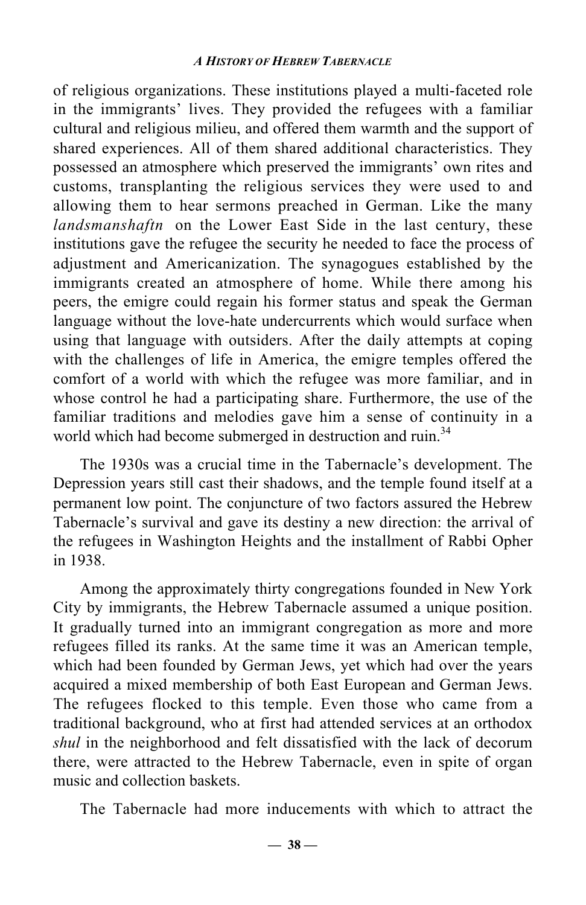of religious organizations. These institutions played a multi-faceted role in the immigrants' lives. They provided the refugees with a familiar cultural and religious milieu, and offered them warmth and the support of shared experiences. All of them shared additional characteristics. They possessed an atmosphere which preserved the immigrants' own rites and customs, transplanting the religious services they were used to and allowing them to hear sermons preached in German. Like the many *landsmanshaftn* on the Lower East Side in the last century, these institutions gave the refugee the security he needed to face the process of adjustment and Americanization. The synagogues established by the immigrants created an atmosphere of home. While there among his peers, the emigre could regain his former status and speak the German language without the love-hate undercurrents which would surface when using that language with outsiders. After the daily attempts at coping with the challenges of life in America, the emigre temples offered the comfort of a world with which the refugee was more familiar, and in whose control he had a participating share. Furthermore, the use of the familiar traditions and melodies gave him a sense of continuity in a world which had become submerged in destruction and ruin.[34]

The 1930s was a crucial time in the Tabernacle's development. The Depression years still cast their shadows, and the temple found itself at a permanent low point. The conjuncture of two factors assured the Hebrew Tabernacle's survival and gave its destiny a new direction: the arrival of the refugees in Washington Heights and the installment of Rabbi Opher in 1938.

Among the approximately thirty congregations founded in New York City by immigrants, the Hebrew Tabernacle assumed a unique position. It gradually turned into an immigrant congregation as more and more refugees filled its ranks. At the same time it was an American temple, which had been founded by German Jews, yet which had over the years acquired a mixed membership of both East European and German Jews. The refugees flocked to this temple. Even those who came from a traditional background, who at first had attended services at an orthodox *shul* in the neighborhood and felt dissatisfied with the lack of decorum there, were attracted to the Hebrew Tabernacle, even in spite of organ music and collection baskets.

The Tabernacle had more inducements with which to attract the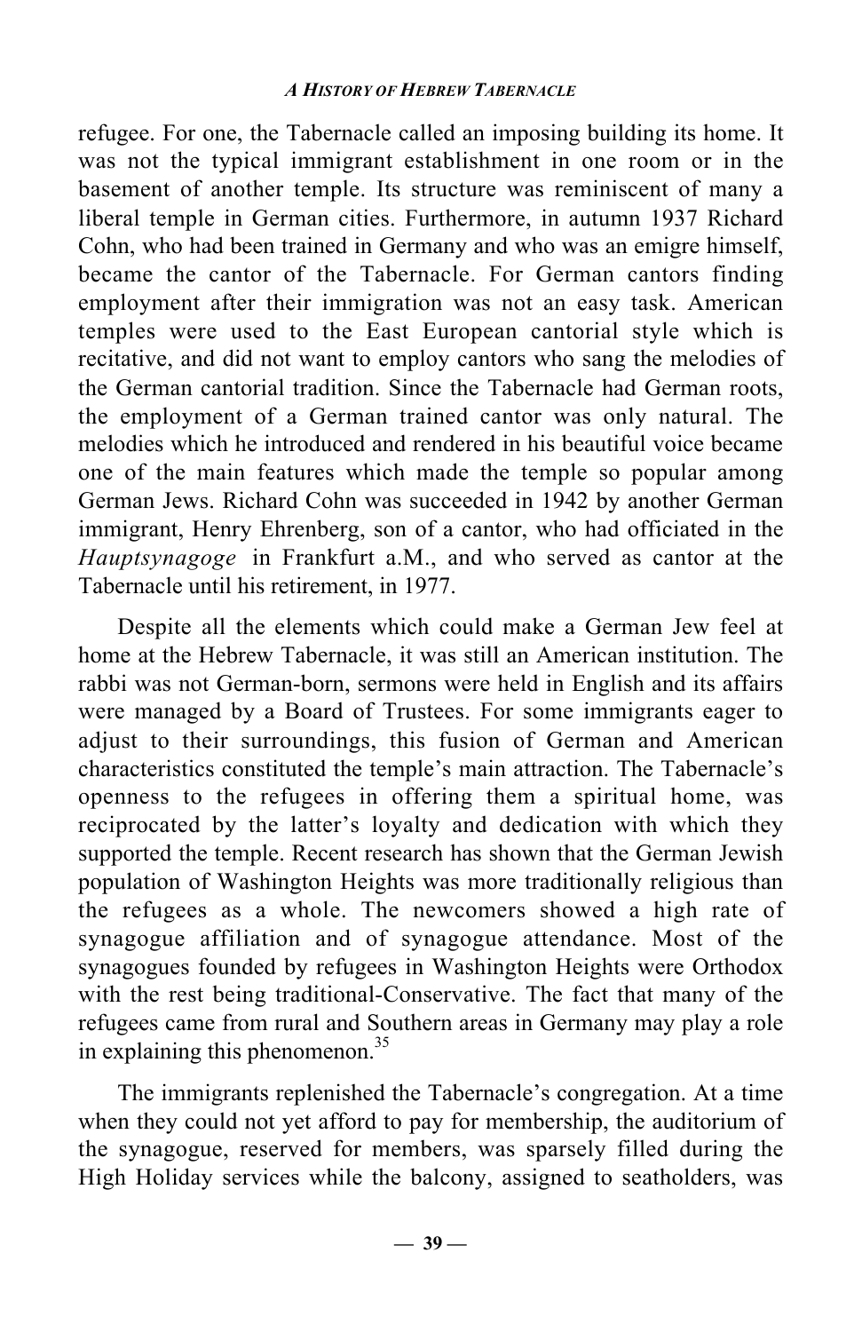refugee. For one, the Tabernacle called an imposing building its home. It was not the typical immigrant establishment in one room or in the basement of another temple. Its structure was reminiscent of many a liberal temple in German cities. Furthermore, in autumn 1937 Richard Cohn, who had been trained in Germany and who was an emigre himself, became the cantor of the Tabernacle. For German cantors finding employment after their immigration was not an easy task. American temples were used to the East European cantorial style which is recitative, and did not want to employ cantors who sang the melodies of the German cantorial tradition. Since the Tabernacle had German roots, the employment of a German trained cantor was only natural. The melodies which he introduced and rendered in his beautiful voice became one of the main features which made the temple so popular among German Jews. Richard Cohn was succeeded in 1942 by another German immigrant, Henry Ehrenberg, son of a cantor, who had officiated in the *Hauptsynagoge* in Frankfurt a.M., and who served as cantor at the Tabernacle until his retirement, in 1977.

Despite all the elements which could make a German Jew feel at home at the Hebrew Tabernacle, it was still an American institution. The rabbi was not German-born, sermons were held in English and its affairs were managed by a Board of Trustees. For some immigrants eager to adjust to their surroundings, this fusion of German and American characteristics constituted the temple's main attraction. The Tabernacle's openness to the refugees in offering them a spiritual home, was reciprocated by the latter's loyalty and dedication with which they supported the temple. Recent research has shown that the German Jewish population of Washington Heights was more traditionally religious than the refugees as a whole. The newcomers showed a high rate of synagogue affiliation and of synagogue attendance. Most of the synagogues founded by refugees in Washington Heights were Orthodox with the rest being traditional-Conservative. The fact that many of the refugees came from rural and Southern areas in Germany may play a role in explaining this phenomenon.[35]

The immigrants replenished the Tabernacle's congregation. At a time when they could not yet afford to pay for membership, the auditorium of the synagogue, reserved for members, was sparsely filled during the High Holiday services while the balcony, assigned to seatholders, was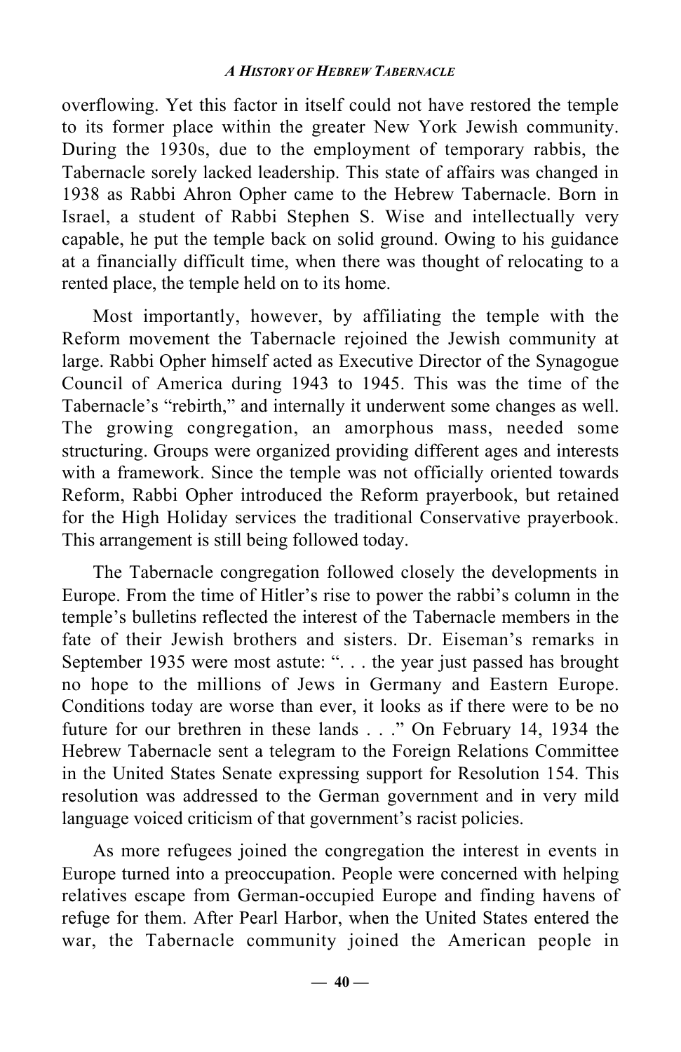overflowing. Yet this factor in itself could not have restored the temple to its former place within the greater New York Jewish community. During the 1930s, due to the employment of temporary rabbis, the Tabernacle sorely lacked leadership. This state of affairs was changed in 1938 as Rabbi Ahron Opher came to the Hebrew Tabernacle. Born in Israel, a student of Rabbi Stephen S. Wise and intellectually very capable, he put the temple back on solid ground. Owing to his guidance at a financially difficult time, when there was thought of relocating to a rented place, the temple held on to its home.

Most importantly, however, by affiliating the temple with the Reform movement the Tabernacle rejoined the Jewish community at large. Rabbi Opher himself acted as Executive Director of the Synagogue Council of America during 1943 to 1945. This was the time of the Tabernacle's "rebirth," and internally it underwent some changes as well. The growing congregation, an amorphous mass, needed some structuring. Groups were organized providing different ages and interests with a framework. Since the temple was not officially oriented towards Reform, Rabbi Opher introduced the Reform prayerbook, but retained for the High Holiday services the traditional Conservative prayerbook. This arrangement is still being followed today.

The Tabernacle congregation followed closely the developments in Europe. From the time of Hitler's rise to power the rabbi's column in the temple's bulletins reflected the interest of the Tabernacle members in the fate of their Jewish brothers and sisters. Dr. Eiseman's remarks in September 1935 were most astute: ". . . the year just passed has brought no hope to the millions of Jews in Germany and Eastern Europe. Conditions today are worse than ever, it looks as if there were to be no future for our brethren in these lands . . ." On February 14, 1934 the Hebrew Tabernacle sent a telegram to the Foreign Relations Committee in the United States Senate expressing support for Resolution 154. This resolution was addressed to the German government and in very mild language voiced criticism of that government's racist policies.

As more refugees joined the congregation the interest in events in Europe turned into a preoccupation. People were concerned with helping relatives escape from German-occupied Europe and finding havens of refuge for them. After Pearl Harbor, when the United States entered the war, the Tabernacle community joined the American people in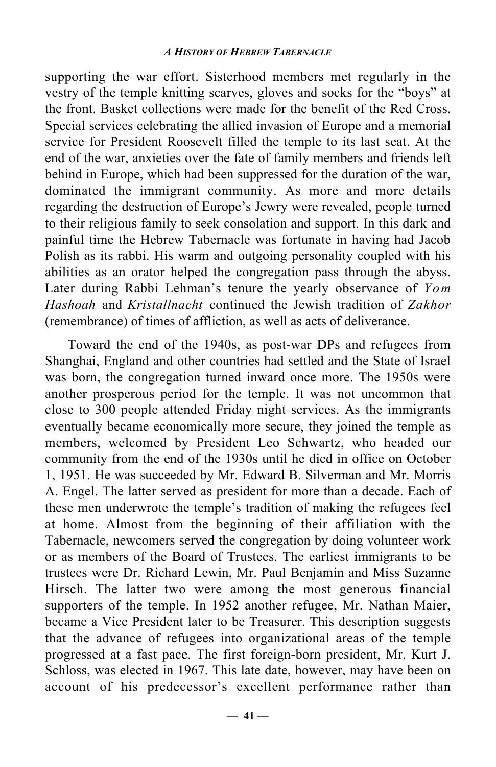supporting the war effort. Sisterhood members met regularly in the vestry of the temple knitting scarves, gloves and socks for the "boys" at the front. Basket collections were made for the benefit of the Red Cross. Special services celebrating the allied invasion of Europe and a memorial service for President Roosevelt filled the temple to its last seat. At the end of the war, anxieties over the fate of family members and friends left behind in Europe, which had been suppressed for the duration of the war, dominated the immigrant community. As more and more details regarding the destruction of Europe's Jewry were revealed, people turned to their religious family to seek consolation and support. In this dark and painful time the Hebrew Tabernacle was fortunate in having had Jacob Polish as its rabbi. His warm and outgoing personality coupled with his abilities as an orator helped the congregation pass through the abyss. Later during Rabbi Lehman's tenure the yearly observance of *Yom Hashoah* and *Kristallnacht* continued the Jewish tradition of *Zakhor* (remembrance) of times of affliction, as well as acts of deliverance.

Toward the end of the 1940s, as post-war DPs and refugees from Shanghai, England and other countries had settled and the State of Israel was born, the congregation turned inward once more. The 1950s were another prosperous period for the temple. It was not uncommon that close to 300 people attended Friday night services. As the immigrants eventually became economically more secure, they joined the temple as members, welcomed by President Leo Schwartz, who headed our community from the end of the 1930s until he died in office on October 1, 1951. He was succeeded by Mr. Edward B. Silverman and Mr. Morris A. Engel. The latter served as president for more than a decade. Each of these men underwrote the temple's tradition of making the refugees feel at home. Almost from the beginning of their affiliation with the Tabernacle, newcomers served the congregation by doing volunteer work or as members of the Board of Trustees. The earliest immigrants to be trustees were Dr. Richard Lewin, Mr. Paul Benjamin and Miss Suzanne Hirsch. The latter two were among the most generous financial supporters of the temple. In 1952 another refugee, Mr. Nathan Maier, became a Vice President later to be Treasurer. This description suggests that the advance of refugees into organizational areas of the temple progressed at a fast pace. The first foreign-born president, Mr. Kurt J. Schloss, was elected in 1967. This late date, however, may have been on account of his predecessor's excellent performance rather than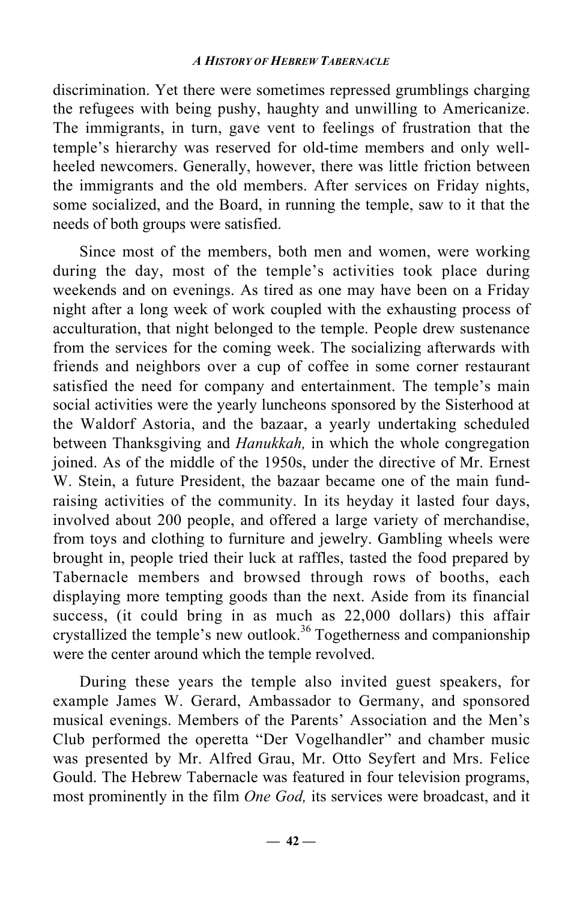discrimination. Yet there were sometimes repressed grumblings charging the refugees with being pushy, haughty and unwilling to Americanize. The immigrants, in turn, gave vent to feelings of frustration that the temple's hierarchy was reserved for old-time members and only well-heeled newcomers. Generally, however, there was little friction between the immigrants and the old members. After services on Friday nights, some socialized, and the Board, in running the temple, saw to it that the needs of both groups were satisfied.

Since most of the members, both men and women, were working during the day, most of the temple's activities took place during weekends and on evenings. As tired as one may have been on a Friday night after a long week of work coupled with the exhausting process of acculturation, that night belonged to the temple. People drew sustenance from the services for the coming week. The socializing afterwards with friends and neighbors over a cup of coffee in some corner restaurant satisfied the need for company and entertainment. The temple's main social activities were the yearly luncheons sponsored by the Sisterhood at the Waldorf Astoria, and the bazaar, a yearly undertaking scheduled between Thanksgiving and *Hanukkah,* in which the whole congregation joined. As of the middle of the 1950s, under the directive of Mr. Ernest W. Stein, a future President, the bazaar became one of the main fund-raising activities of the community. In its heyday it lasted four days, involved about 200 people, and offered a large variety of merchandise, from toys and clothing to furniture and jewelry. Gambling wheels were brought in, people tried their luck at raffles, tasted the food prepared by Tabernacle members and browsed through rows of booths, each displaying more tempting goods than the next. Aside from its financial success, (it could bring in as much as 22,000 dollars) this affair crystallized the temple's new outlook.[36] Togetherness and companionship were the center around which the temple revolved.

During these years the temple also invited guest speakers, for example James W. Gerard, Ambassador to Germany, and sponsored musical evenings. Members of the Parents' Association and the Men's Club performed the operetta "Der Vogelhandler" and chamber music was presented by Mr. Alfred Grau, Mr. Otto Seyfert and Mrs. Felice Gould. The Hebrew Tabernacle was featured in four television programs, most prominently in the film *One God,* its services were broadcast, and it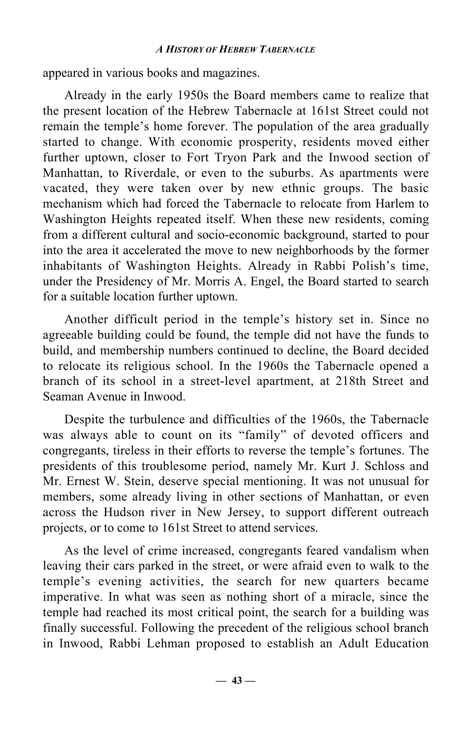appeared in various books and magazines.

Already in the early 1950s the Board members came to realize that the present location of the Hebrew Tabernacle at 161st Street could not remain the temple's home forever. The population of the area gradually started to change. With economic prosperity, residents moved either further uptown, closer to Fort Tryon Park and the Inwood section of Manhattan, to Riverdale, or even to the suburbs. As apartments were vacated, they were taken over by new ethnic groups. The basic mechanism which had forced the Tabernacle to relocate from Harlem to Washington Heights repeated itself. When these new residents, coming from a different cultural and socio-economic background, started to pour into the area it accelerated the move to new neighborhoods by the former inhabitants of Washington Heights. Already in Rabbi Polish's time, under the Presidency of Mr. Morris A. Engel, the Board started to search for a suitable location further uptown.

Another difficult period in the temple's history set in. Since no agreeable building could be found, the temple did not have the funds to build, and membership numbers continued to decline, the Board decided to relocate its religious school. In the 1960s the Tabernacle opened a branch of its school in a street-level apartment, at 218th Street and Seaman Avenue in Inwood.

Despite the turbulence and difficulties of the 1960s, the Tabernacle was always able to count on its "family" of devoted officers and congregants, tireless in their efforts to reverse the temple's fortunes. The presidents of this troublesome period, namely Mr. Kurt J. Schloss and Mr. Ernest W. Stein, deserve special mentioning. It was not unusual for members, some already living in other sections of Manhattan, or even across the Hudson river in New Jersey, to support different outreach projects, or to come to 161st Street to attend services.

As the level of crime increased, congregants feared vandalism when leaving their cars parked in the street, or were afraid even to walk to the temple's evening activities, the search for new quarters became imperative. In what was seen as nothing short of a miracle, since the temple had reached its most critical point, the search for a building was finally successful. Following the precedent of the religious school branch in Inwood, Rabbi Lehman proposed to establish an Adult Education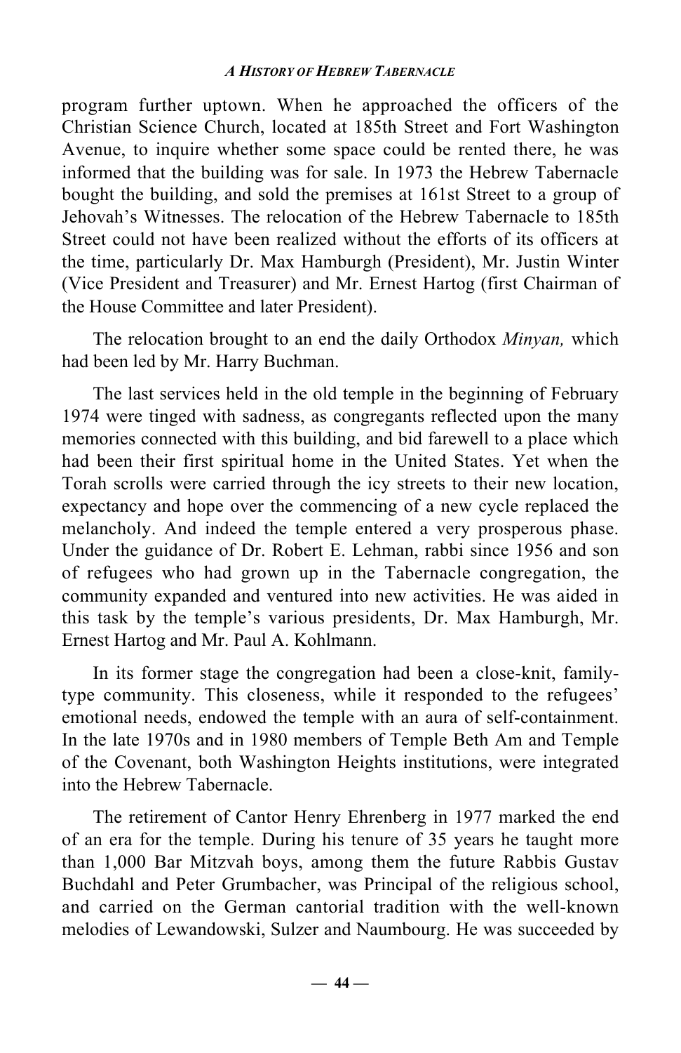program further uptown. When he approached the officers of the Christian Science Church, located at 185th Street and Fort Washington Avenue, to inquire whether some space could be rented there, he was informed that the building was for sale. In 1973 the Hebrew Tabernacle bought the building, and sold the premises at 161st Street to a group of Jehovah's Witnesses. The relocation of the Hebrew Tabernacle to 185th Street could not have been realized without the efforts of its officers at the time, particularly Dr. Max Hamburgh (President), Mr. Justin Winter (Vice President and Treasurer) and Mr. Ernest Hartog (first Chairman of the House Committee and later President).

The relocation brought to an end the daily Orthodox *Minyan,* which had been led by Mr. Harry Buchman.

The last services held in the old temple in the beginning of February 1974 were tinged with sadness, as congregants reflected upon the many memories connected with this building, and bid farewell to a place which had been their first spiritual home in the United States. Yet when the Torah scrolls were carried through the icy streets to their new location, expectancy and hope over the commencing of a new cycle replaced the melancholy. And indeed the temple entered a very prosperous phase. Under the guidance of Dr. Robert E. Lehman, rabbi since 1956 and son of refugees who had grown up in the Tabernacle congregation, the community expanded and ventured into new activities. He was aided in this task by the temple's various presidents, Dr. Max Hamburgh, Mr. Ernest Hartog and Mr. Paul A. Kohlmann.

In its former stage the congregation had been a close-knit, family-type community. This closeness, while it responded to the refugees' emotional needs, endowed the temple with an aura of self-containment. In the late 1970s and in 1980 members of Temple Beth Am and Temple of the Covenant, both Washington Heights institutions, were integrated into the Hebrew Tabernacle.

The retirement of Cantor Henry Ehrenberg in 1977 marked the end of an era for the temple. During his tenure of 35 years he taught more than 1,000 Bar Mitzvah boys, among them the future Rabbis Gustav Buchdahl and Peter Grumbacher, was Principal of the religious school, and carried on the German cantorial tradition with the well-known melodies of Lewandowski, Sulzer and Naumbourg. He was succeeded by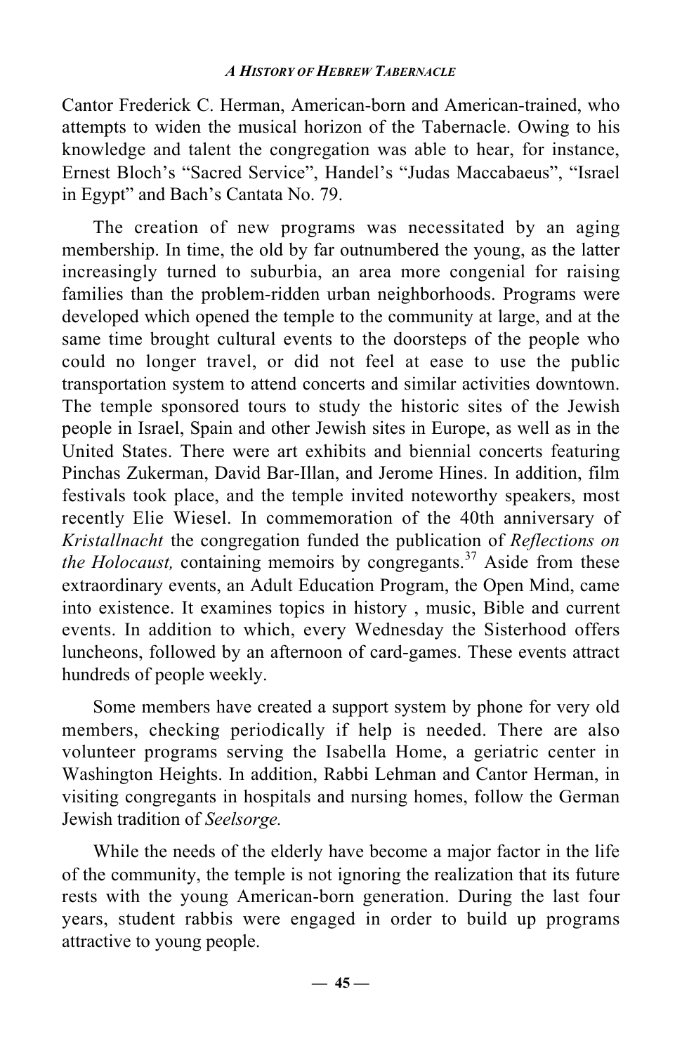Cantor Frederick C. Herman, American-born and American-trained, who attempts to widen the musical horizon of the Tabernacle. Owing to his knowledge and talent the congregation was able to hear, for instance, Ernest Bloch's "Sacred Service", Handel's "Judas Maccabaeus", "Israel in Egypt" and Bach's Cantata No. 79.

The creation of new programs was necessitated by an aging membership. In time, the old by far outnumbered the young, as the latter increasingly turned to suburbia, an area more congenial for raising families than the problem-ridden urban neighborhoods. Programs were developed which opened the temple to the community at large, and at the same time brought cultural events to the doorsteps of the people who could no longer travel, or did not feel at ease to use the public transportation system to attend concerts and similar activities downtown. The temple sponsored tours to study the historic sites of the Jewish people in Israel, Spain and other Jewish sites in Europe, as well as in the United States. There were art exhibits and biennial concerts featuring Pinchas Zukerman, David Bar-Illan, and Jerome Hines. In addition, film festivals took place, and the temple invited noteworthy speakers, most recently Elie Wiesel. In commemoration of the 40th anniversary of *Kristallnacht* the congregation funded the publication of *Reflections on the Holocaust,* containing memoirs by congregants.[37] Aside from these extraordinary events, an Adult Education Program, the Open Mind, came into existence. It examines topics in history , music, Bible and current events. In addition to which, every Wednesday the Sisterhood offers luncheons, followed by an afternoon of card-games. These events attract hundreds of people weekly.

Some members have created a support system by phone for very old members, checking periodically if help is needed. There are also volunteer programs serving the Isabella Home, a geriatric center in Washington Heights. In addition, Rabbi Lehman and Cantor Herman, in visiting congregants in hospitals and nursing homes, follow the German Jewish tradition of *Seelsorge.*

While the needs of the elderly have become a major factor in the life of the community, the temple is not ignoring the realization that its future rests with the young American-born generation. During the last four years, student rabbis were engaged in order to build up programs attractive to young people.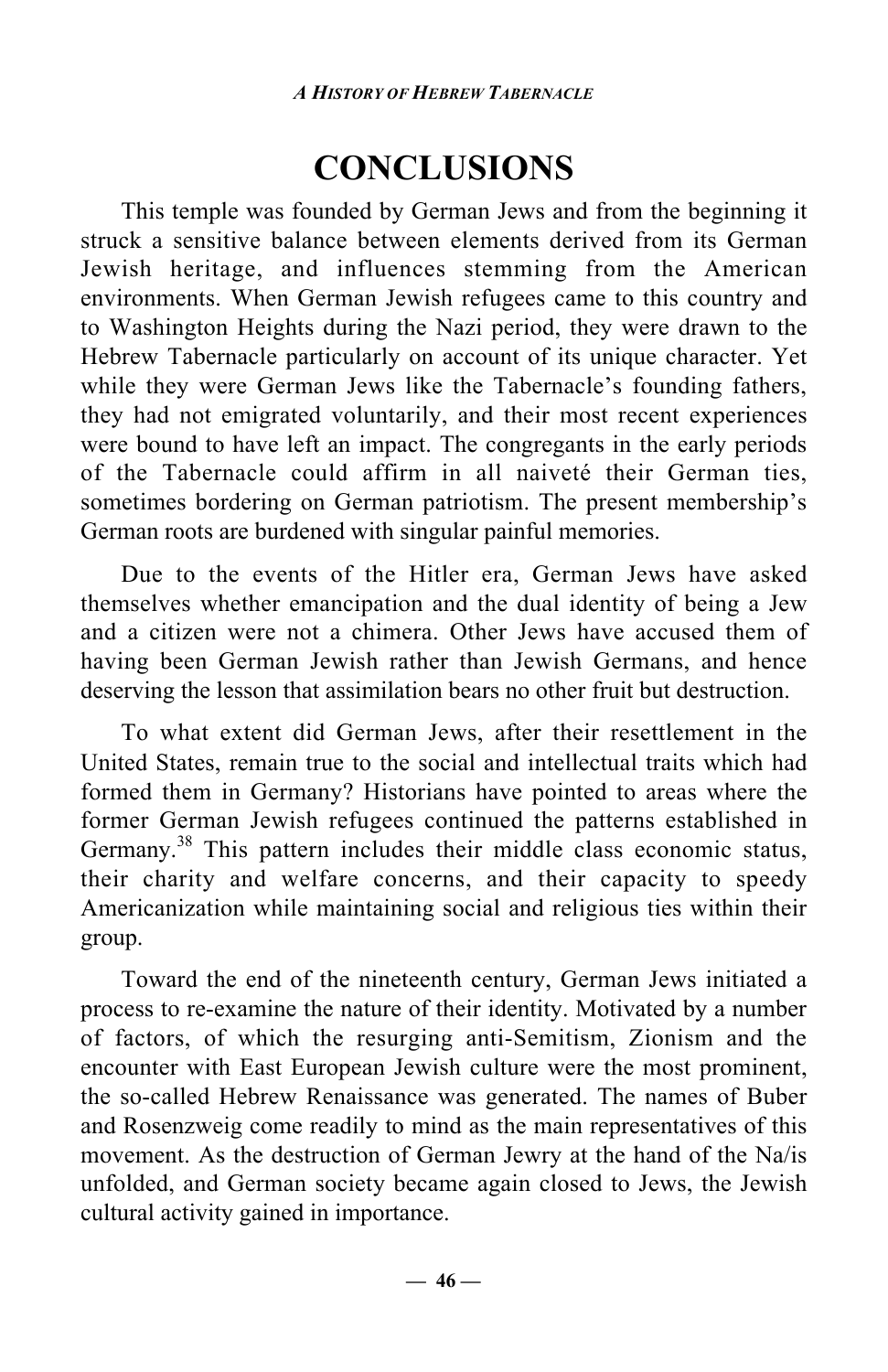# CONCLUSIONS

This temple was founded by German Jews and from the beginning it struck a sensitive balance between elements derived from its German Jewish heritage, and influences stemming from the American environments. When German Jewish refugees came to this country and to Washington Heights during the Nazi period, they were drawn to the Hebrew Tabernacle particularly on account of its unique character. Yet while they were German Jews like the Tabernacle's founding fathers, they had not emigrated voluntarily, and their most recent experiences were bound to have left an impact. The congregants in the early periods of the Tabernacle could affirm in all naiveté their German ties, sometimes bordering on German patriotism. The present membership's German roots are burdened with singular painful memories.

Due to the events of the Hitler era, German Jews have asked themselves whether emancipation and the dual identity of being a Jew and a citizen were not a chimera. Other Jews have accused them of having been German Jewish rather than Jewish Germans, and hence deserving the lesson that assimilation bears no other fruit but destruction.

To what extent did German Jews, after their resettlement in the United States, remain true to the social and intellectual traits which had formed them in Germany? Historians have pointed to areas where the former German Jewish refugees continued the patterns established in Germany.[38] This pattern includes their middle class economic status, their charity and welfare concerns, and their capacity to speedy Americanization while maintaining social and religious ties within their group.

Toward the end of the nineteenth century, German Jews initiated a process to re-examine the nature of their identity. Motivated by a number of factors, of which the resurging anti-Semitism, Zionism and the encounter with East European Jewish culture were the most prominent, the so-called Hebrew Renaissance was generated. The names of Buber and Rosenzweig come readily to mind as the main representatives of this movement. As the destruction of German Jewry at the hand of the Na/is unfolded, and German society became again closed to Jews, the Jewish cultural activity gained in importance.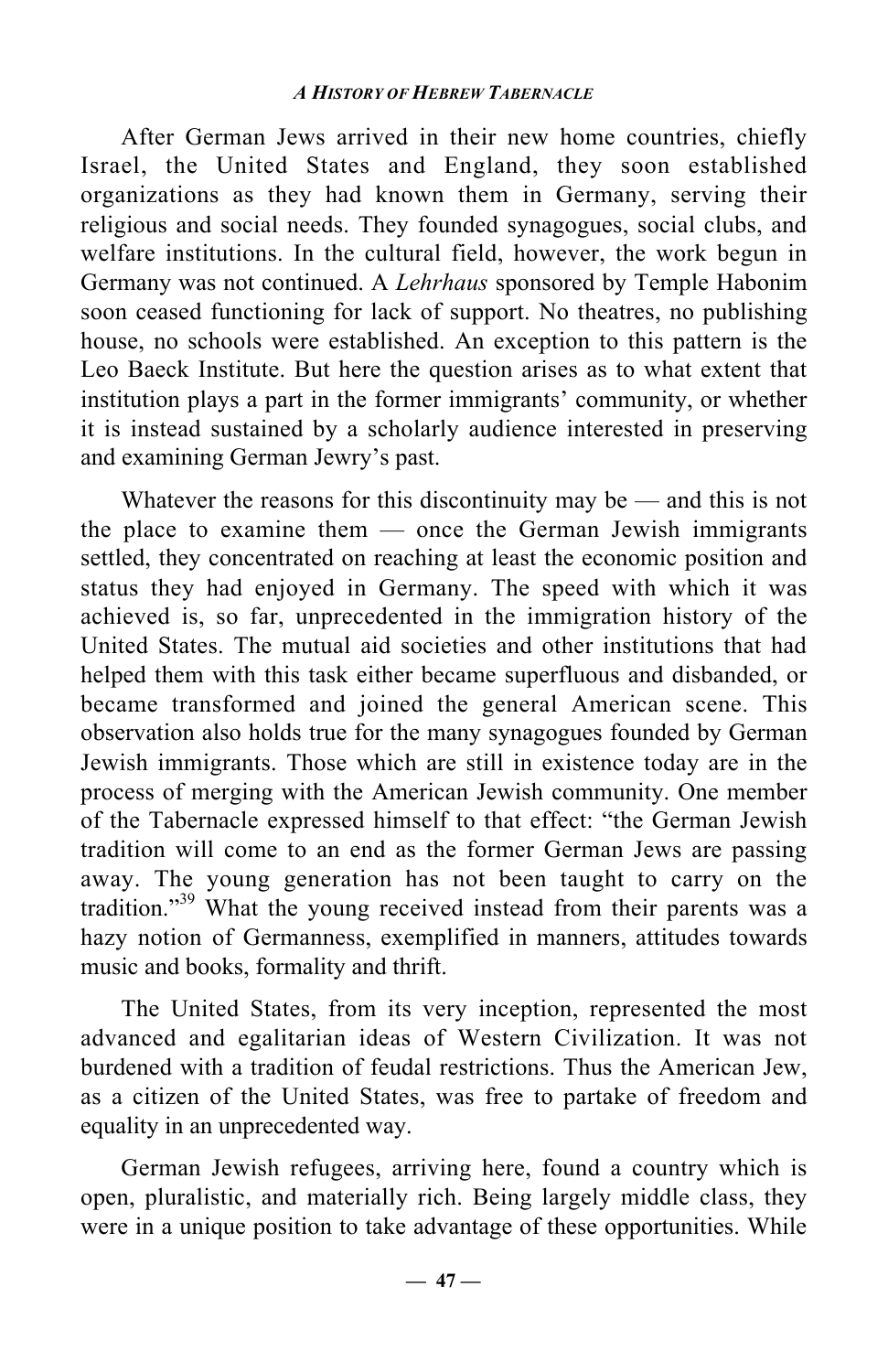After German Jews arrived in their new home countries, chiefly Israel, the United States and England, they soon established organizations as they had known them in Germany, serving their religious and social needs. They founded synagogues, social clubs, and welfare institutions. In the cultural field, however, the work begun in Germany was not continued. A *Lehrhaus* sponsored by Temple Habonim soon ceased functioning for lack of support. No theatres, no publishing house, no schools were established. An exception to this pattern is the Leo Baeck Institute. But here the question arises as to what extent that institution plays a part in the former immigrants' community, or whether it is instead sustained by a scholarly audience interested in preserving and examining German Jewry's past.

Whatever the reasons for this discontinuity may be — and this is not the place to examine them — once the German Jewish immigrants settled, they concentrated on reaching at least the economic position and status they had enjoyed in Germany. The speed with which it was achieved is, so far, unprecedented in the immigration history of the United States. The mutual aid societies and other institutions that had helped them with this task either became superfluous and disbanded, or became transformed and joined the general American scene. This observation also holds true for the many synagogues founded by German Jewish immigrants. Those which are still in existence today are in the process of merging with the American Jewish community. One member of the Tabernacle expressed himself to that effect: "the German Jewish tradition will come to an end as the former German Jews are passing away. The young generation has not been taught to carry on the tradition."[39] What the young received instead from their parents was a hazy notion of Germanness, exemplified in manners, attitudes towards music and books, formality and thrift.

The United States, from its very inception, represented the most advanced and egalitarian ideas of Western Civilization. It was not burdened with a tradition of feudal restrictions. Thus the American Jew, as a citizen of the United States, was free to partake of freedom and equality in an unprecedented way.

German Jewish refugees, arriving here, found a country which is open, pluralistic, and materially rich. Being largely middle class, they were in a unique position to take advantage of these opportunities. While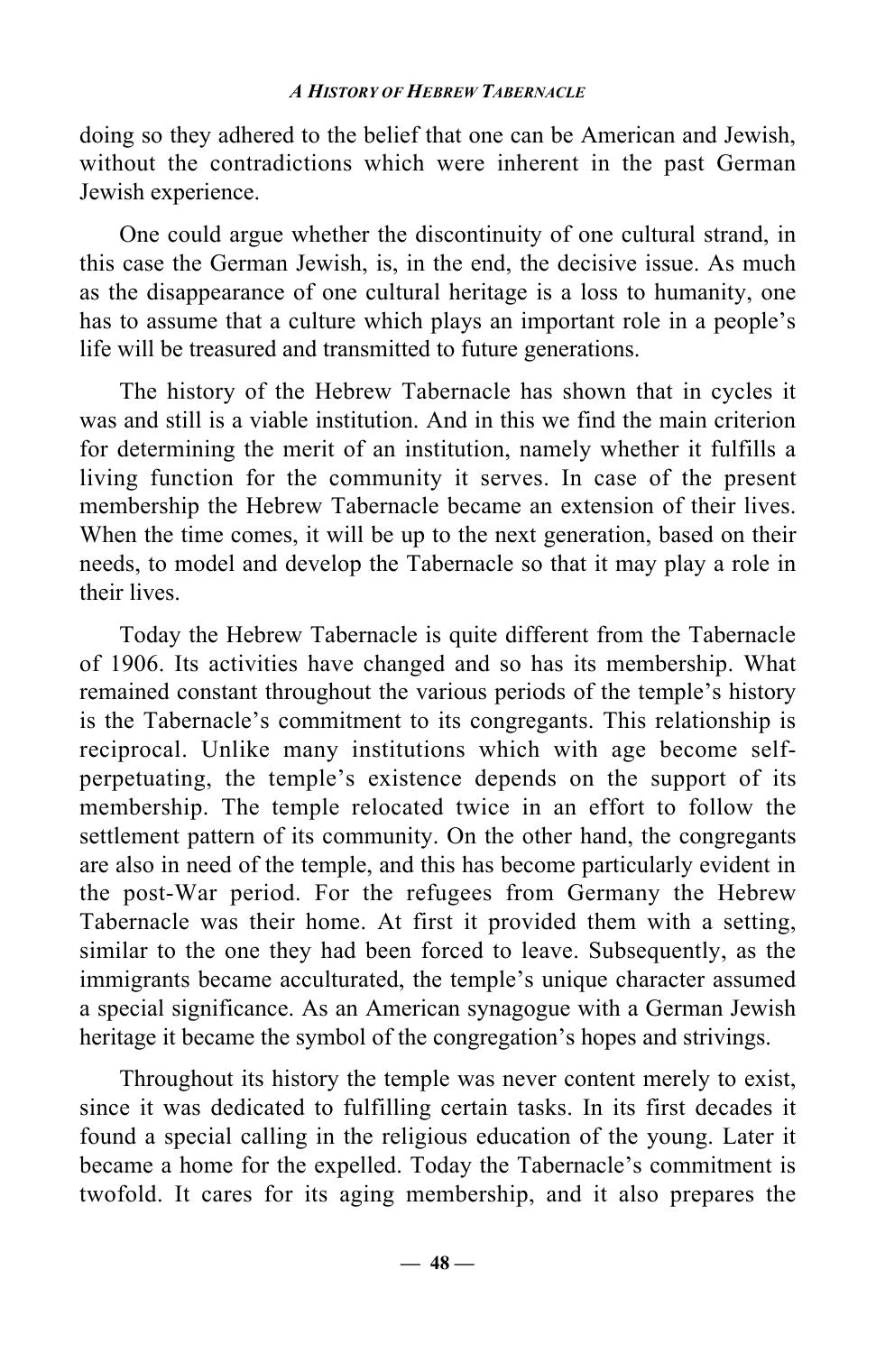doing so they adhered to the belief that one can be American and Jewish, without the contradictions which were inherent in the past German Jewish experience.

One could argue whether the discontinuity of one cultural strand, in this case the German Jewish, is, in the end, the decisive issue. As much as the disappearance of one cultural heritage is a loss to humanity, one has to assume that a culture which plays an important role in a people's life will be treasured and transmitted to future generations.

The history of the Hebrew Tabernacle has shown that in cycles it was and still is a viable institution. And in this we find the main criterion for determining the merit of an institution, namely whether it fulfills a living function for the community it serves. In case of the present membership the Hebrew Tabernacle became an extension of their lives. When the time comes, it will be up to the next generation, based on their needs, to model and develop the Tabernacle so that it may play a role in their lives.

Today the Hebrew Tabernacle is quite different from the Tabernacle of 1906. Its activities have changed and so has its membership. What remained constant throughout the various periods of the temple's history is the Tabernacle's commitment to its congregants. This relationship is reciprocal. Unlike many institutions which with age become self-perpetuating, the temple's existence depends on the support of its membership. The temple relocated twice in an effort to follow the settlement pattern of its community. On the other hand, the congregants are also in need of the temple, and this has become particularly evident in the post-War period. For the refugees from Germany the Hebrew Tabernacle was their home. At first it provided them with a setting, similar to the one they had been forced to leave. Subsequently, as the immigrants became acculturated, the temple's unique character assumed a special significance. As an American synagogue with a German Jewish heritage it became the symbol of the congregation's hopes and strivings.

Throughout its history the temple was never content merely to exist, since it was dedicated to fulfilling certain tasks. In its first decades it found a special calling in the religious education of the young. Later it became a home for the expelled. Today the Tabernacle's commitment is twofold. It cares for its aging membership, and it also prepares the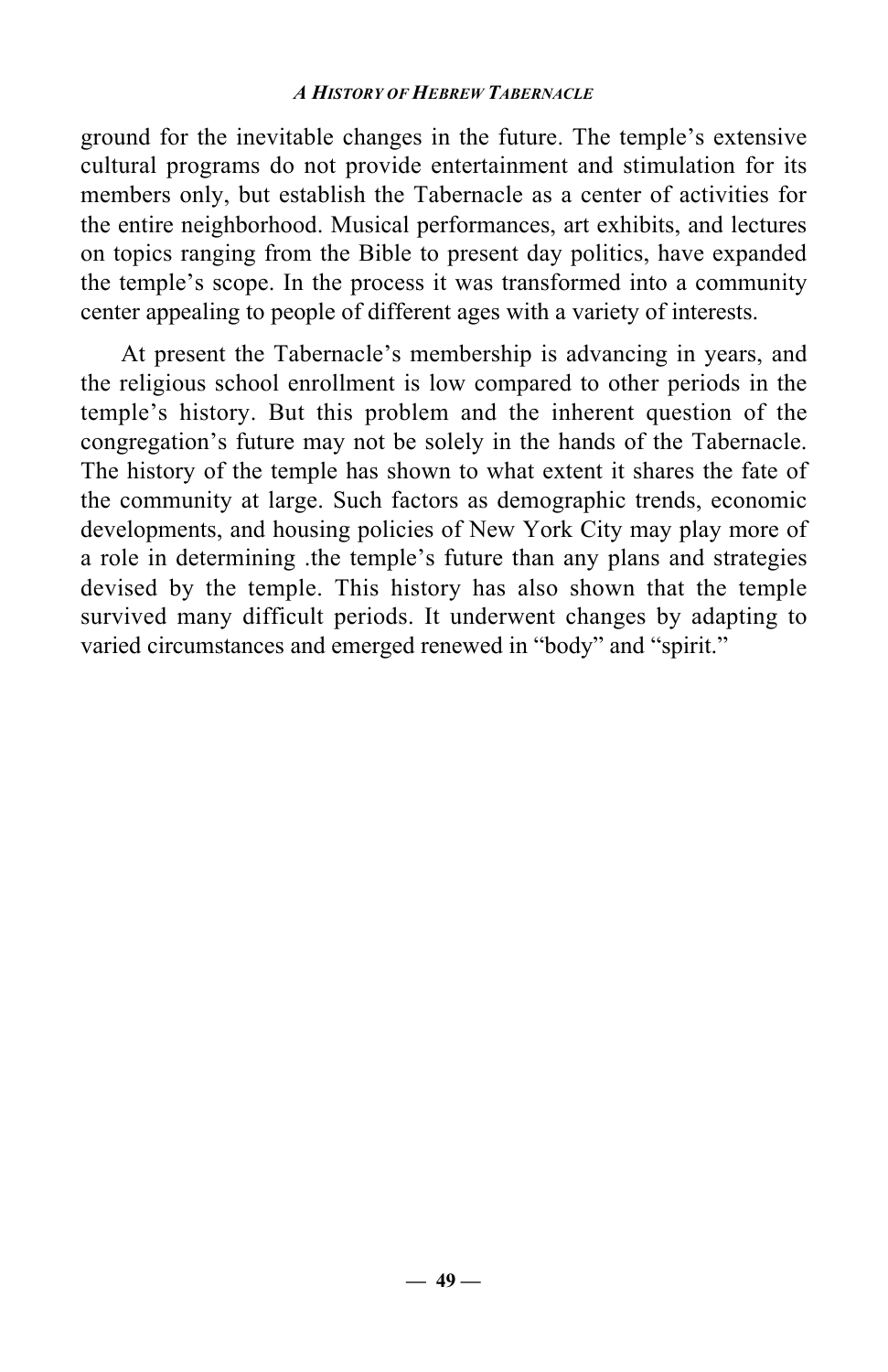ground for the inevitable changes in the future. The temple's extensive cultural programs do not provide entertainment and stimulation for its members only, but establish the Tabernacle as a center of activities for the entire neighborhood. Musical performances, art exhibits, and lectures on topics ranging from the Bible to present day politics, have expanded the temple's scope. In the process it was transformed into a community center appealing to people of different ages with a variety of interests.

At present the Tabernacle's membership is advancing in years, and the religious school enrollment is low compared to other periods in the temple's history. But this problem and the inherent question of the congregation's future may not be solely in the hands of the Tabernacle. The history of the temple has shown to what extent it shares the fate of the community at large. Such factors as demographic trends, economic developments, and housing policies of New York City may play more of a role in determining .the temple's future than any plans and strategies devised by the temple. This history has also shown that the temple survived many difficult periods. It underwent changes by adapting to varied circumstances and emerged renewed in "body" and "spirit."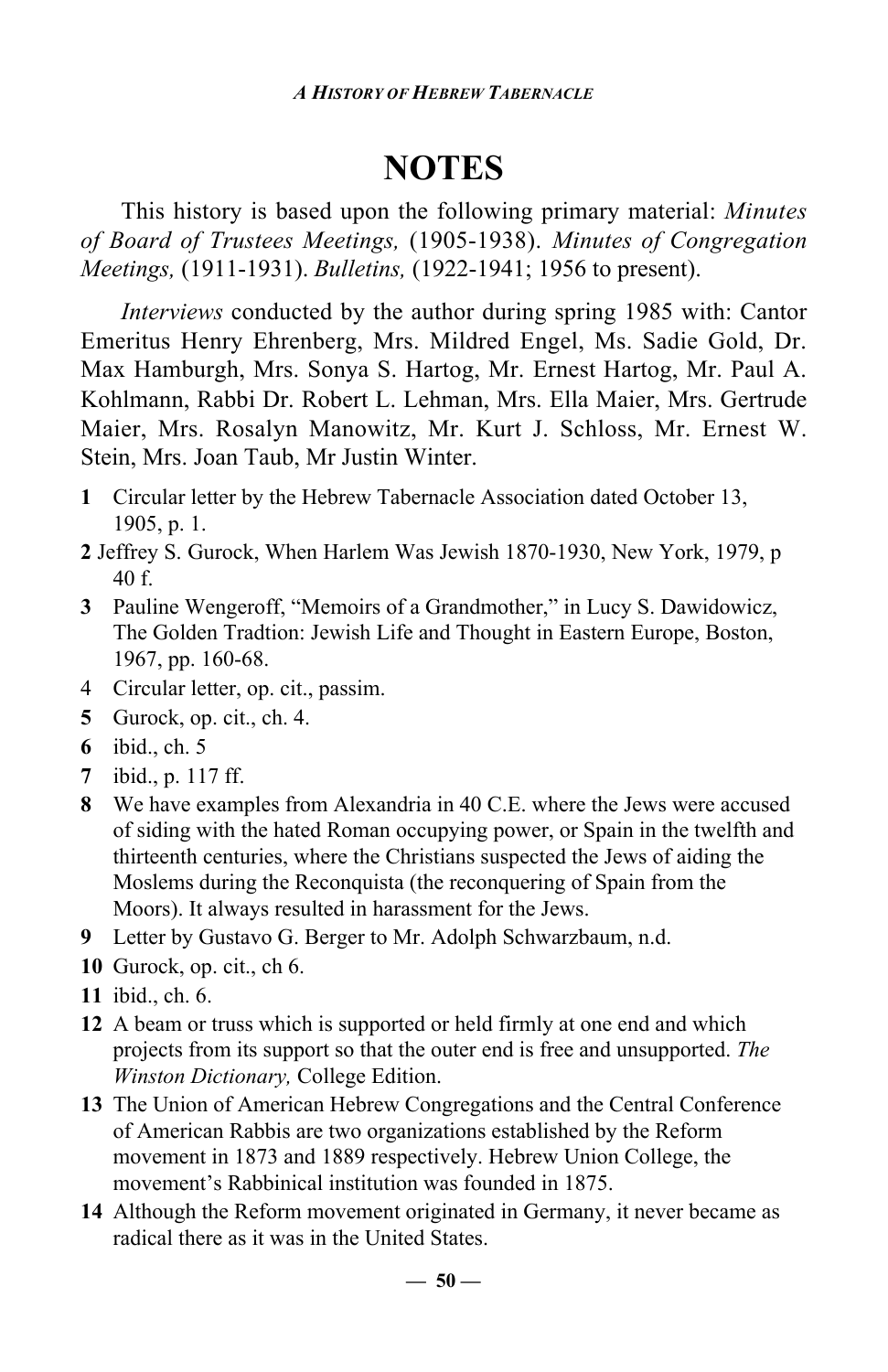# NOTES

This history is based upon the following primary material: *Minutes of Board of Trustees Meetings,* (1905-1938). *Minutes of Congregation Meetings,* (1911-1931). *Bulletins,* (1922-1941; 1956 to present).

*Interviews* conducted by the author during spring 1985 with: Cantor Emeritus Henry Ehrenberg, Mrs. Mildred Engel, Ms. Sadie Gold, Dr. Max Hamburgh, Mrs. Sonya S. Hartog, Mr. Ernest Hartog, Mr. Paul A. Kohlmann, Rabbi Dr. Robert L. Lehman, Mrs. Ella Maier, Mrs. Gertrude Maier, Mrs. Rosalyn Manowitz, Mr. Kurt J. Schloss, Mr. Ernest W. Stein, Mrs. Joan Taub, Mr Justin Winter.

**1** Circular letter by the Hebrew Tabernacle Association dated October 13, 1905, p. 1.

**2** Jeffrey S. Gurock, When Harlem Was Jewish 1870-1930, New York, 1979, p 40 f.

**3** Pauline Wengeroff, "Memoirs of a Grandmother," in Lucy S. Dawidowicz, The Golden Tradtion: Jewish Life and Thought in Eastern Europe, Boston, 1967, pp. 160-68.

4 Circular letter, op. cit., passim.

**5** Gurock, op. cit., ch. 4.

**6** ibid., ch. 5

**7** ibid., p. 117 ff.

**8** We have examples from Alexandria in 40 C.E. where the Jews were accused of siding with the hated Roman occupying power, or Spain in the twelfth and thirteenth centuries, where the Christians suspected the Jews of aiding the Moslems during the Reconquista (the reconquering of Spain from the Moors). It always resulted in harassment for the Jews.

**9** Letter by Gustavo G. Berger to Mr. Adolph Schwarzbaum, n.d.

**10** Gurock, op. cit., ch 6.

**11** ibid., ch. 6.

**12** A beam or truss which is supported or held firmly at one end and which projects from its support so that the outer end is free and unsupported. *The Winston Dictionary,* College Edition.

**13** The Union of American Hebrew Congregations and the Central Conference of American Rabbis are two organizations established by the Reform movement in 1873 and 1889 respectively. Hebrew Union College, the movement's Rabbinical institution was founded in 1875.

**14** Although the Reform movement originated in Germany, it never became as radical there as it was in the United States.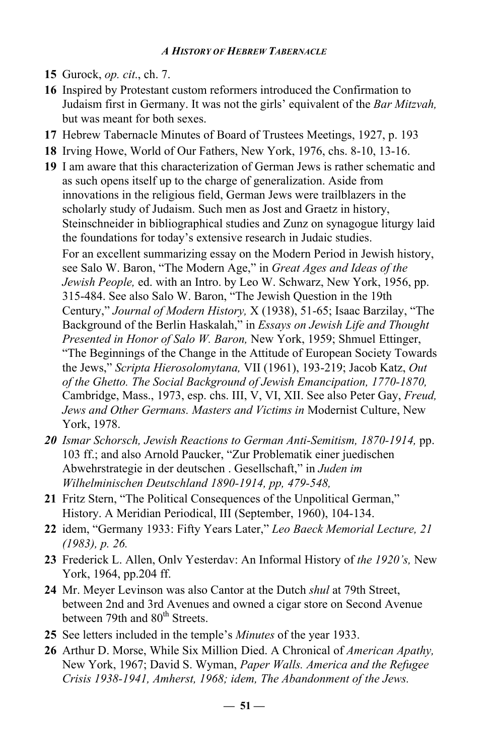**15** Gurock, *op. cit*., ch. 7.

**16** Inspired by Protestant custom reformers introduced the Confirmation to Judaism first in Germany. It was not the girls' equivalent of the *Bar Mitzvah,* but was meant for both sexes.

**17** Hebrew Tabernacle Minutes of Board of Trustees Meetings, 1927, p. 193

**18** Irving Howe, World of Our Fathers, New York, 1976, chs. 8-10, 13-16.

**19** I am aware that this characterization of German Jews is rather schematic and as such opens itself up to the charge of generalization. Aside from innovations in the religious field, German Jews were trailblazers in the scholarly study of Judaism. Such men as Jost and Graetz in history, Steinschneider in bibliographical studies and Zunz on synagogue liturgy laid the foundations for today's extensive research in Judaic studies.

For an excellent summarizing essay on the Modern Period in Jewish history, see Salo W. Baron, "The Modern Age," in *Great Ages and Ideas of the Jewish People,* ed. with an Intro. by Leo W. Schwarz, New York, 1956, pp. 315-484. See also Salo W. Baron, "The Jewish Question in the 19th Century," *Journal of Modern History,* X (1938), 51-65; Isaac Barzilay, "The Background of the Berlin Haskalah," in *Essays on Jewish Life and Thought Presented in Honor of Salo W. Baron,* New York, 1959; Shmuel Ettinger, "The Beginnings of the Change in the Attitude of European Society Towards the Jews," *Scripta Hierosolomytana,* VII (1961), 193-219; Jacob Katz, *Out of the Ghetto. The Social Background of Jewish Emancipation, 1770-1870,* Cambridge, Mass., 1973, esp. chs. III, V, VI, XII. See also Peter Gay, *Freud, Jews and Other Germans. Masters and Victims in* Modernist Culture, New York, 1978.

***20*** *Ismar Schorsch, Jewish Reactions to German Anti-Semitism, 1870-1914,* pp. 103 ff.; and also Arnold Paucker, "Zur Problematik einer juedischen Abwehrstrategie in der deutschen . Gesellschaft," in *Juden im Wilhelminischen Deutschland 1890-1914, pp, 479-548,*

**21** Fritz Stern, "The Political Consequences of the Unpolitical German," History. A Meridian Periodical, III (September, 1960), 104-134.

**22** idem, "Germany 1933: Fifty Years Later," *Leo Baeck Memorial Lecture, 21 (1983), p. 26.*

**23** Frederick L. Allen, Onlv Yesterdav: An Informal History of *the 1920's,* New York, 1964, pp.204 ff.

**24** Mr. Meyer Levinson was also Cantor at the Dutch *shul* at 79th Street, between 2nd and 3rd Avenues and owned a cigar store on Second Avenue between 79th and 80th Streets.

**25** See letters included in the temple's *Minutes* of the year 1933.

**26** Arthur D. Morse, While Six Million Died. A Chronical of *American Apathy,* New York, 1967; David S. Wyman, *Paper Walls. America and the Refugee Crisis 1938-1941, Amherst, 1968; idem, The Abandonment of the Jews.*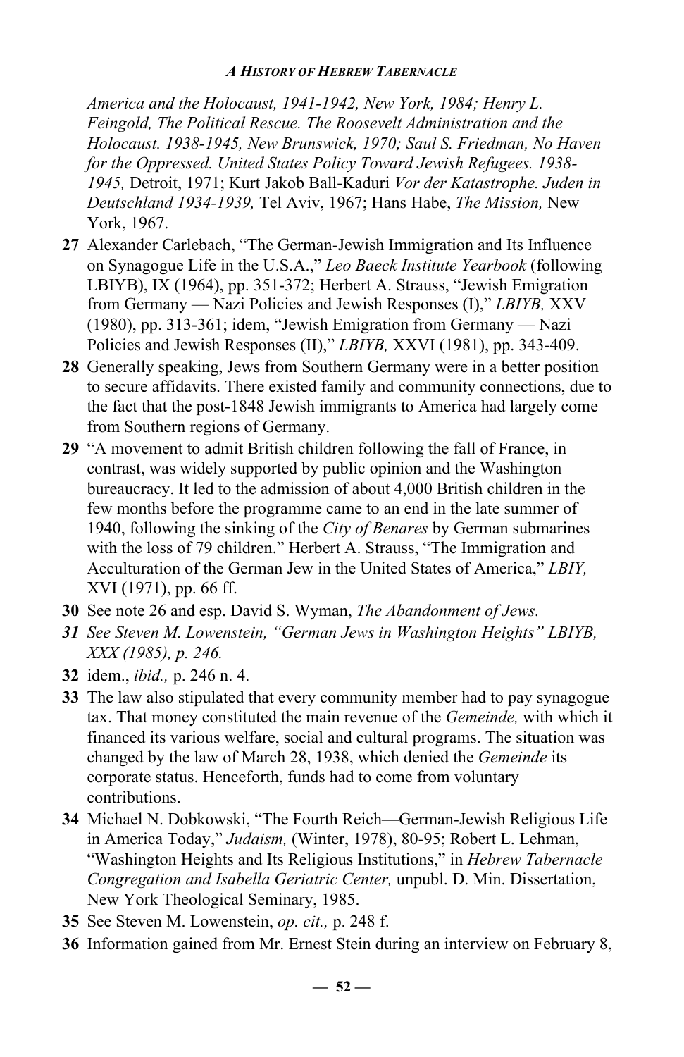*America and the Holocaust, 1941-1942, New York, 1984; Henry L. Feingold, The Political Rescue. The Roosevelt Administration and the Holocaust. 1938-1945, New Brunswick, 1970; Saul S. Friedman, No Haven for the Oppressed. United States Policy Toward Jewish Refugees. 1938-1945,* Detroit, 1971; Kurt Jakob Ball-Kaduri *Vor der Katastrophe. Juden in Deutschland 1934-1939,* Tel Aviv, 1967; Hans Habe, *The Mission,* New York, 1967.

**27** Alexander Carlebach, "The German-Jewish Immigration and Its Influence on Synagogue Life in the U.S.A.," *Leo Baeck Institute Yearbook* (following LBIYB), IX (1964), pp. 351-372; Herbert A. Strauss, "Jewish Emigration from Germany — Nazi Policies and Jewish Responses (I)," *LBIYB,* XXV (1980), pp. 313-361; idem, "Jewish Emigration from Germany — Nazi Policies and Jewish Responses (II)," *LBIYB,* XXVI (1981), pp. 343-409.

**28** Generally speaking, Jews from Southern Germany were in a better position to secure affidavits. There existed family and community connections, due to the fact that the post-1848 Jewish immigrants to America had largely come from Southern regions of Germany.

**29** "A movement to admit British children following the fall of France, in contrast, was widely supported by public opinion and the Washington bureaucracy. It led to the admission of about 4,000 British children in the few months before the programme came to an end in the late summer of 1940, following the sinking of the *City of Benares* by German submarines with the loss of 79 children." Herbert A. Strauss, "The Immigration and Acculturation of the German Jew in the United States of America," *LBIY,* XVI (1971), pp. 66 ff.

**30** See note 26 and esp. David S. Wyman, *The Abandonment of Jews.*

***31*** *See Steven M. Lowenstein, "German Jews in Washington Heights" LBIYB, XXX (1985), p. 246.*

**32** idem., *ibid.,* p. 246 n. 4.

**33** The law also stipulated that every community member had to pay synagogue tax. That money constituted the main revenue of the *Gemeinde,* with which it financed its various welfare, social and cultural programs. The situation was changed by the law of March 28, 1938, which denied the *Gemeinde* its corporate status. Henceforth, funds had to come from voluntary contributions.

**34** Michael N. Dobkowski, "The Fourth Reich—German-Jewish Religious Life in America Today," *Judaism,* (Winter, 1978), 80-95; Robert L. Lehman, "Washington Heights and Its Religious Institutions," in *Hebrew Tabernacle Congregation and Isabella Geriatric Center,* unpubl. D. Min. Dissertation, New York Theological Seminary, 1985.

**35** See Steven M. Lowenstein, *op. cit.,* p. 248 f.

**36** Information gained from Mr. Ernest Stein during an interview on February 8,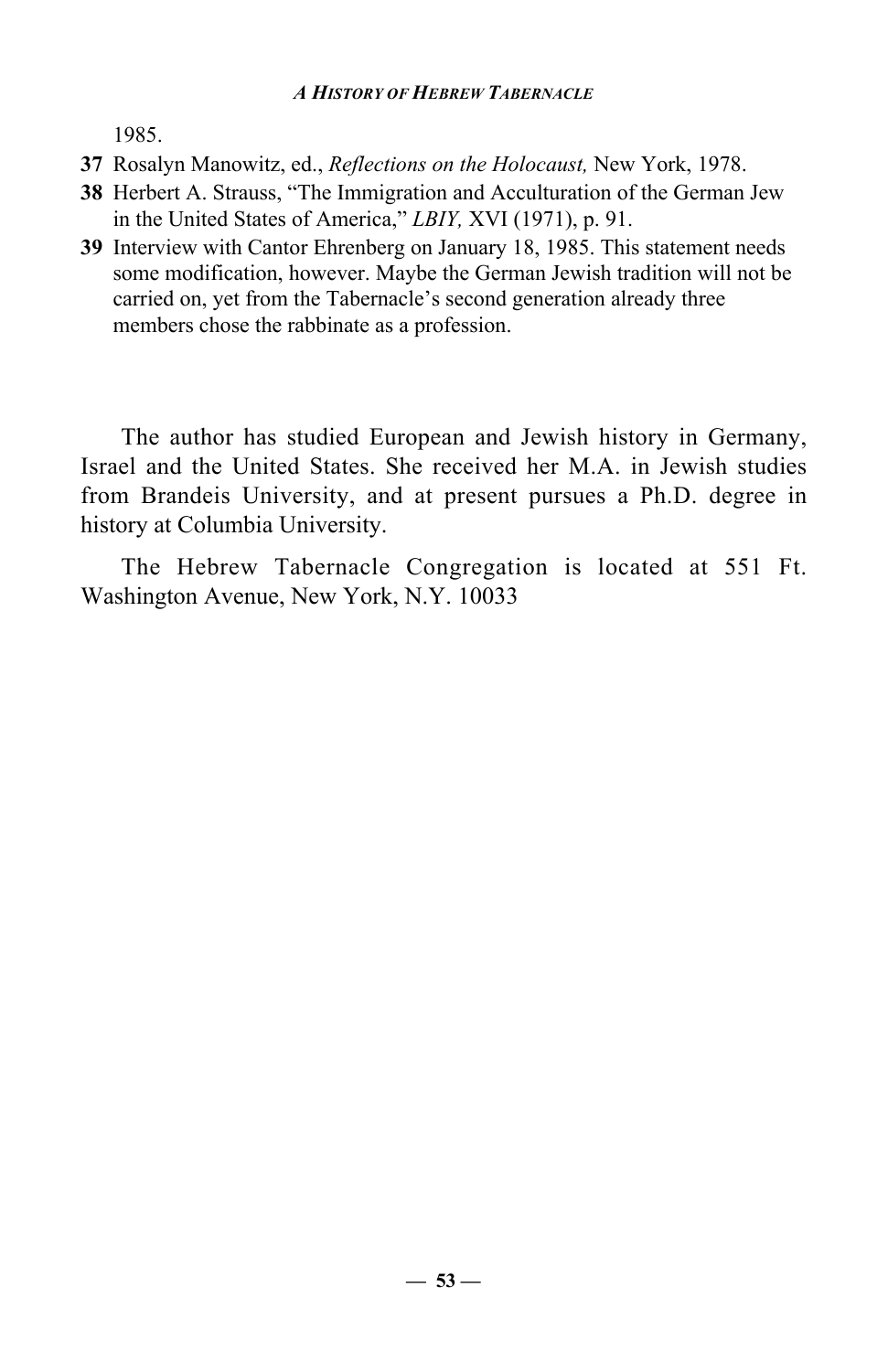1985.

**37** Rosalyn Manowitz, ed., *Reflections on the Holocaust,* New York, 1978.

**38** Herbert A. Strauss, "The Immigration and Acculturation of the German Jew in the United States of America," *LBIY,* XVI (1971), p. 91.

**39** Interview with Cantor Ehrenberg on January 18, 1985. This statement needs some modification, however. Maybe the German Jewish tradition will not be carried on, yet from the Tabernacle's second generation already three members chose the rabbinate as a profession.

The author has studied European and Jewish history in Germany, Israel and the United States. She received her M.A. in Jewish studies from Brandeis University, and at present pursues a Ph.D. degree in history at Columbia University.

The Hebrew Tabernacle Congregation is located at 551 Ft. Washington Avenue, New York, N.Y. 10033